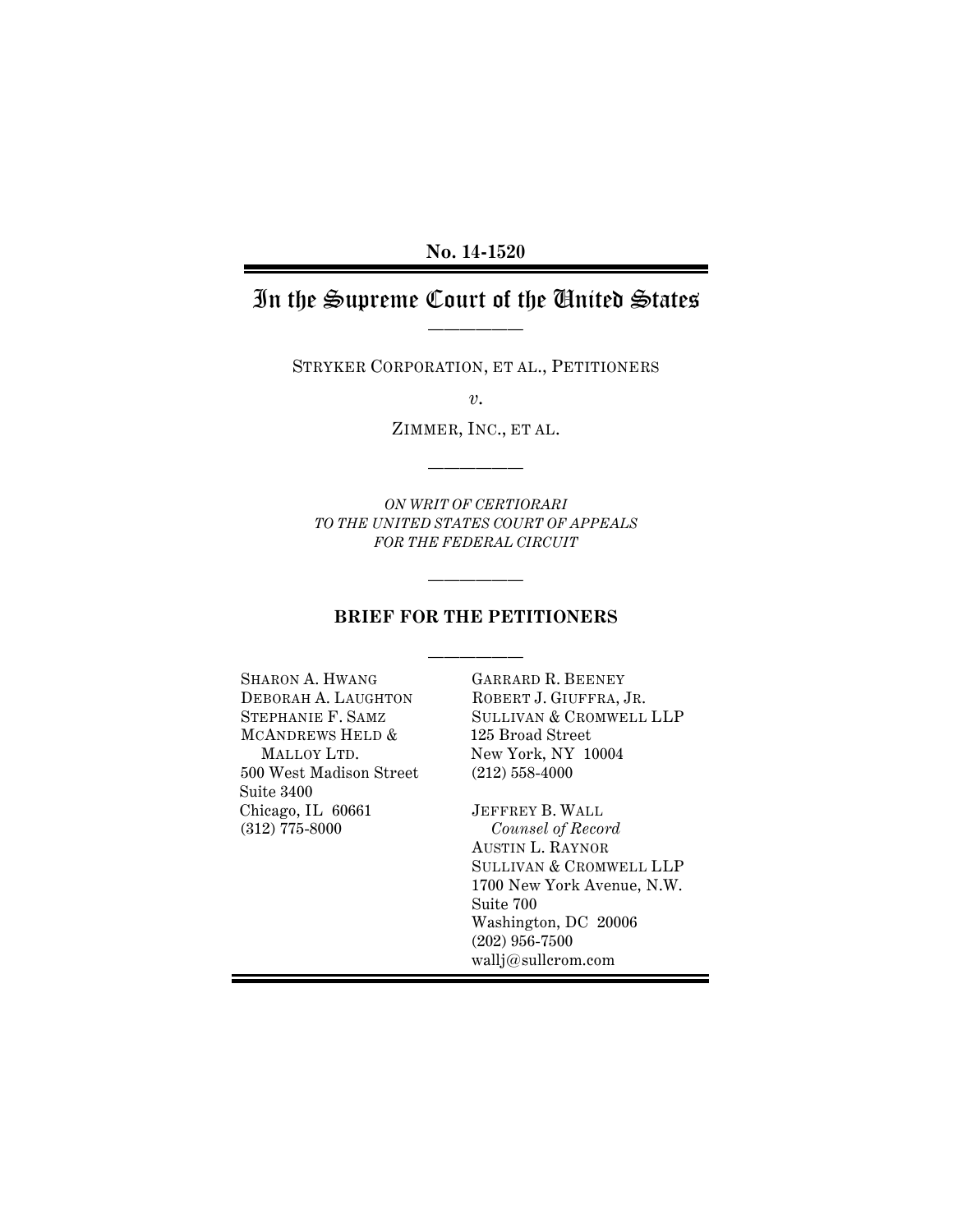**No. 14-1520**

# In the Supreme Court of the United States

---

STRYKER CORPORATION, ET AL., PETITIONERS

*v.*

ZIMMER, INC., ET AL.

---

*ON WRIT OF CERTIORARI*
*TO THE UNITED STATES COURT OF APPEALS*
*FOR THE FEDERAL CIRCUIT*

---

**BRIEF FOR THE PETITIONERS**

---

SHARON A. HWANG
DEBORAH A. LAUGHTON
STEPHANIE F. SAMZ
MCANDREWS HELD &
MALLOY LTD.
500 West Madison Street
Suite 3400
Chicago, IL 60661
(312) 775-8000

GARRARD R. BEENEY
ROBERT J. GIUFFRA, JR.
SULLIVAN & CROMWELL LLP
125 Broad Street
New York, NY 10004
(212) 558-4000

JEFFREY B. WALL
*Counsel of Record*
AUSTIN L. RAYNOR
SULLIVAN & CROMWELL LLP
1700 New York Avenue, N.W.
Suite 700
Washington, DC 20006
(202) 956-7500
wallj@sullcrom.com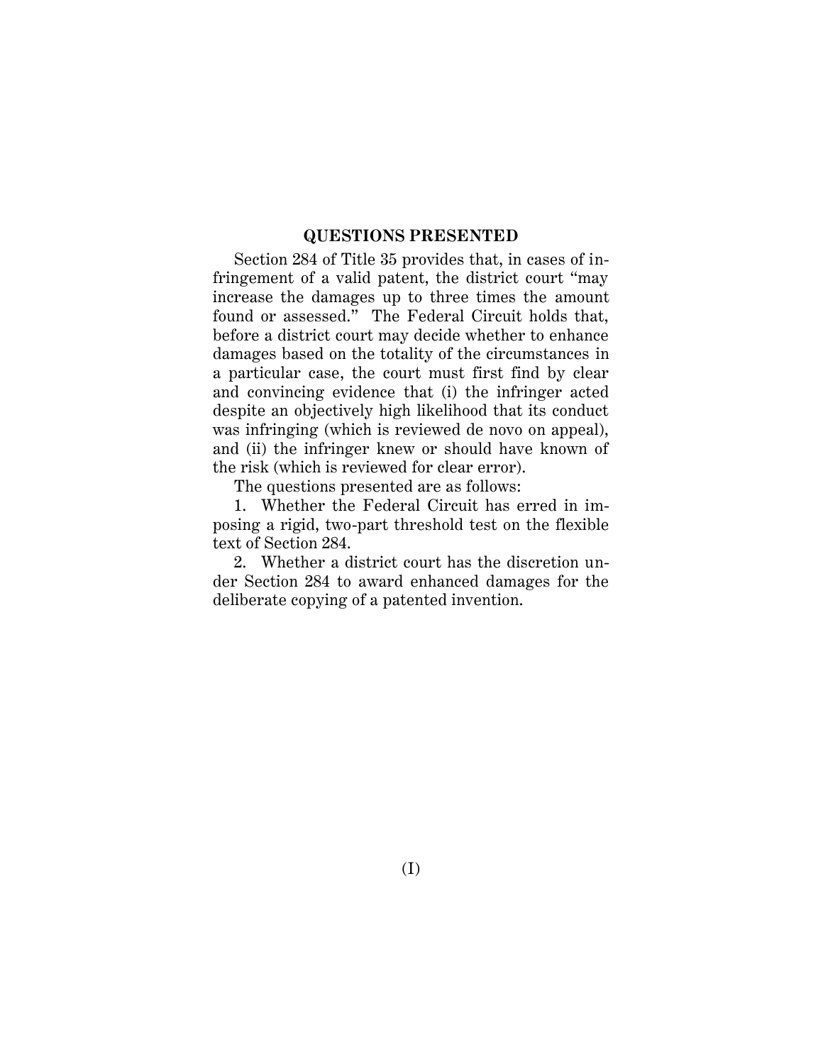## QUESTIONS PRESENTED

Section 284 of Title 35 provides that, in cases of infringement of a valid patent, the district court "may increase the damages up to three times the amount found or assessed." The Federal Circuit holds that, before a district court may decide whether to enhance damages based on the totality of the circumstances in a particular case, the court must first find by clear and convincing evidence that (i) the infringer acted despite an objectively high likelihood that its conduct was infringing (which is reviewed de novo on appeal), and (ii) the infringer knew or should have known of the risk (which is reviewed for clear error).

The questions presented are as follows:

1. Whether the Federal Circuit has erred in imposing a rigid, two-part threshold test on the flexible text of Section 284.

2. Whether a district court has the discretion under Section 284 to award enhanced damages for the deliberate copying of a patented invention.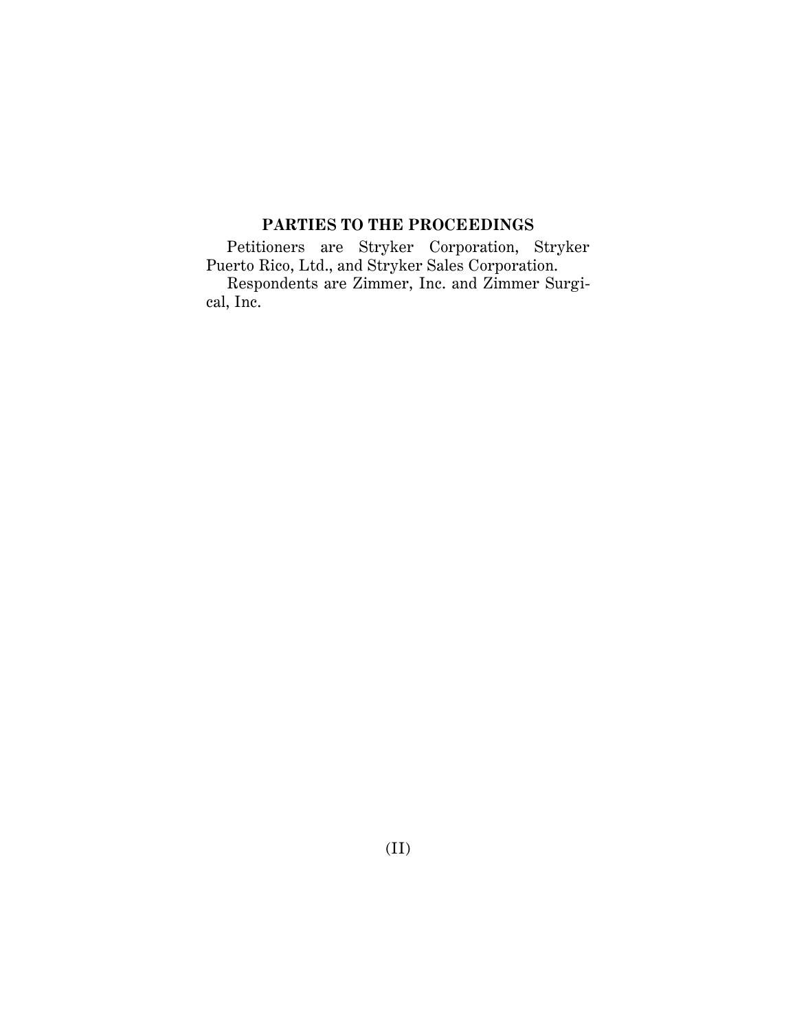## PARTIES TO THE PROCEEDINGS

Petitioners are Stryker Corporation, Stryker Puerto Rico, Ltd., and Stryker Sales Corporation.

Respondents are Zimmer, Inc. and Zimmer Surgical, Inc.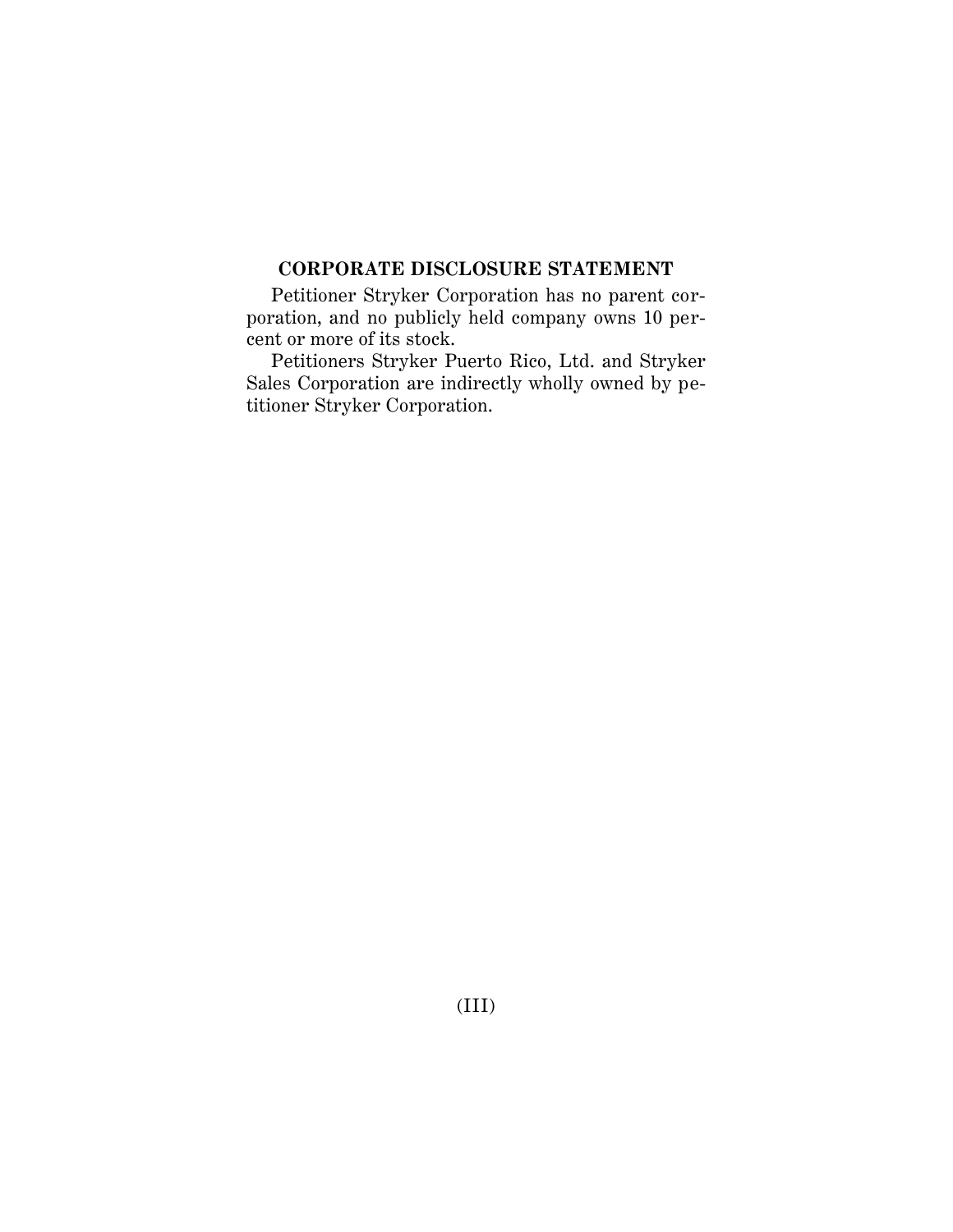## CORPORATE DISCLOSURE STATEMENT

Petitioner Stryker Corporation has no parent corporation, and no publicly held company owns 10 percent or more of its stock.

Petitioners Stryker Puerto Rico, Ltd. and Stryker Sales Corporation are indirectly wholly owned by petitioner Stryker Corporation.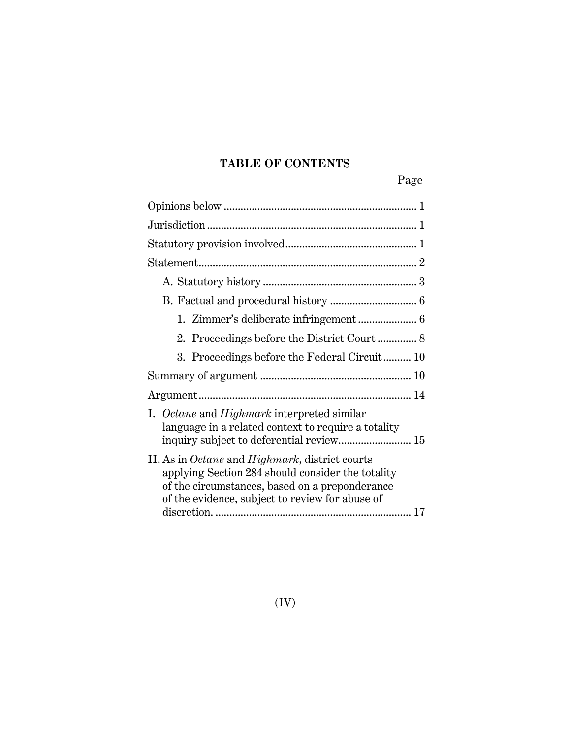# TABLE OF CONTENTS

Page

Opinions below .................................................................... 1

Jurisdiction .......................................................................... 1

Statutory provision involved.............................................. 1

Statement............................................................................. 2

- A. Statutory history ...................................................... 3
- B. Factual and procedural history ............................... 6
  - 1. Zimmer's deliberate infringement..................... 6
  - 2. Proceedings before the District Court .............. 8
  - 3. Proceedings before the Federal Circuit.......... 10

Summary of argument ...................................................... 10

Argument........................................................................... 14

I. *Octane* and *Highmark* interpreted similar language in a related context to require a totality inquiry subject to deferential review.......................... 15

II. As in *Octane* and *Highmark*, district courts applying Section 284 should consider the totality of the circumstances, based on a preponderance of the evidence, subject to review for abuse of discretion. ...................................................................... 17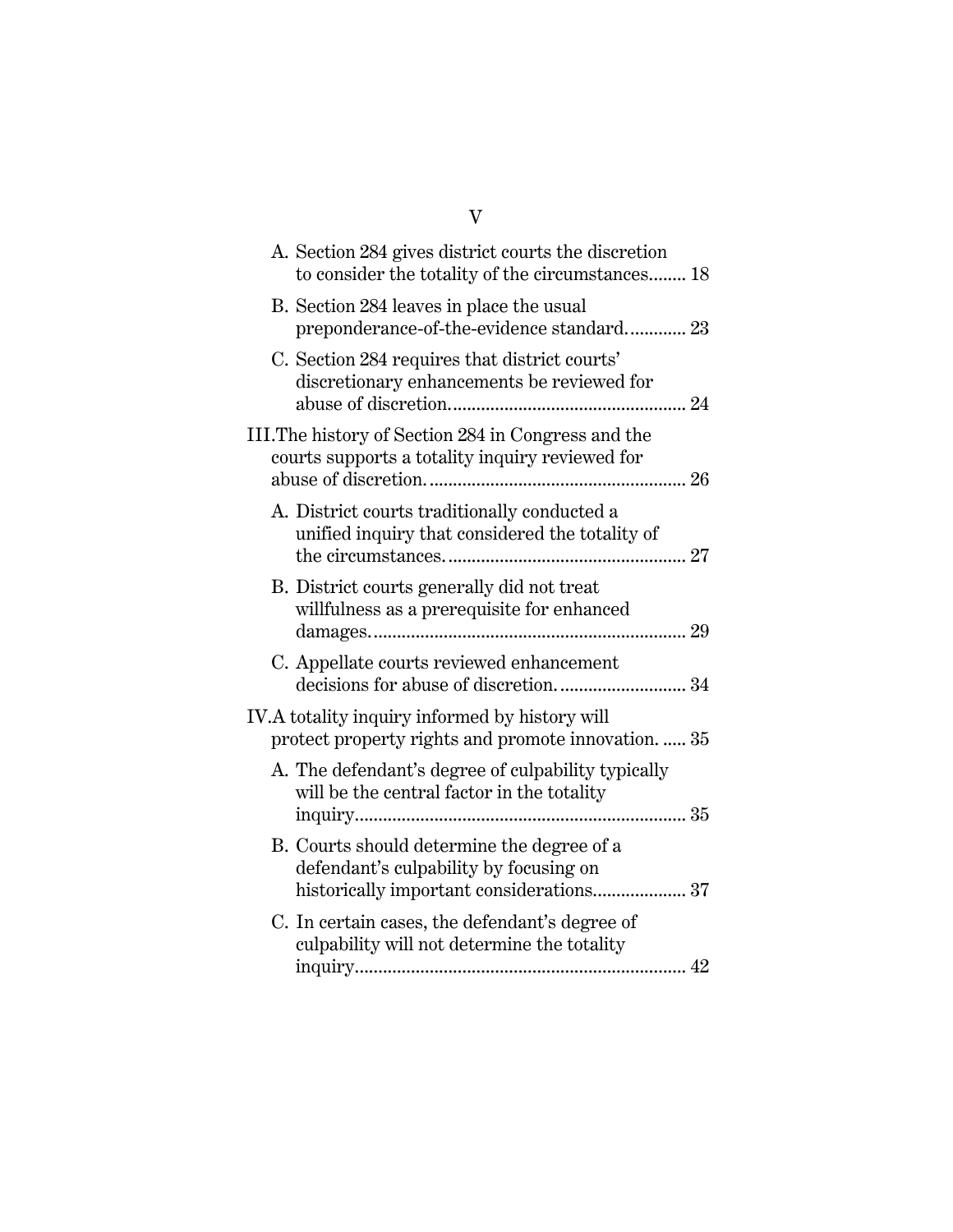A. Section 284 gives district courts the discretion to consider the totality of the circumstances........ 18

B. Section 284 leaves in place the usual preponderance-of-the-evidence standard............ 23

C. Section 284 requires that district courts' discretionary enhancements be reviewed for abuse of discretion................................................. 24

III. The history of Section 284 in Congress and the courts supports a totality inquiry reviewed for abuse of discretion....................................................... 26

A. District courts traditionally conducted a unified inquiry that considered the totality of the circumstances.................................................. 27

B. District courts generally did not treat willfulness as a prerequisite for enhanced damages.................................................................. 29

C. Appellate courts reviewed enhancement decisions for abuse of discretion........................... 34

IV. A totality inquiry informed by history will protect property rights and promote innovation. ..... 35

A. The defendant's degree of culpability typically will be the central factor in the totality inquiry...................................................................... 35

B. Courts should determine the degree of a defendant's culpability by focusing on historically important considerations.................... 37

C. In certain cases, the defendant's degree of culpability will not determine the totality inquiry...................................................................... 42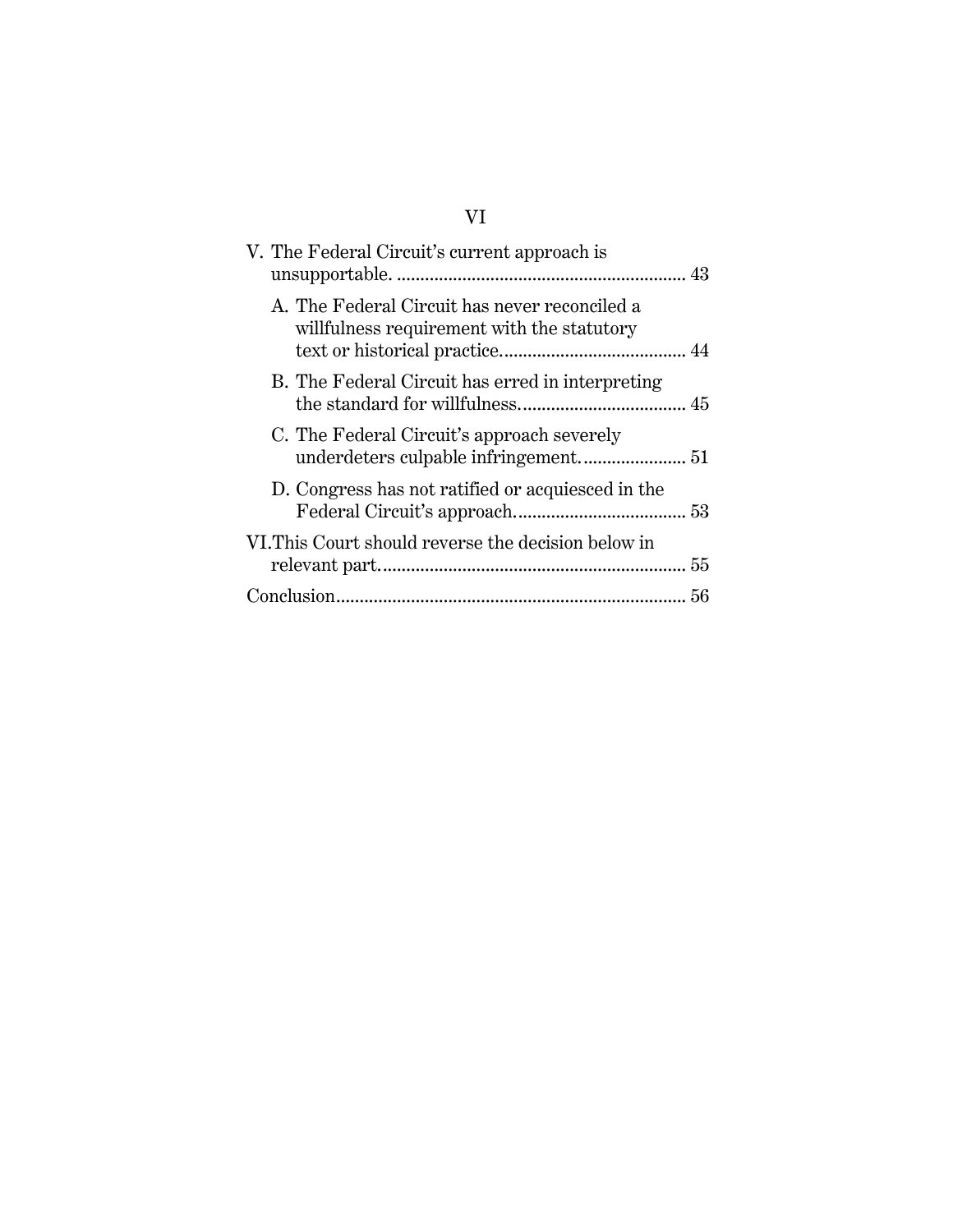V. The Federal Circuit's current approach is unsupportable. ............................................................ 43

A. The Federal Circuit has never reconciled a willfulness requirement with the statutory text or historical practice....................................... 44

B. The Federal Circuit has erred in interpreting the standard for willfulness.................................. 45

C. The Federal Circuit's approach severely underdeters culpable infringement...................... 51

D. Congress has not ratified or acquiesced in the Federal Circuit's approach.................................... 53

VI. This Court should reverse the decision below in relevant part................................................................ 55

Conclusion......................................................................... 56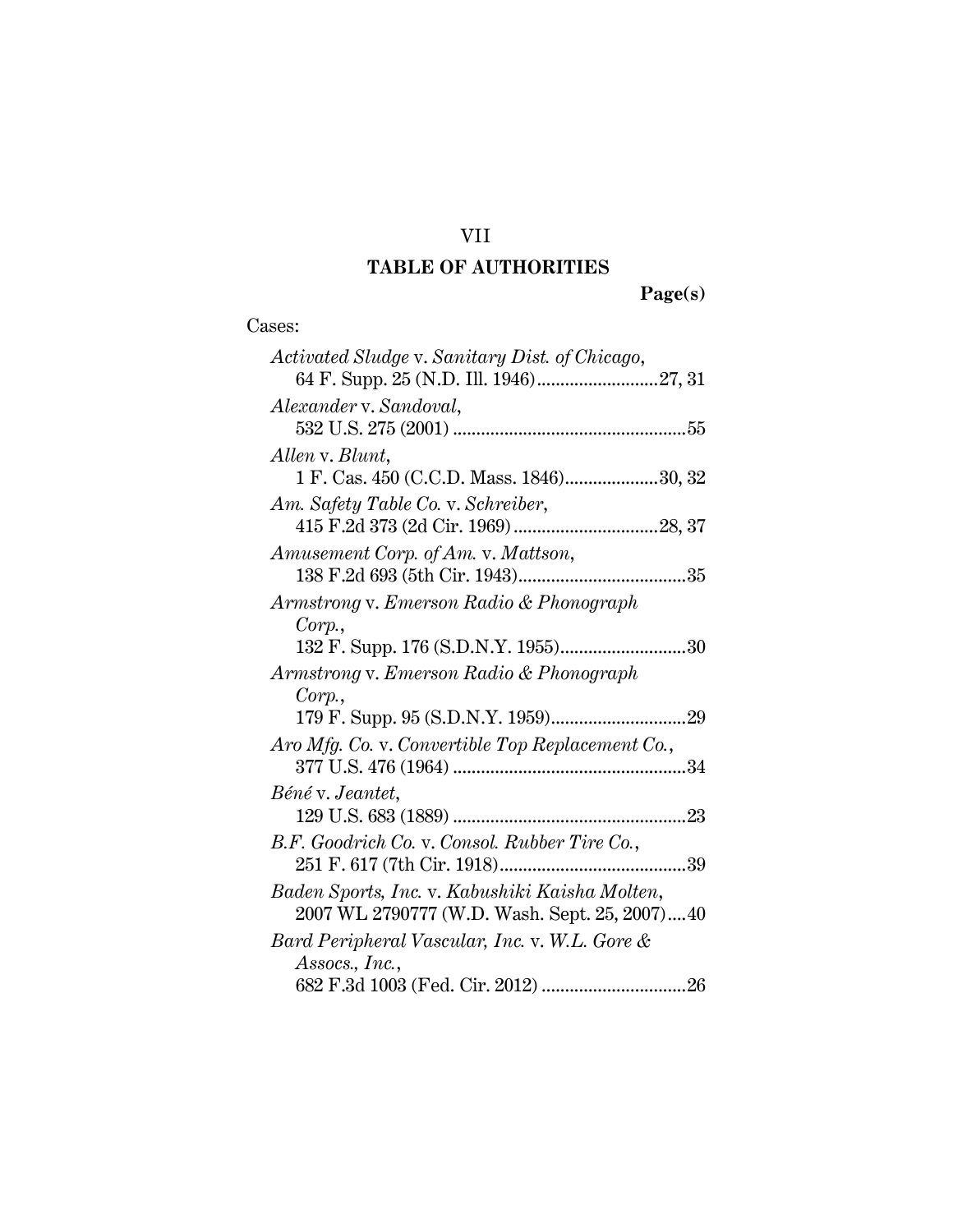# TABLE OF AUTHORITIES

**Page(s)**

Cases:

*Activated Sludge* v. *Sanitary Dist. of Chicago*, 64 F. Supp. 25 (N.D. Ill. 1946) .......................... 27, 31

*Alexander* v. *Sandoval*, 532 U.S. 275 (2001) .................................................. 55

*Allen* v. *Blunt*, 1 F. Cas. 450 (C.C.D. Mass. 1846) .................... 30, 32

*Am. Safety Table Co.* v. *Schreiber*, 415 F.2d 373 (2d Cir. 1969) ............................... 28, 37

*Amusement Corp. of Am.* v. *Mattson*, 138 F.2d 693 (5th Cir. 1943) .................................... 35

*Armstrong* v. *Emerson Radio & Phonograph Corp.*, 132 F. Supp. 176 (S.D.N.Y. 1955) ........................... 30

*Armstrong* v. *Emerson Radio & Phonograph Corp.*, 179 F. Supp. 95 (S.D.N.Y. 1959) ............................. 29

*Aro Mfg. Co.* v. *Convertible Top Replacement Co.*, 377 U.S. 476 (1964) .................................................. 34

*Béné* v. *Jeantet*, 129 U.S. 683 (1889) .................................................. 23

*B.F. Goodrich Co.* v. *Consol. Rubber Tire Co.*, 251 F. 617 (7th Cir. 1918) ........................................ 39

*Baden Sports, Inc.* v. *Kabushiki Kaisha Molten*, 2007 WL 2790777 (W.D. Wash. Sept. 25, 2007) .... 40

*Bard Peripheral Vascular, Inc.* v. *W.L. Gore & Assocs., Inc.*, 682 F.3d 1003 (Fed. Cir. 2012) ............................... 26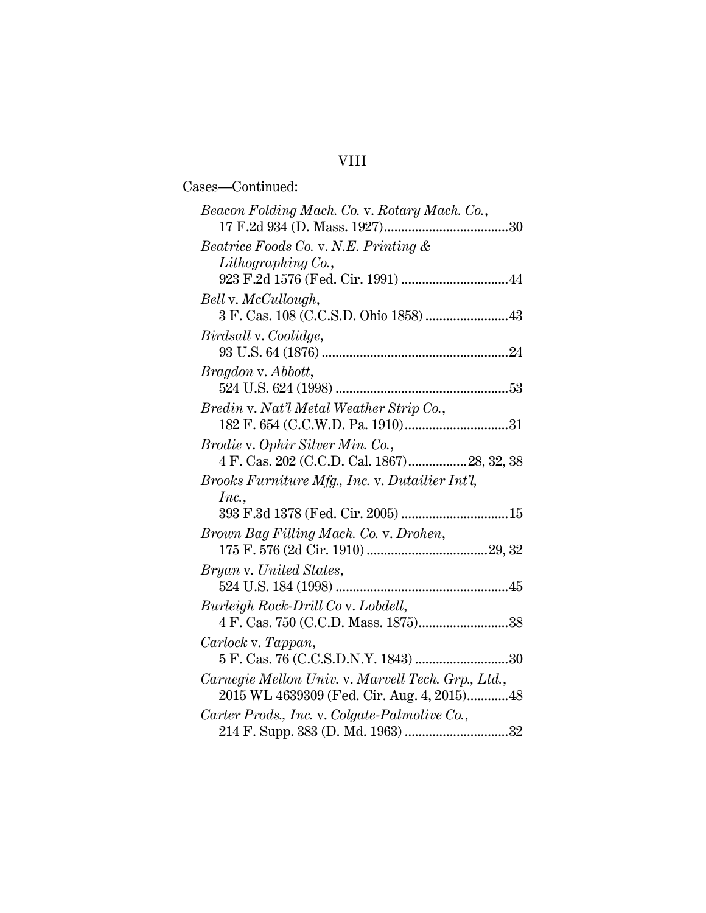Cases—Continued:

*Beacon Folding Mach. Co.* v. *Rotary Mach. Co.*, 17 F.2d 934 (D. Mass. 1927)....................................30

*Beatrice Foods Co.* v. *N.E. Printing & Lithographing Co.*, 923 F.2d 1576 (Fed. Cir. 1991) ...............................44

*Bell* v. *McCullough*, 3 F. Cas. 108 (C.C.S.D. Ohio 1858) ........................43

*Birdsall* v. *Coolidge*, 93 U.S. 64 (1876) ......................................................24

*Bragdon* v. *Abbott*, 524 U.S. 624 (1998) ..................................................53

*Bredin* v. *Nat'l Metal Weather Strip Co.*, 182 F. 654 (C.C.W.D. Pa. 1910)..............................31

*Brodie* v. *Ophir Silver Min. Co.*, 4 F. Cas. 202 (C.C.D. Cal. 1867).................28, 32, 38

*Brooks Furniture Mfg., Inc.* v. *Dutailier Int'l, Inc.*, 393 F.3d 1378 (Fed. Cir. 2005) ...............................15

*Brown Bag Filling Mach. Co.* v. *Drohen*, 175 F. 576 (2d Cir. 1910) ...................................29, 32

*Bryan* v. *United States*, 524 U.S. 184 (1998) ..................................................45

*Burleigh Rock-Drill Co* v. *Lobdell*, 4 F. Cas. 750 (C.C.D. Mass. 1875)..........................38

*Carlock* v. *Tappan*, 5 F. Cas. 76 (C.C.S.D.N.Y. 1843) ...........................30

*Carnegie Mellon Univ.* v. *Marvell Tech. Grp., Ltd.*, 2015 WL 4639309 (Fed. Cir. Aug. 4, 2015)............48

*Carter Prods., Inc.* v. *Colgate-Palmolive Co.*, 214 F. Supp. 383 (D. Md. 1963) ..............................32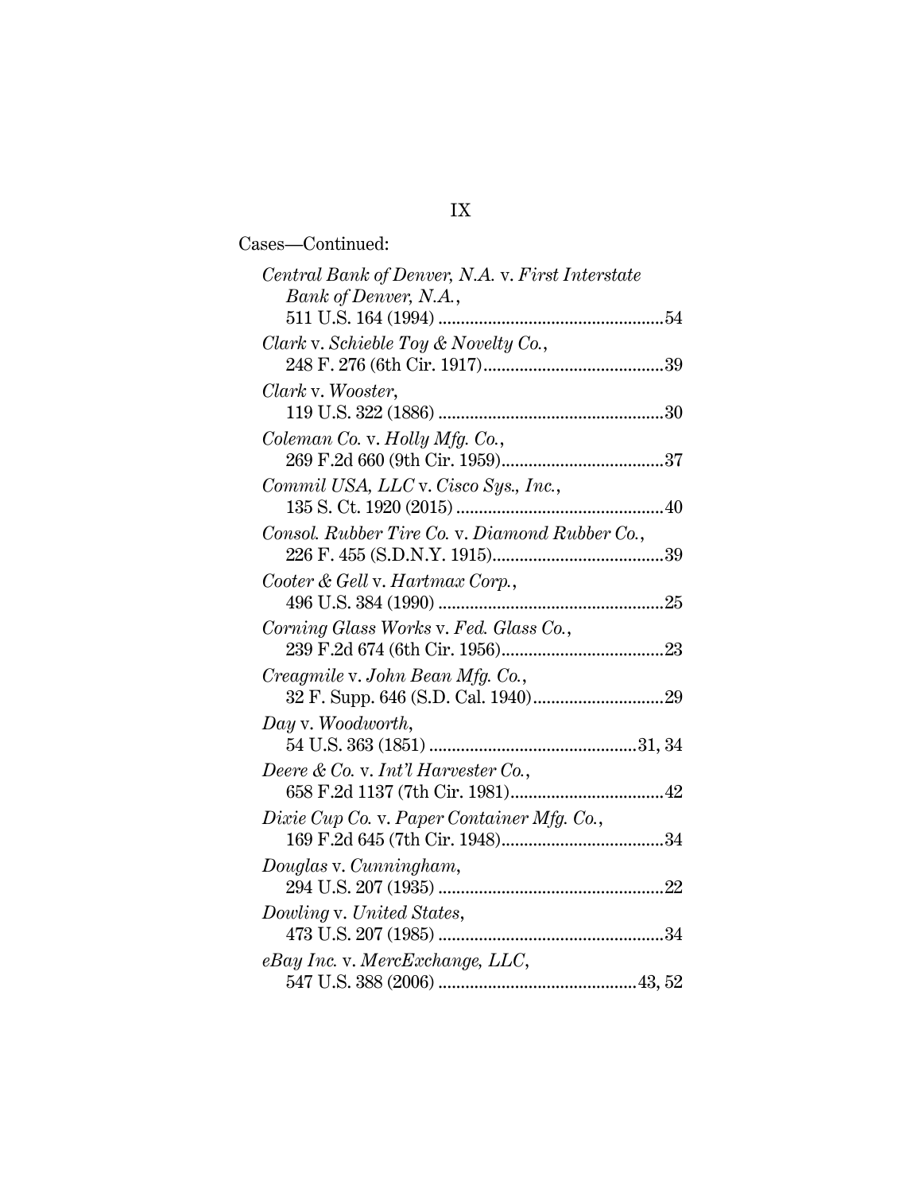Cases—Continued:

*Central Bank of Denver, N.A.* v. *First Interstate Bank of Denver, N.A.*, 511 U.S. 164 (1994) .................................................54

*Clark* v. *Schieble Toy & Novelty Co.*, 248 F. 276 (6th Cir. 1917).......................................39

*Clark* v. *Wooster*, 119 U.S. 322 (1886) .................................................30

*Coleman Co.* v. *Holly Mfg. Co.*, 269 F.2d 660 (9th Cir. 1959)...................................37

*Commil USA, LLC* v. *Cisco Sys., Inc.*, 135 S. Ct. 1920 (2015) .............................................40

*Consol. Rubber Tire Co.* v. *Diamond Rubber Co.*, 226 F. 455 (S.D.N.Y. 1915).....................................39

*Cooter & Gell* v. *Hartmax Corp.*, 496 U.S. 384 (1990) .................................................25

*Corning Glass Works* v. *Fed. Glass Co.*, 239 F.2d 674 (6th Cir. 1956)...................................23

*Creagmile* v. *John Bean Mfg. Co.*, 32 F. Supp. 646 (S.D. Cal. 1940)............................29

*Day* v. *Woodworth*, 54 U.S. 363 (1851) .............................................31, 34

*Deere & Co.* v. *Int'l Harvester Co.*, 658 F.2d 1137 (7th Cir. 1981).................................42

*Dixie Cup Co.* v. *Paper Container Mfg. Co.*, 169 F.2d 645 (7th Cir. 1948)...................................34

*Douglas* v. *Cunningham*, 294 U.S. 207 (1935) .................................................22

*Dowling* v. *United States*, 473 U.S. 207 (1985) .................................................34

*eBay Inc.* v. *MercExchange, LLC*, 547 U.S. 388 (2006) ...........................................43, 52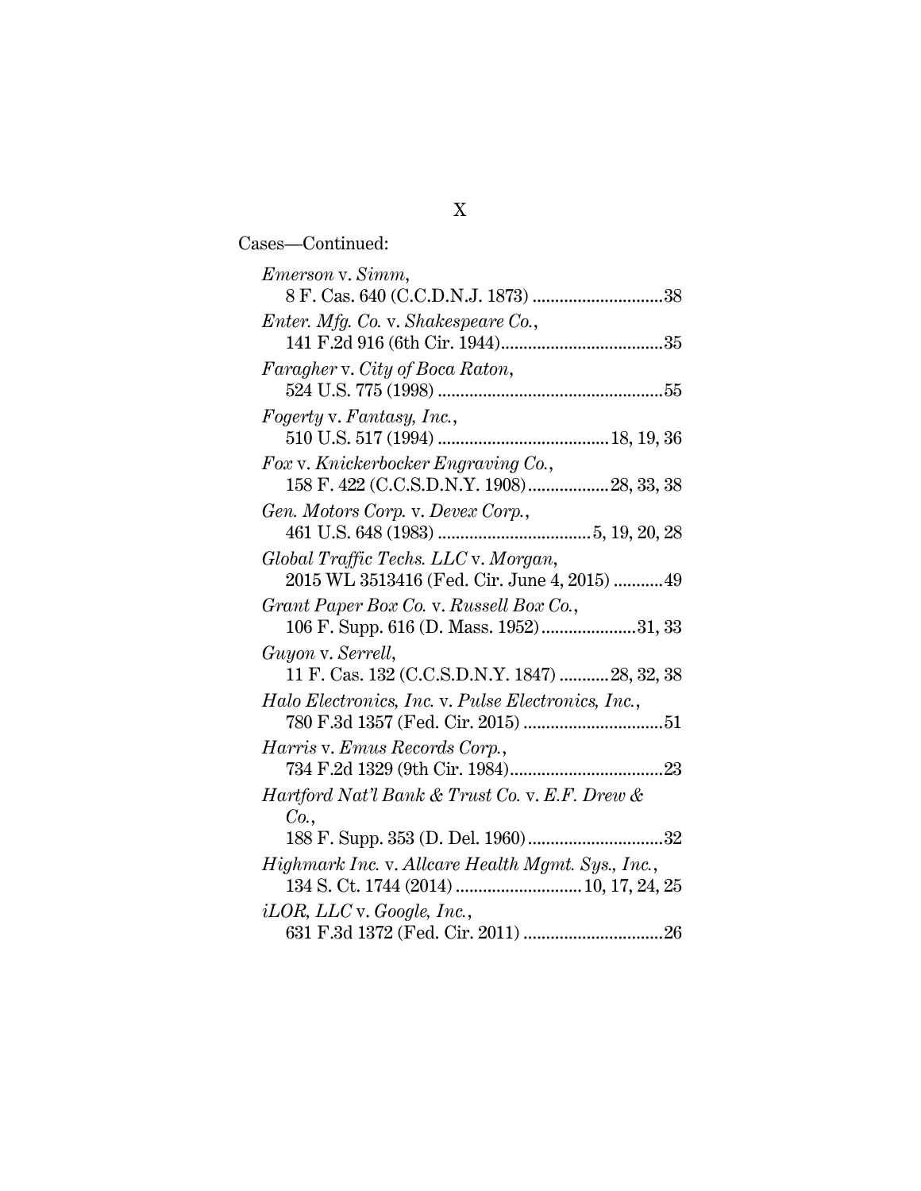Cases—Continued:

*Emerson* v. *Simm*,
8 F. Cas. 640 (C.C.D.N.J. 1873) ............................38

*Enter. Mfg. Co.* v. *Shakespeare Co.*,
141 F.2d 916 (6th Cir. 1944)....................................35

*Faragher* v. *City of Boca Raton*,
524 U.S. 775 (1998) .................................................55

*Fogerty* v. *Fantasy, Inc.*,
510 U.S. 517 (1994) ......................................18, 19, 36

*Fox* v. *Knickerbocker Engraving Co.*,
158 F. 422 (C.C.S.D.N.Y. 1908)..................28, 33, 38

*Gen. Motors Corp.* v. *Devex Corp.*,
461 U.S. 648 (1983) ..................................5, 19, 20, 28

*Global Traffic Techs. LLC* v. *Morgan*,
2015 WL 3513416 (Fed. Cir. June 4, 2015) ...........49

*Grant Paper Box Co.* v. *Russell Box Co.*,
106 F. Supp. 616 (D. Mass. 1952).....................31, 33

*Guyon* v. *Serrell*,
11 F. Cas. 132 (C.C.S.D.N.Y. 1847) ...........28, 32, 38

*Halo Electronics, Inc.* v. *Pulse Electronics, Inc.*,
780 F.3d 1357 (Fed. Cir. 2015) ...............................51

*Harris* v. *Emus Records Corp.*,
734 F.2d 1329 (9th Cir. 1984)..................................23

*Hartford Nat'l Bank & Trust Co.* v. *E.F. Drew & Co.*,
188 F. Supp. 353 (D. Del. 1960)..............................32

*Highmark Inc.* v. *Allcare Health Mgmt. Sys., Inc.*,
134 S. Ct. 1744 (2014) ............................10, 17, 24, 25

*iLOR, LLC* v. *Google, Inc.*,
631 F.3d 1372 (Fed. Cir. 2011) ...............................26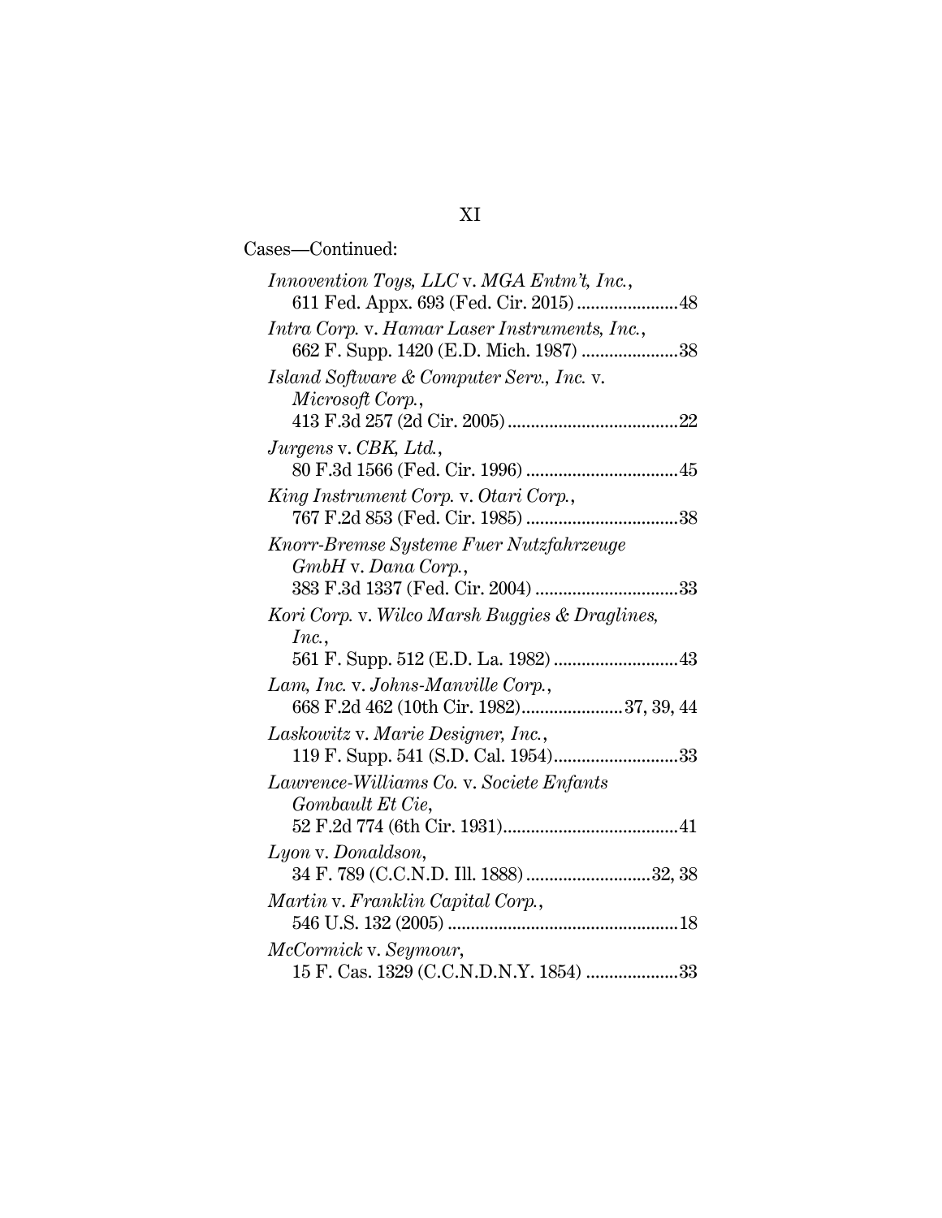Cases—Continued:

*Innovention Toys, LLC* v. *MGA Entm't, Inc.*, 611 Fed. Appx. 693 (Fed. Cir. 2015) ....................... 48

*Intra Corp.* v. *Hamar Laser Instruments, Inc.*, 662 F. Supp. 1420 (E.D. Mich. 1987) ..................... 38

*Island Software & Computer Serv., Inc.* v. *Microsoft Corp.*, 413 F.3d 257 (2d Cir. 2005) ..................................... 22

*Jurgens* v. *CBK, Ltd.*, 80 F.3d 1566 (Fed. Cir. 1996) ................................. 45

*King Instrument Corp.* v. *Otari Corp.*, 767 F.2d 853 (Fed. Cir. 1985) ................................. 38

*Knorr-Bremse Systeme Fuer Nutzfahrzeuge GmbH* v. *Dana Corp.*, 383 F.3d 1337 (Fed. Cir. 2004) ............................... 33

*Kori Corp.* v. *Wilco Marsh Buggies & Draglines, Inc.*, 561 F. Supp. 512 (E.D. La. 1982) ........................... 43

*Lam, Inc.* v. *Johns-Manville Corp.*, 668 F.2d 462 (10th Cir. 1982) ...................... 37, 39, 44

*Laskowitz* v. *Marie Designer, Inc.*, 119 F. Supp. 541 (S.D. Cal. 1954) ........................... 33

*Lawrence-Williams Co.* v. *Societe Enfants Gombault Et Cie*, 52 F.2d 774 (6th Cir. 1931) ...................................... 41

*Lyon* v. *Donaldson*, 34 F. 789 (C.C.N.D. Ill. 1888) ........................... 32, 38

*Martin* v. *Franklin Capital Corp.*, 546 U.S. 132 (2005) ................................................. 18

*McCormick* v. *Seymour*, 15 F. Cas. 1329 (C.C.N.D.N.Y. 1854) .................... 33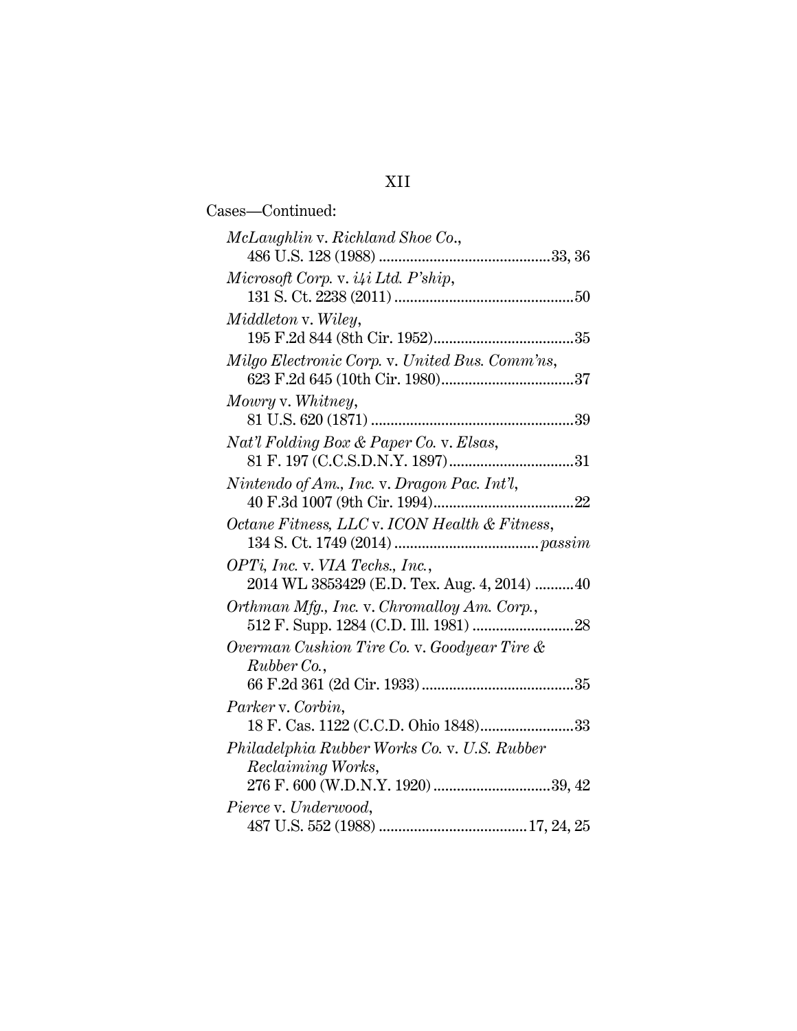Cases—Continued:

*McLaughlin* v. *Richland Shoe Co.*, 486 U.S. 128 (1988) ............................................33, 36

*Microsoft Corp.* v. *i4i Ltd. P'ship*, 131 S. Ct. 2238 (2011) ..............................................50

*Middleton* v. *Wiley*, 195 F.2d 844 (8th Cir. 1952)....................................35

*Milgo Electronic Corp.* v. *United Bus. Comm'ns*, 623 F.2d 645 (10th Cir. 1980)..................................37

*Mowry* v. *Whitney*, 81 U.S. 620 (1871) ....................................................39

*Nat'l Folding Box & Paper Co.* v. *Elsas*, 81 F. 197 (C.C.S.D.N.Y. 1897)................................31

*Nintendo of Am., Inc.* v. *Dragon Pac. Int'l*, 40 F.3d 1007 (9th Cir. 1994)....................................22

*Octane Fitness, LLC* v. *ICON Health & Fitness*, 134 S. Ct. 1749 (2014) ....................................*passim*

*OPTi, Inc.* v. *VIA Techs., Inc.*, 2014 WL 3853429 (E.D. Tex. Aug. 4, 2014) ..........40

*Orthman Mfg., Inc.* v. *Chromalloy Am. Corp.*, 512 F. Supp. 1284 (C.D. Ill. 1981) ..........................28

*Overman Cushion Tire Co.* v. *Goodyear Tire & Rubber Co.*, 66 F.2d 361 (2d Cir. 1933) .......................................35

*Parker* v. *Corbin*, 18 F. Cas. 1122 (C.C.D. Ohio 1848)........................33

*Philadelphia Rubber Works Co.* v. *U.S. Rubber Reclaiming Works*, 276 F. 600 (W.D.N.Y. 1920) ..............................39, 42

*Pierce* v. *Underwood*, 487 U.S. 552 (1988) ......................................17, 24, 25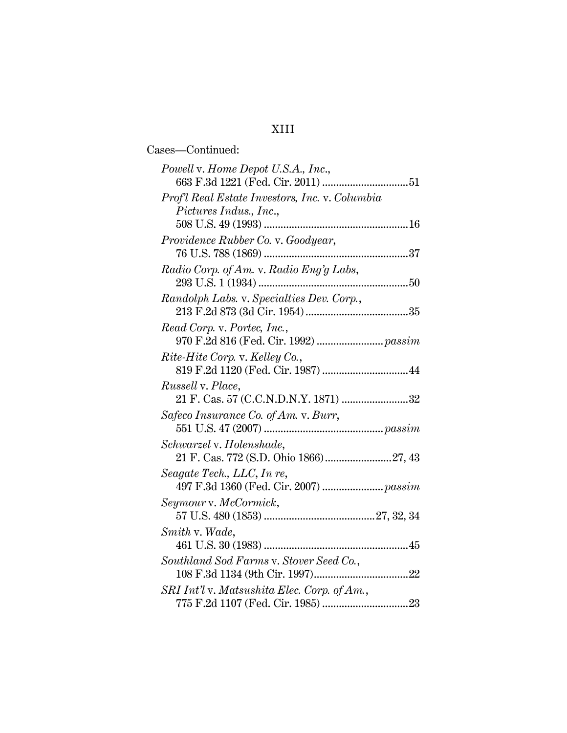Cases—Continued:

*Powell* v. *Home Depot U.S.A., Inc.*, 663 F.3d 1221 (Fed. Cir. 2011) ................................51

*Prof'l Real Estate Investors, Inc.* v. *Columbia Pictures Indus., Inc.*, 508 U.S. 49 (1993) ....................................................16

*Providence Rubber Co.* v. *Goodyear*, 76 U.S. 788 (1869) ....................................................37

*Radio Corp. of Am.* v. *Radio Eng'g Labs*, 293 U.S. 1 (1934) ......................................................50

*Randolph Labs.* v. *Specialties Dev. Corp.*, 213 F.2d 873 (3d Cir. 1954) ......................................35

*Read Corp.* v. *Portec, Inc.*, 970 F.2d 816 (Fed. Cir. 1992) ........................ *passim*

*Rite-Hite Corp.* v. *Kelley Co.*, 819 F.2d 1120 (Fed. Cir. 1987) ................................44

*Russell* v. *Place*, 21 F. Cas. 57 (C.C.N.D.N.Y. 1871) ........................32

*Safeco Insurance Co. of Am.* v. *Burr*, 551 U.S. 47 (2007) ........................................... *passim*

*Schwarzel* v. *Holenshade*, 21 F. Cas. 772 (S.D. Ohio 1866)........................27, 43

*Seagate Tech., LLC, In re*, 497 F.3d 1360 (Fed. Cir. 2007) ...................... *passim*

*Seymour* v. *McCormick*, 57 U.S. 480 (1853) ........................................27, 32, 34

*Smith* v. *Wade*, 461 U.S. 30 (1983) ....................................................45

*Southland Sod Farms* v. *Stover Seed Co.*, 108 F.3d 1134 (9th Cir. 1997)..................................22

*SRI Int'l* v. *Matsushita Elec. Corp. of Am.*, 775 F.2d 1107 (Fed. Cir. 1985) ................................23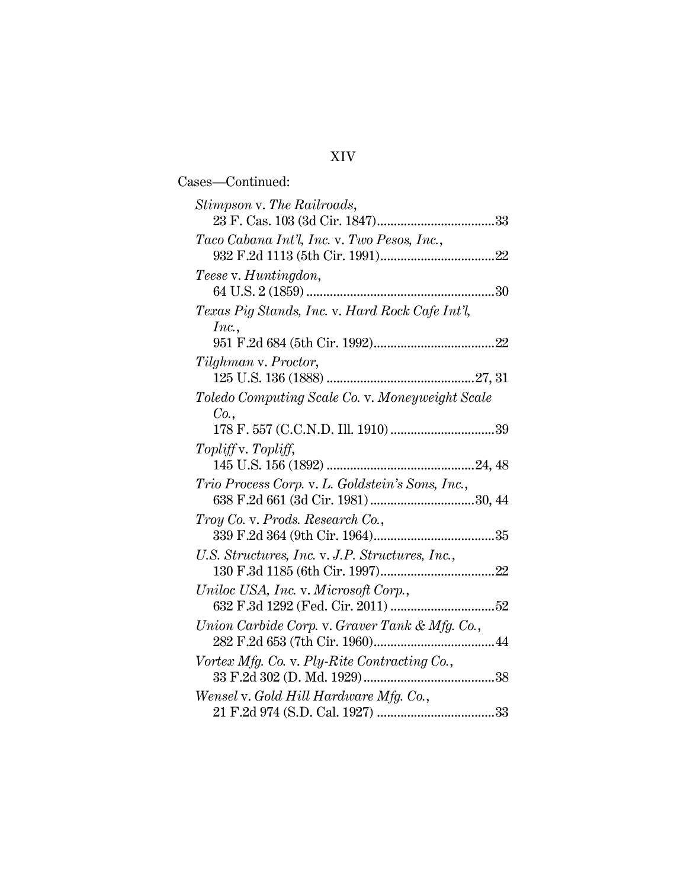Cases—Continued:

*Stimpson* v. *The Railroads*,
23 F. Cas. 103 (3d Cir. 1847)....................................33

*Taco Cabana Int'l, Inc.* v. *Two Pesos, Inc.*,
932 F.2d 1113 (5th Cir. 1991)..................................22

*Teese* v. *Huntingdon*,
64 U.S. 2 (1859) ........................................................30

*Texas Pig Stands, Inc.* v. *Hard Rock Cafe Int'l, Inc.*,
951 F.2d 684 (5th Cir. 1992)....................................22

*Tilghman* v. *Proctor*,
125 U.S. 136 (1888) ............................................27, 31

*Toledo Computing Scale Co.* v. *Moneyweight Scale Co.*,
178 F. 557 (C.C.N.D. Ill. 1910) ...............................39

*Topliff* v. *Topliff*,
145 U.S. 156 (1892) ............................................24, 48

*Trio Process Corp.* v. *L. Goldstein's Sons, Inc.*,
638 F.2d 661 (3d Cir. 1981) ...............................30, 44

*Troy Co.* v. *Prods. Research Co.*,
339 F.2d 364 (9th Cir. 1964).....................................35

*U.S. Structures, Inc.* v. *J.P. Structures, Inc.*,
130 F.3d 1185 (6th Cir. 1997)..................................22

*Uniloc USA, Inc.* v. *Microsoft Corp.*,
632 F.3d 1292 (Fed. Cir. 2011) ...............................52

*Union Carbide Corp.* v. *Graver Tank & Mfg. Co.*,
282 F.2d 653 (7th Cir. 1960)....................................44

*Vortex Mfg. Co.* v. *Ply-Rite Contracting Co.*,
33 F.2d 302 (D. Md. 1929).......................................38

*Wensel* v. *Gold Hill Hardware Mfg. Co.*,
21 F.2d 974 (S.D. Cal. 1927) ...................................33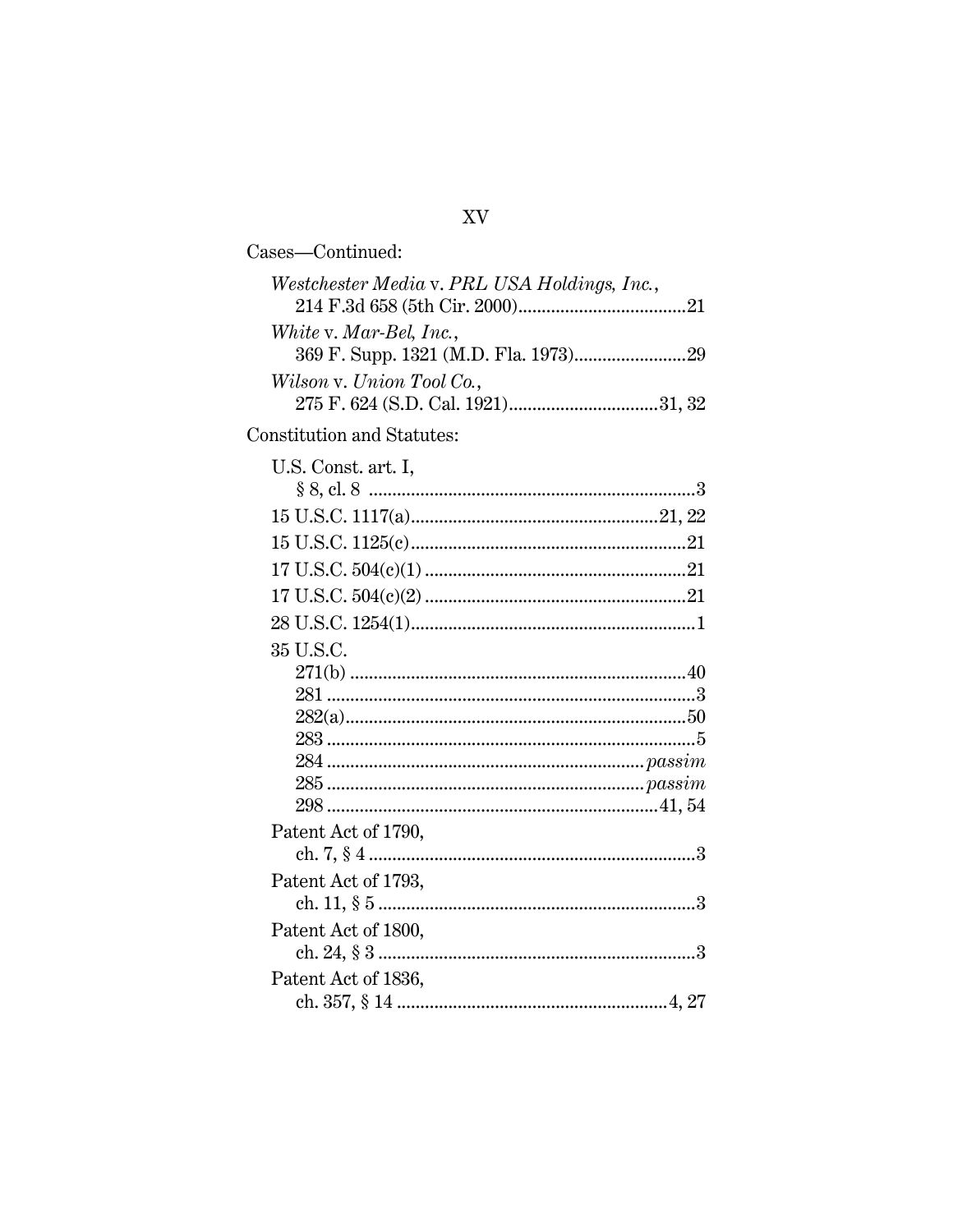Cases—Continued:

*Westchester Media* v. *PRL USA Holdings, Inc.*, 214 F.3d 658 (5th Cir. 2000) .......... 21

*White* v. *Mar-Bel, Inc.*, 369 F. Supp. 1321 (M.D. Fla. 1973) .......... 29

*Wilson* v. *Union Tool Co.*, 275 F. 624 (S.D. Cal. 1921) .......... 31, 32

Constitution and Statutes:

U.S. Const. art. I, § 8, cl. 8 .......... 3

15 U.S.C. 1117(a) .......... 21, 22

15 U.S.C. 1125(c) .......... 21

17 U.S.C. 504(c)(1) .......... 21

17 U.S.C. 504(c)(2) .......... 21

28 U.S.C. 1254(1) .......... 1

35 U.S.C.
- 271(b) .......... 40
- 281 .......... 3
- 282(a) .......... 50
- 283 .......... 5
- 284 .......... *passim*
- 285 .......... *passim*
- 298 .......... 41, 54

Patent Act of 1790, ch. 7, § 4 .......... 3

Patent Act of 1793, ch. 11, § 5 .......... 3

Patent Act of 1800, ch. 24, § 3 .......... 3

Patent Act of 1836, ch. 357, § 14 .......... 4, 27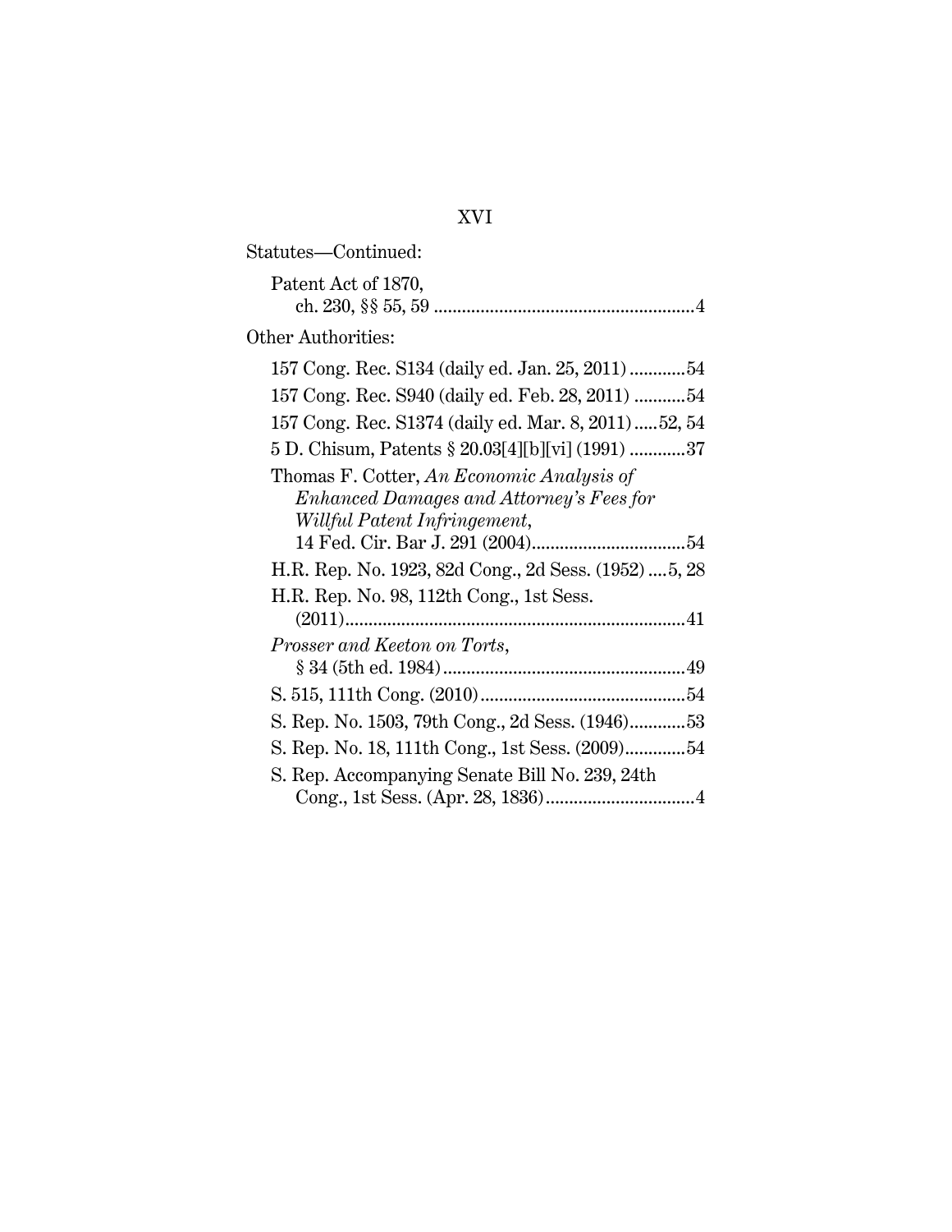Statutes—Continued:

Patent Act of 1870, ch. 230, §§ 55, 59 ........................................................4

Other Authorities:

157 Cong. Rec. S134 (daily ed. Jan. 25, 2011) ............54

157 Cong. Rec. S940 (daily ed. Feb. 28, 2011) ...........54

157 Cong. Rec. S1374 (daily ed. Mar. 8, 2011) .....52, 54

5 D. Chisum, Patents § 20.03[4][b][vi] (1991) ............37

Thomas F. Cotter, *An Economic Analysis of Enhanced Damages and Attorney's Fees for Willful Patent Infringement*, 14 Fed. Cir. Bar J. 291 (2004).................................54

H.R. Rep. No. 1923, 82d Cong., 2d Sess. (1952) ....5, 28

H.R. Rep. No. 98, 112th Cong., 1st Sess. (2011).........................................................................41

*Prosser and Keeton on Torts*, § 34 (5th ed. 1984)....................................................49

S. 515, 111th Cong. (2010)............................................54

S. Rep. No. 1503, 79th Cong., 2d Sess. (1946)............53

S. Rep. No. 18, 111th Cong., 1st Sess. (2009).............54

S. Rep. Accompanying Senate Bill No. 239, 24th Cong., 1st Sess. (Apr. 28, 1836)................................4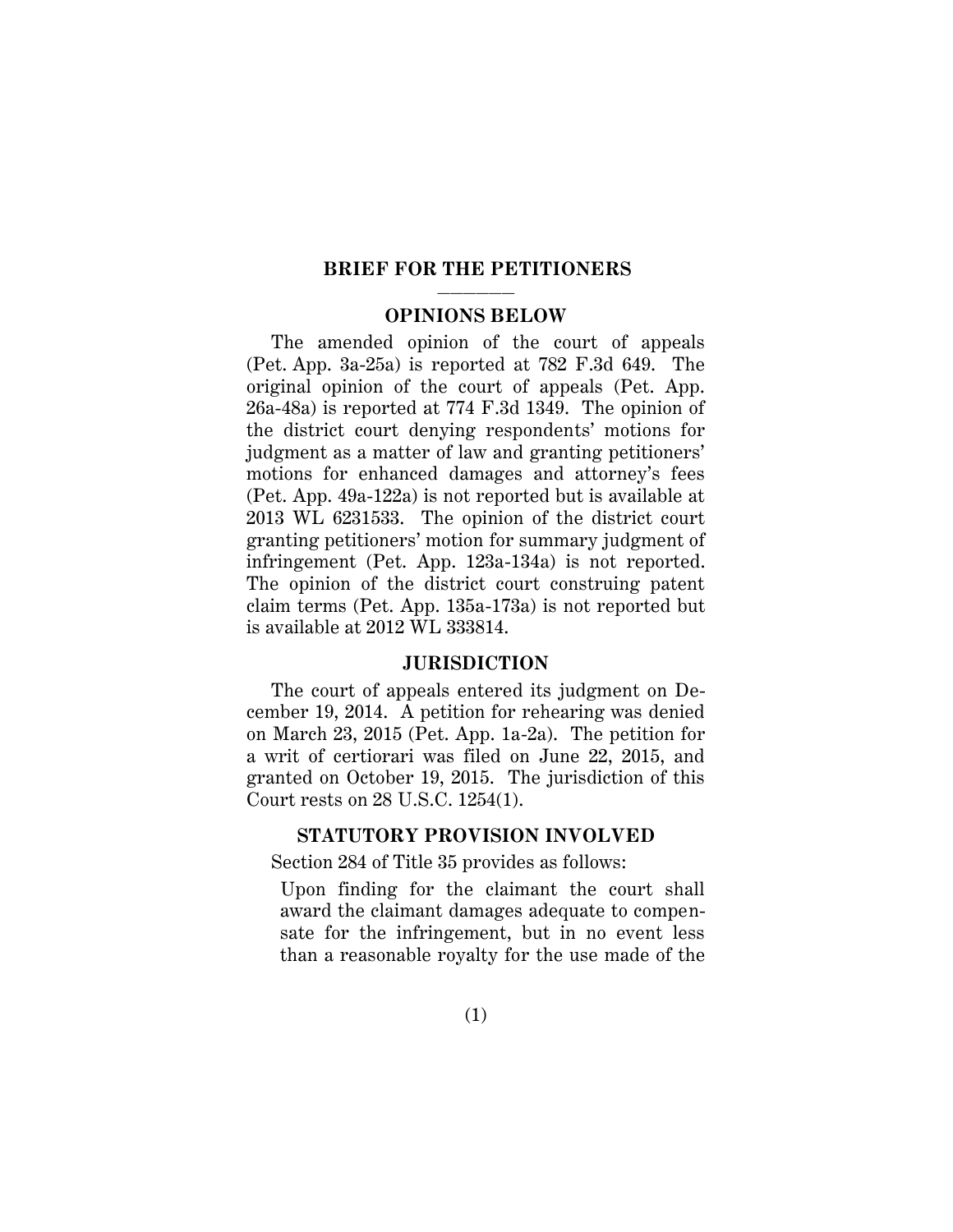## BRIEF FOR THE PETITIONERS

---

### OPINIONS BELOW

The amended opinion of the court of appeals (Pet. App. 3a-25a) is reported at 782 F.3d 649. The original opinion of the court of appeals (Pet. App. 26a-48a) is reported at 774 F.3d 1349. The opinion of the district court denying respondents' motions for judgment as a matter of law and granting petitioners' motions for enhanced damages and attorney's fees (Pet. App. 49a-122a) is not reported but is available at 2013 WL 6231533. The opinion of the district court granting petitioners' motion for summary judgment of infringement (Pet. App. 123a-134a) is not reported. The opinion of the district court construing patent claim terms (Pet. App. 135a-173a) is not reported but is available at 2012 WL 333814.

### JURISDICTION

The court of appeals entered its judgment on December 19, 2014. A petition for rehearing was denied on March 23, 2015 (Pet. App. 1a-2a). The petition for a writ of certiorari was filed on June 22, 2015, and granted on October 19, 2015. The jurisdiction of this Court rests on 28 U.S.C. 1254(1).

### STATUTORY PROVISION INVOLVED

Section 284 of Title 35 provides as follows:

> Upon finding for the claimant the court shall award the claimant damages adequate to compensate for the infringement, but in no event less than a reasonable royalty for the use made of the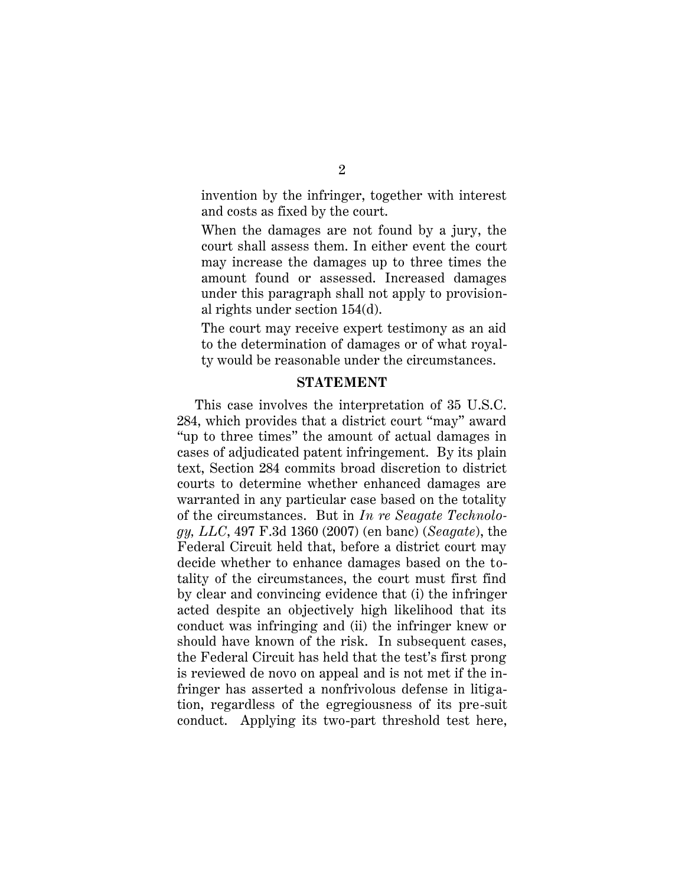invention by the infringer, together with interest and costs as fixed by the court.

When the damages are not found by a jury, the court shall assess them. In either event the court may increase the damages up to three times the amount found or assessed. Increased damages under this paragraph shall not apply to provisional rights under section 154(d).

The court may receive expert testimony as an aid to the determination of damages or of what royalty would be reasonable under the circumstances.

## STATEMENT

This case involves the interpretation of 35 U.S.C. 284, which provides that a district court "may" award "up to three times" the amount of actual damages in cases of adjudicated patent infringement. By its plain text, Section 284 commits broad discretion to district courts to determine whether enhanced damages are warranted in any particular case based on the totality of the circumstances. But in *In re Seagate Technology, LLC*, 497 F.3d 1360 (2007) (en banc) (*Seagate*), the Federal Circuit held that, before a district court may decide whether to enhance damages based on the totality of the circumstances, the court must first find by clear and convincing evidence that (i) the infringer acted despite an objectively high likelihood that its conduct was infringing and (ii) the infringer knew or should have known of the risk. In subsequent cases, the Federal Circuit has held that the test's first prong is reviewed de novo on appeal and is not met if the infringer has asserted a nonfrivolous defense in litigation, regardless of the egregiousness of its pre-suit conduct. Applying its two-part threshold test here,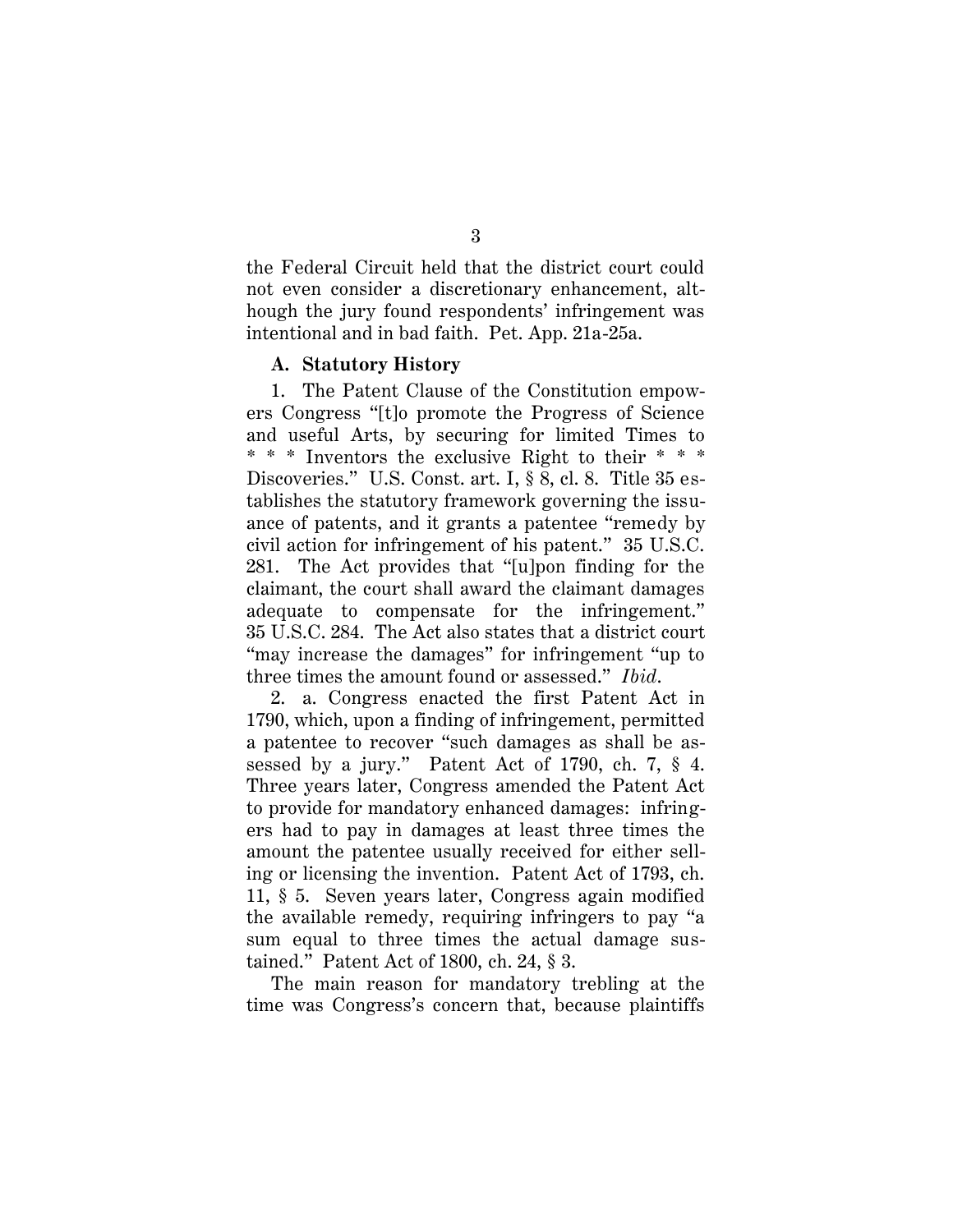the Federal Circuit held that the district court could not even consider a discretionary enhancement, although the jury found respondents' infringement was intentional and in bad faith. Pet. App. 21a-25a.

### A. Statutory History

1. The Patent Clause of the Constitution empowers Congress "[t]o promote the Progress of Science and useful Arts, by securing for limited Times to * * * Inventors the exclusive Right to their * * * Discoveries." U.S. Const. art. I, § 8, cl. 8. Title 35 establishes the statutory framework governing the issuance of patents, and it grants a patentee "remedy by civil action for infringement of his patent." 35 U.S.C. 281. The Act provides that "[u]pon finding for the claimant, the court shall award the claimant damages adequate to compensate for the infringement." 35 U.S.C. 284. The Act also states that a district court "may increase the damages" for infringement "up to three times the amount found or assessed." *Ibid*.

2. a. Congress enacted the first Patent Act in 1790, which, upon a finding of infringement, permitted a patentee to recover "such damages as shall be assessed by a jury." Patent Act of 1790, ch. 7, § 4. Three years later, Congress amended the Patent Act to provide for mandatory enhanced damages: infringers had to pay in damages at least three times the amount the patentee usually received for either selling or licensing the invention. Patent Act of 1793, ch. 11, § 5. Seven years later, Congress again modified the available remedy, requiring infringers to pay "a sum equal to three times the actual damage sustained." Patent Act of 1800, ch. 24, § 3.

The main reason for mandatory trebling at the time was Congress's concern that, because plaintiffs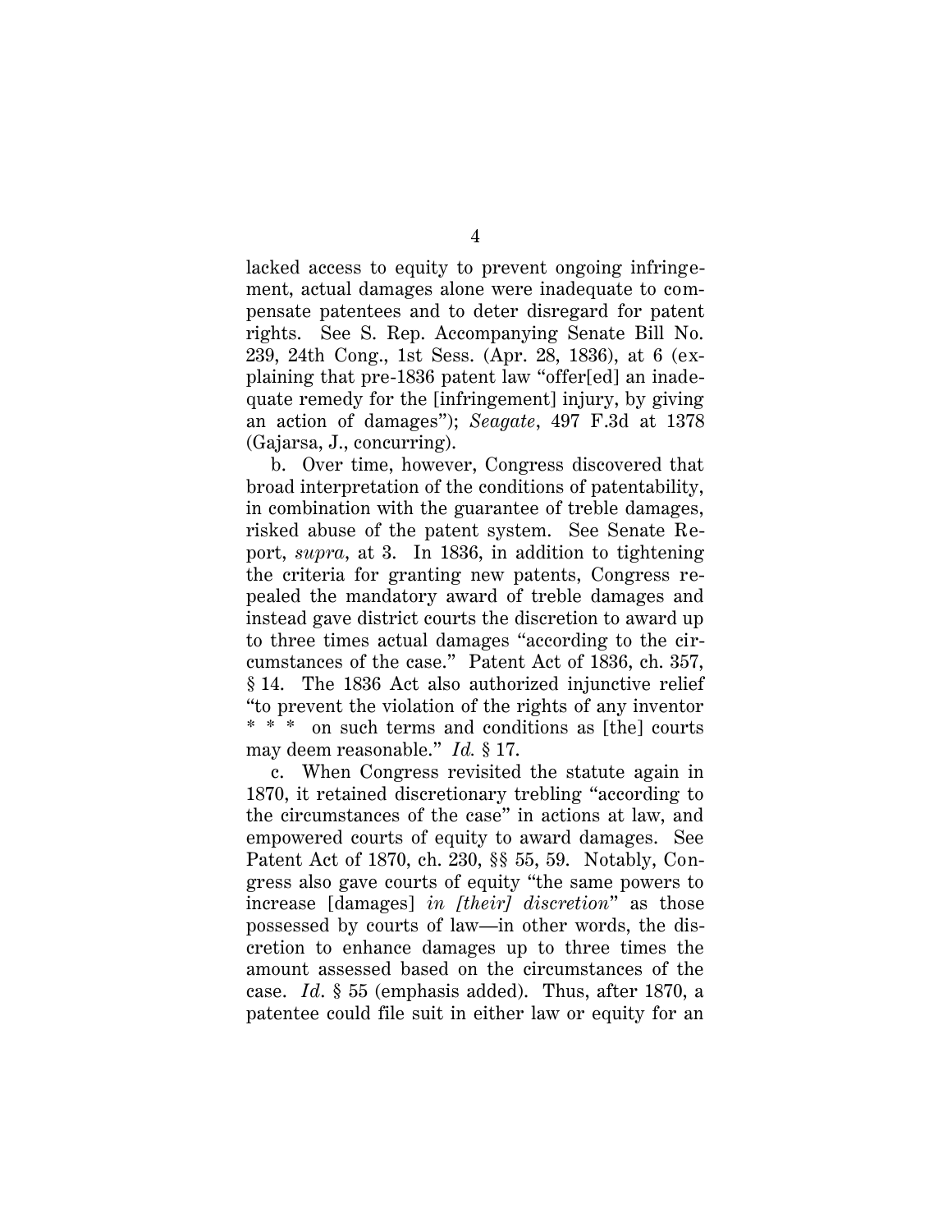lacked access to equity to prevent ongoing infringement, actual damages alone were inadequate to compensate patentees and to deter disregard for patent rights. See S. Rep. Accompanying Senate Bill No. 239, 24th Cong., 1st Sess. (Apr. 28, 1836), at 6 (explaining that pre-1836 patent law "offer[ed] an inadequate remedy for the [infringement] injury, by giving an action of damages"); *Seagate*, 497 F.3d at 1378 (Gajarsa, J., concurring).

b. Over time, however, Congress discovered that broad interpretation of the conditions of patentability, in combination with the guarantee of treble damages, risked abuse of the patent system. See Senate Report, *supra*, at 3. In 1836, in addition to tightening the criteria for granting new patents, Congress repealed the mandatory award of treble damages and instead gave district courts the discretion to award up to three times actual damages "according to the circumstances of the case." Patent Act of 1836, ch. 357, § 14. The 1836 Act also authorized injunctive relief "to prevent the violation of the rights of any inventor * * * on such terms and conditions as [the] courts may deem reasonable." *Id.* § 17.

c. When Congress revisited the statute again in 1870, it retained discretionary trebling "according to the circumstances of the case" in actions at law, and empowered courts of equity to award damages. See Patent Act of 1870, ch. 230, §§ 55, 59. Notably, Congress also gave courts of equity "the same powers to increase [damages] *in [their] discretion*" as those possessed by courts of law—in other words, the discretion to enhance damages up to three times the amount assessed based on the circumstances of the case. *Id.* § 55 (emphasis added). Thus, after 1870, a patentee could file suit in either law or equity for an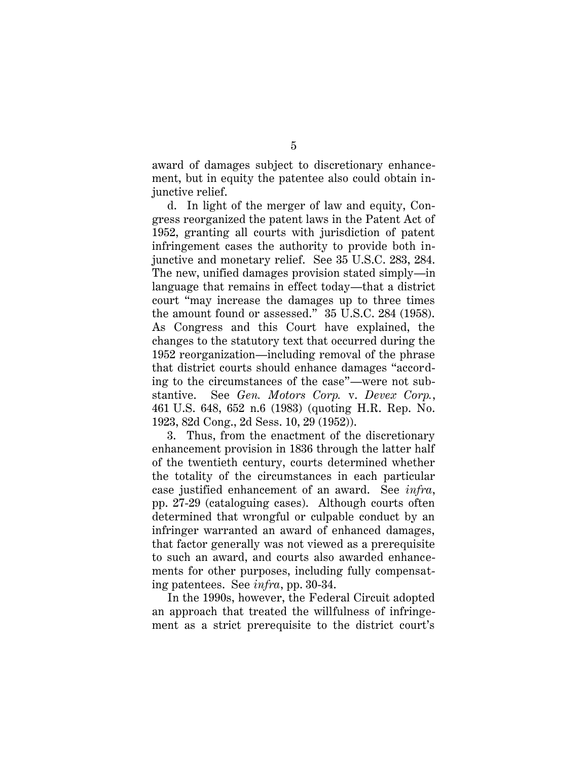award of damages subject to discretionary enhancement, but in equity the patentee also could obtain injunctive relief.

d. In light of the merger of law and equity, Congress reorganized the patent laws in the Patent Act of 1952, granting all courts with jurisdiction of patent infringement cases the authority to provide both injunctive and monetary relief. See 35 U.S.C. 283, 284. The new, unified damages provision stated simply—in language that remains in effect today—that a district court "may increase the damages up to three times the amount found or assessed." 35 U.S.C. 284 (1958). As Congress and this Court have explained, the changes to the statutory text that occurred during the 1952 reorganization—including removal of the phrase that district courts should enhance damages "according to the circumstances of the case"—were not substantive. See *Gen. Motors Corp.* v. *Devex Corp.*, 461 U.S. 648, 652 n.6 (1983) (quoting H.R. Rep. No. 1923, 82d Cong., 2d Sess. 10, 29 (1952)).

3. Thus, from the enactment of the discretionary enhancement provision in 1836 through the latter half of the twentieth century, courts determined whether the totality of the circumstances in each particular case justified enhancement of an award. See *infra*, pp. 27-29 (cataloguing cases). Although courts often determined that wrongful or culpable conduct by an infringer warranted an award of enhanced damages, that factor generally was not viewed as a prerequisite to such an award, and courts also awarded enhancements for other purposes, including fully compensating patentees. See *infra*, pp. 30-34.

In the 1990s, however, the Federal Circuit adopted an approach that treated the willfulness of infringement as a strict prerequisite to the district court's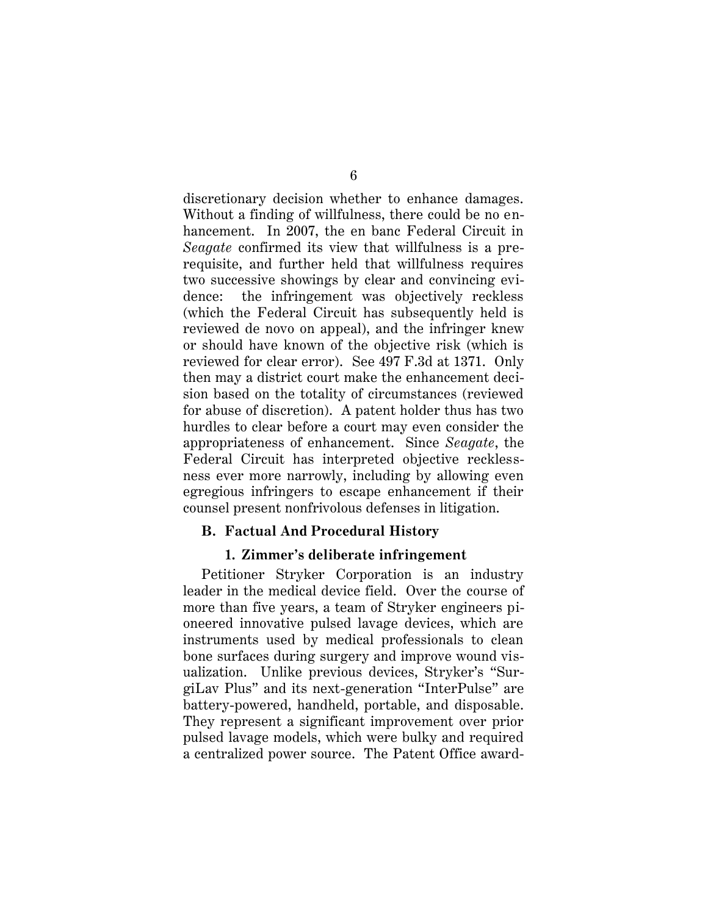discretionary decision whether to enhance damages. Without a finding of willfulness, there could be no enhancement. In 2007, the en banc Federal Circuit in *Seagate* confirmed its view that willfulness is a prerequisite, and further held that willfulness requires two successive showings by clear and convincing evidence: the infringement was objectively reckless (which the Federal Circuit has subsequently held is reviewed de novo on appeal), and the infringer knew or should have known of the objective risk (which is reviewed for clear error). See 497 F.3d at 1371. Only then may a district court make the enhancement decision based on the totality of circumstances (reviewed for abuse of discretion). A patent holder thus has two hurdles to clear before a court may even consider the appropriateness of enhancement. Since *Seagate*, the Federal Circuit has interpreted objective recklessness ever more narrowly, including by allowing even egregious infringers to escape enhancement if their counsel present nonfrivolous defenses in litigation.

## B. Factual And Procedural History

### 1. Zimmer's deliberate infringement

Petitioner Stryker Corporation is an industry leader in the medical device field. Over the course of more than five years, a team of Stryker engineers pioneered innovative pulsed lavage devices, which are instruments used by medical professionals to clean bone surfaces during surgery and improve wound visualization. Unlike previous devices, Stryker's "SurgiLav Plus" and its next-generation "InterPulse" are battery-powered, handheld, portable, and disposable. They represent a significant improvement over prior pulsed lavage models, which were bulky and required a centralized power source. The Patent Office award-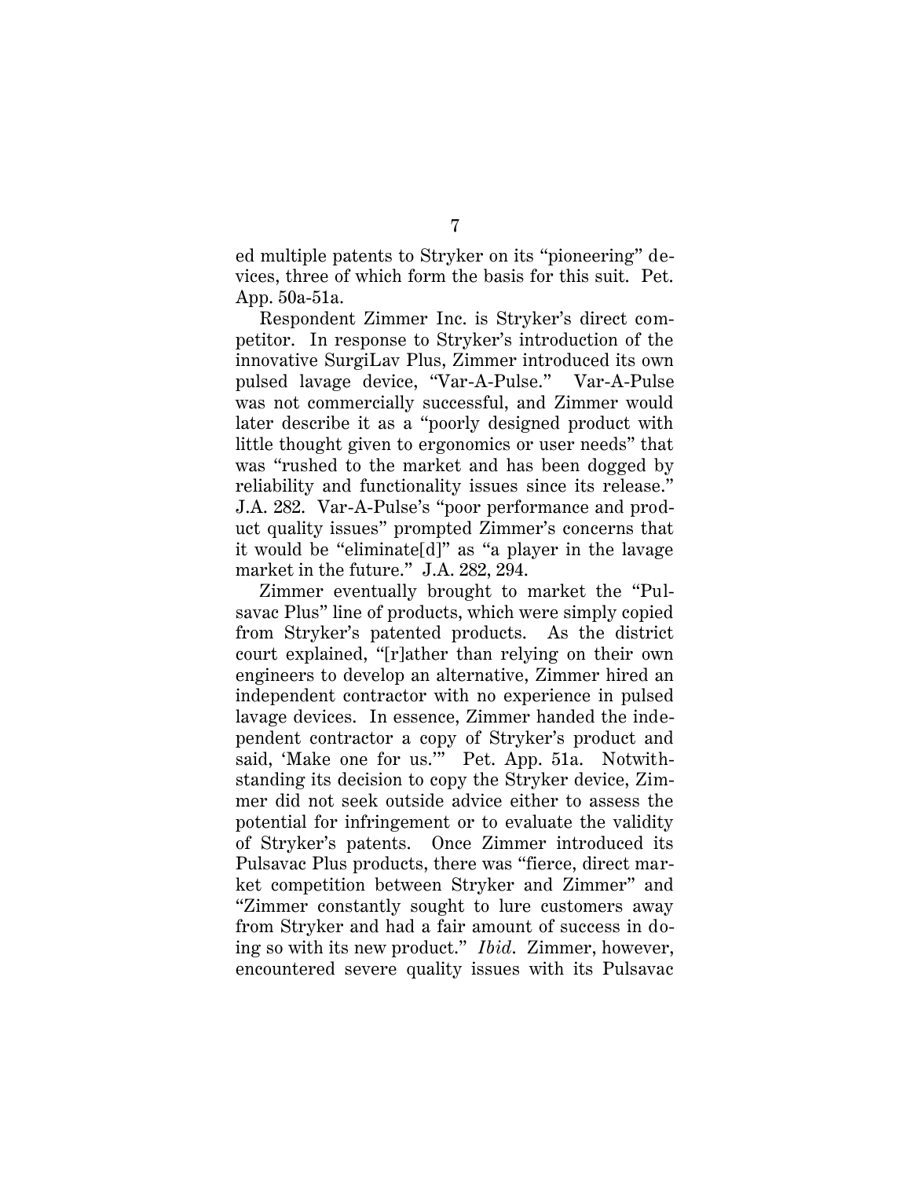ed multiple patents to Stryker on its "pioneering" devices, three of which form the basis for this suit. Pet. App. 50a-51a.

Respondent Zimmer Inc. is Stryker's direct competitor. In response to Stryker's introduction of the innovative SurgiLav Plus, Zimmer introduced its own pulsed lavage device, "Var-A-Pulse." Var-A-Pulse was not commercially successful, and Zimmer would later describe it as a "poorly designed product with little thought given to ergonomics or user needs" that was "rushed to the market and has been dogged by reliability and functionality issues since its release." J.A. 282. Var-A-Pulse's "poor performance and product quality issues" prompted Zimmer's concerns that it would be "eliminate[d]" as "a player in the lavage market in the future." J.A. 282, 294.

Zimmer eventually brought to market the "Pulsavac Plus" line of products, which were simply copied from Stryker's patented products. As the district court explained, "[r]ather than relying on their own engineers to develop an alternative, Zimmer hired an independent contractor with no experience in pulsed lavage devices. In essence, Zimmer handed the independent contractor a copy of Stryker's product and said, 'Make one for us.'" Pet. App. 51a. Notwithstanding its decision to copy the Stryker device, Zimmer did not seek outside advice either to assess the potential for infringement or to evaluate the validity of Stryker's patents. Once Zimmer introduced its Pulsavac Plus products, there was "fierce, direct market competition between Stryker and Zimmer" and "Zimmer constantly sought to lure customers away from Stryker and had a fair amount of success in doing so with its new product." *Ibid.* Zimmer, however, encountered severe quality issues with its Pulsavac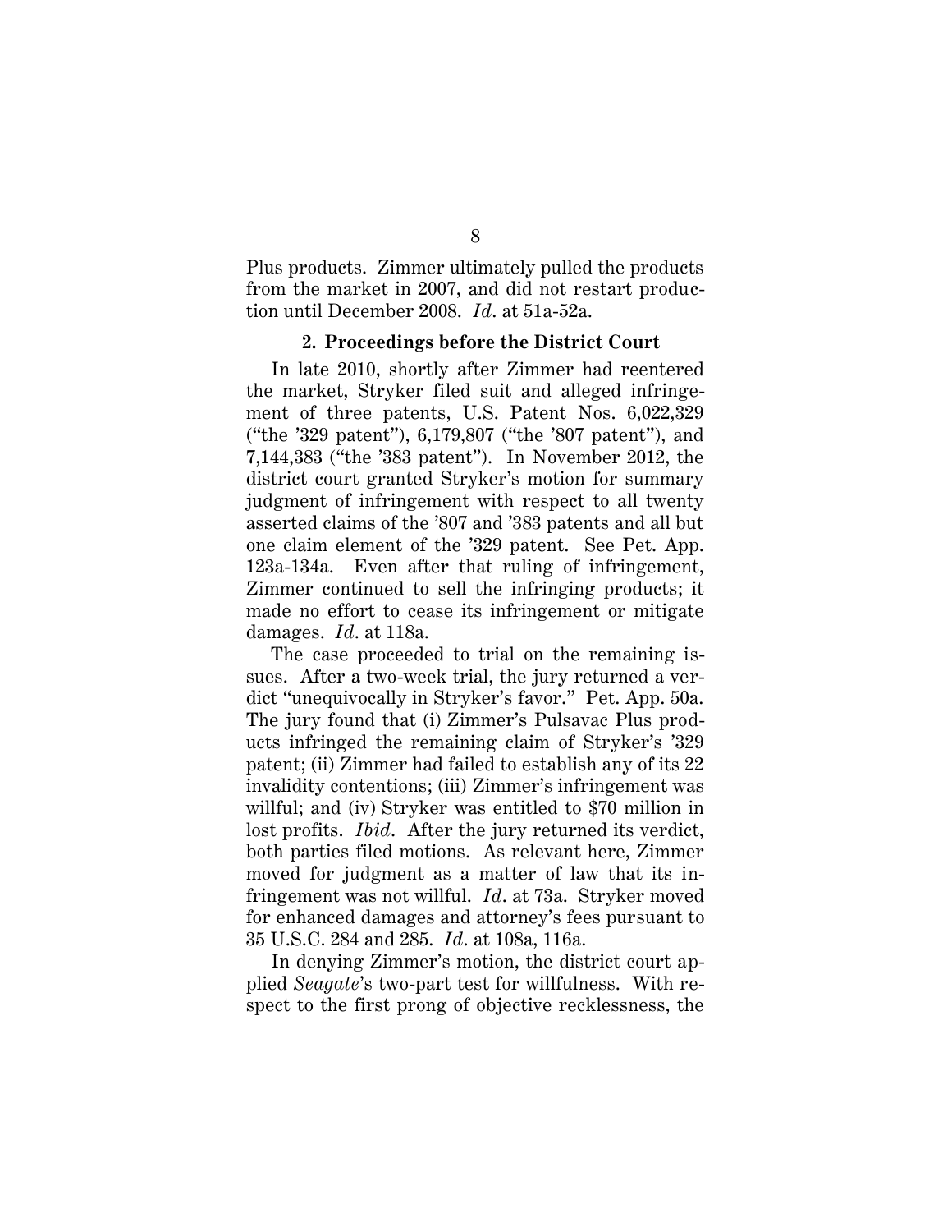Plus products. Zimmer ultimately pulled the products from the market in 2007, and did not restart production until December 2008. *Id.* at 51a-52a.

### 2. Proceedings before the District Court

In late 2010, shortly after Zimmer had reentered the market, Stryker filed suit and alleged infringement of three patents, U.S. Patent Nos. 6,022,329 ("the '329 patent"), 6,179,807 ("the '807 patent"), and 7,144,383 ("the '383 patent"). In November 2012, the district court granted Stryker's motion for summary judgment of infringement with respect to all twenty asserted claims of the '807 and '383 patents and all but one claim element of the '329 patent. See Pet. App. 123a-134a. Even after that ruling of infringement, Zimmer continued to sell the infringing products; it made no effort to cease its infringement or mitigate damages. *Id.* at 118a.

The case proceeded to trial on the remaining issues. After a two-week trial, the jury returned a verdict "unequivocally in Stryker's favor." Pet. App. 50a. The jury found that (i) Zimmer's Pulsavac Plus products infringed the remaining claim of Stryker's '329 patent; (ii) Zimmer had failed to establish any of its 22 invalidity contentions; (iii) Zimmer's infringement was willful; and (iv) Stryker was entitled to $70 million in lost profits. *Ibid.* After the jury returned its verdict, both parties filed motions. As relevant here, Zimmer moved for judgment as a matter of law that its infringement was not willful. *Id.* at 73a. Stryker moved for enhanced damages and attorney's fees pursuant to 35 U.S.C. 284 and 285. *Id.* at 108a, 116a.

In denying Zimmer's motion, the district court applied *Seagate*'s two-part test for willfulness. With respect to the first prong of objective recklessness, the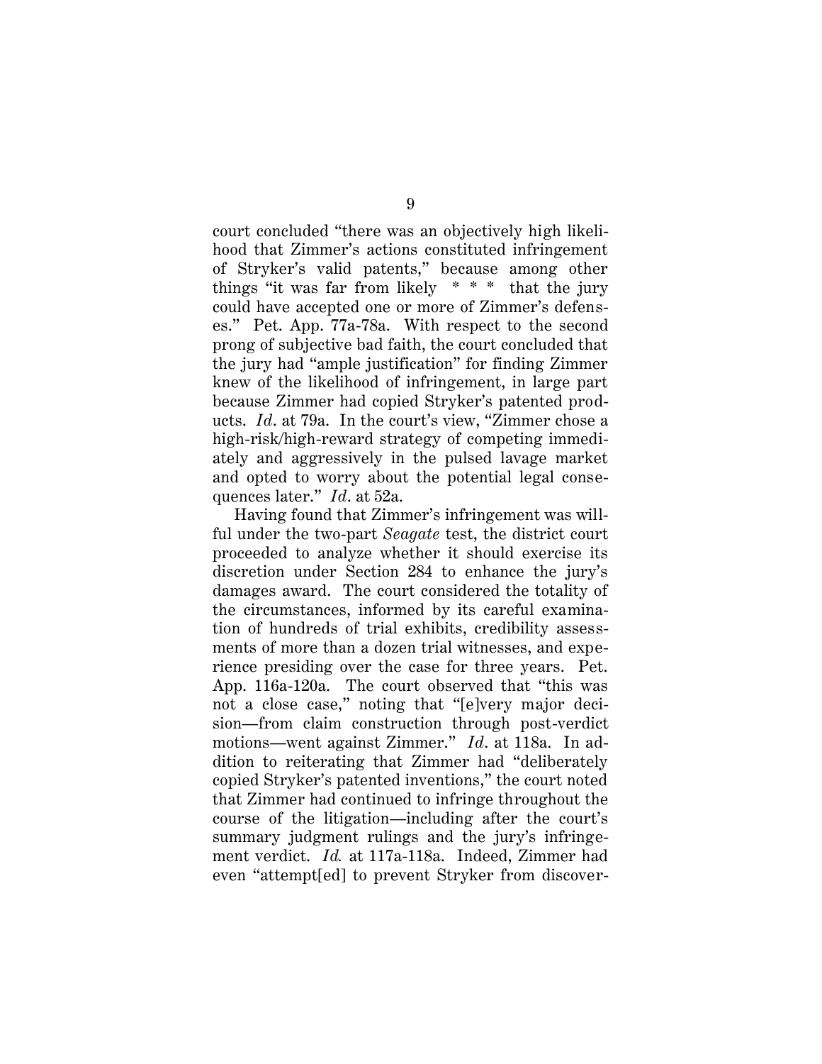court concluded "there was an objectively high likelihood that Zimmer's actions constituted infringement of Stryker's valid patents," because among other things "it was far from likely * * * that the jury could have accepted one or more of Zimmer's defenses." Pet. App. 77a-78a. With respect to the second prong of subjective bad faith, the court concluded that the jury had "ample justification" for finding Zimmer knew of the likelihood of infringement, in large part because Zimmer had copied Stryker's patented products. *Id*. at 79a. In the court's view, "Zimmer chose a high-risk/high-reward strategy of competing immediately and aggressively in the pulsed lavage market and opted to worry about the potential legal consequences later." *Id*. at 52a.

Having found that Zimmer's infringement was willful under the two-part *Seagate* test, the district court proceeded to analyze whether it should exercise its discretion under Section 284 to enhance the jury's damages award. The court considered the totality of the circumstances, informed by its careful examination of hundreds of trial exhibits, credibility assessments of more than a dozen trial witnesses, and experience presiding over the case for three years. Pet. App. 116a-120a. The court observed that "this was not a close case," noting that "[e]very major decision—from claim construction through post-verdict motions—went against Zimmer." *Id*. at 118a. In addition to reiterating that Zimmer had "deliberately copied Stryker's patented inventions," the court noted that Zimmer had continued to infringe throughout the course of the litigation—including after the court's summary judgment rulings and the jury's infringement verdict. *Id.* at 117a-118a. Indeed, Zimmer had even "attempt[ed] to prevent Stryker from discover-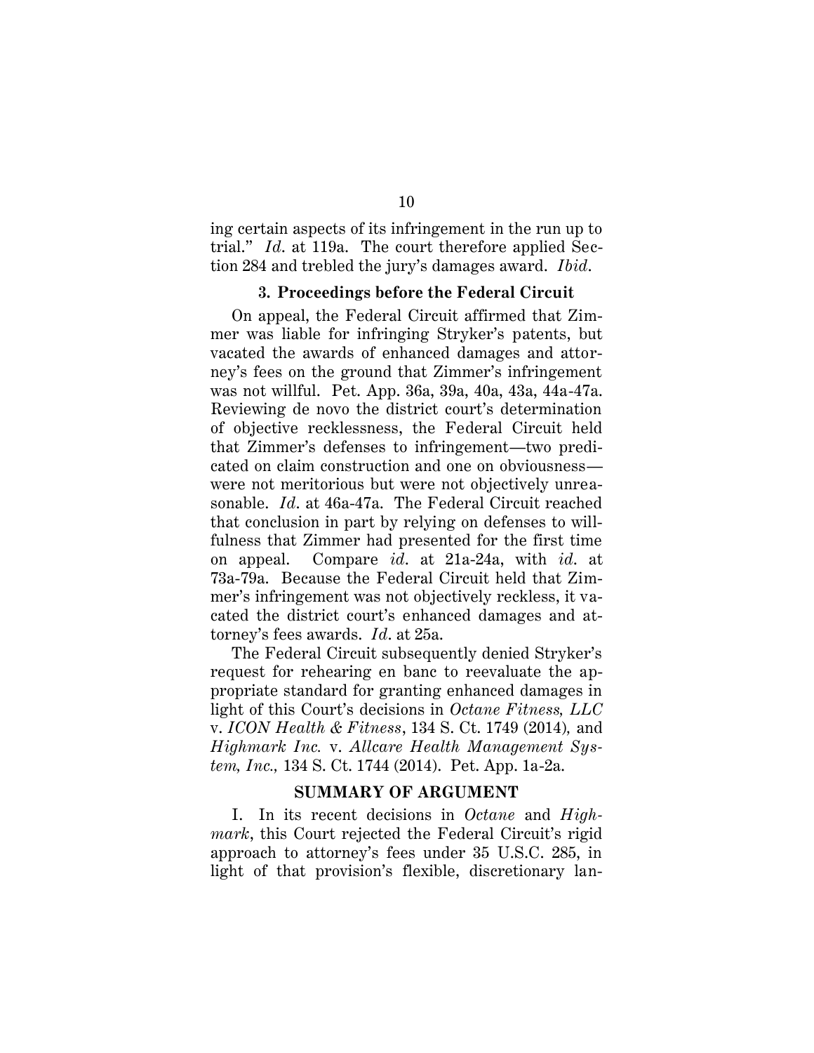ing certain aspects of its infringement in the run up to trial." *Id.* at 119a. The court therefore applied Section 284 and trebled the jury's damages award. *Ibid.*

### 3. Proceedings before the Federal Circuit

On appeal, the Federal Circuit affirmed that Zimmer was liable for infringing Stryker's patents, but vacated the awards of enhanced damages and attorney's fees on the ground that Zimmer's infringement was not willful. Pet. App. 36a, 39a, 40a, 43a, 44a-47a. Reviewing de novo the district court's determination of objective recklessness, the Federal Circuit held that Zimmer's defenses to infringement—two predicated on claim construction and one on obviousness—were not meritorious but were not objectively unreasonable. *Id.* at 46a-47a. The Federal Circuit reached that conclusion in part by relying on defenses to willfulness that Zimmer had presented for the first time on appeal. Compare *id.* at 21a-24a, with *id.* at 73a-79a. Because the Federal Circuit held that Zimmer's infringement was not objectively reckless, it vacated the district court's enhanced damages and attorney's fees awards. *Id.* at 25a.

The Federal Circuit subsequently denied Stryker's request for rehearing en banc to reevaluate the appropriate standard for granting enhanced damages in light of this Court's decisions in *Octane Fitness, LLC* v. *ICON Health & Fitness*, 134 S. Ct. 1749 (2014), and *Highmark Inc.* v. *Allcare Health Management System, Inc.,* 134 S. Ct. 1744 (2014). Pet. App. 1a-2a.

## SUMMARY OF ARGUMENT

I. In its recent decisions in *Octane* and *Highmark*, this Court rejected the Federal Circuit's rigid approach to attorney's fees under 35 U.S.C. 285, in light of that provision's flexible, discretionary lan-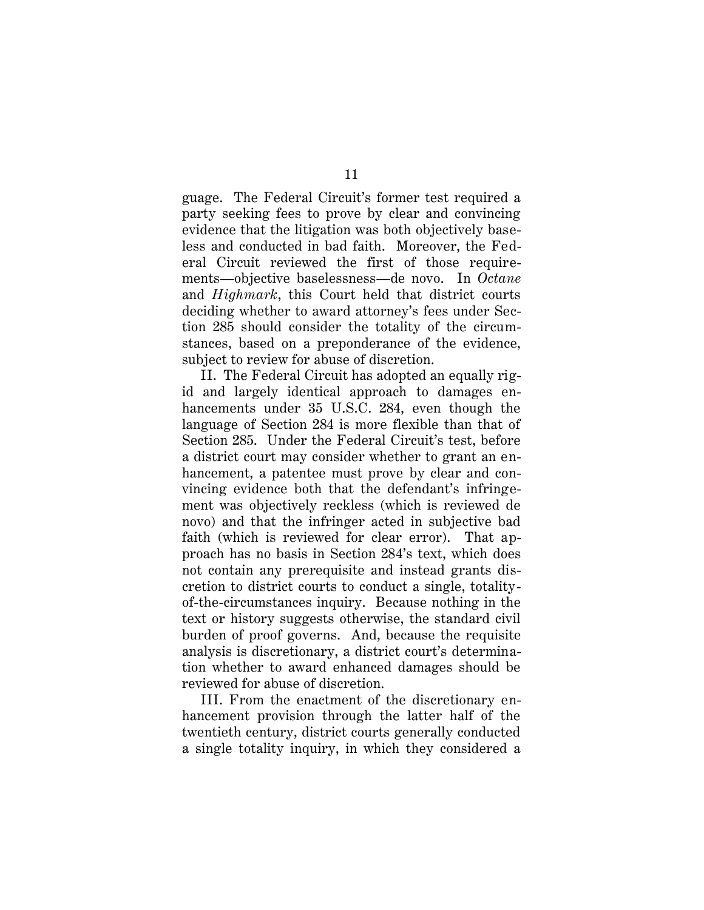guage. The Federal Circuit's former test required a party seeking fees to prove by clear and convincing evidence that the litigation was both objectively baseless and conducted in bad faith. Moreover, the Federal Circuit reviewed the first of those requirements—objective baselessness—de novo. In *Octane* and *Highmark*, this Court held that district courts deciding whether to award attorney's fees under Section 285 should consider the totality of the circumstances, based on a preponderance of the evidence, subject to review for abuse of discretion.

II. The Federal Circuit has adopted an equally rigid and largely identical approach to damages enhancements under 35 U.S.C. 284, even though the language of Section 284 is more flexible than that of Section 285. Under the Federal Circuit's test, before a district court may consider whether to grant an enhancement, a patentee must prove by clear and convincing evidence both that the defendant's infringement was objectively reckless (which is reviewed de novo) and that the infringer acted in subjective bad faith (which is reviewed for clear error). That approach has no basis in Section 284's text, which does not contain any prerequisite and instead grants discretion to district courts to conduct a single, totality-of-the-circumstances inquiry. Because nothing in the text or history suggests otherwise, the standard civil burden of proof governs. And, because the requisite analysis is discretionary, a district court's determination whether to award enhanced damages should be reviewed for abuse of discretion.

III. From the enactment of the discretionary enhancement provision through the latter half of the twentieth century, district courts generally conducted a single totality inquiry, in which they considered a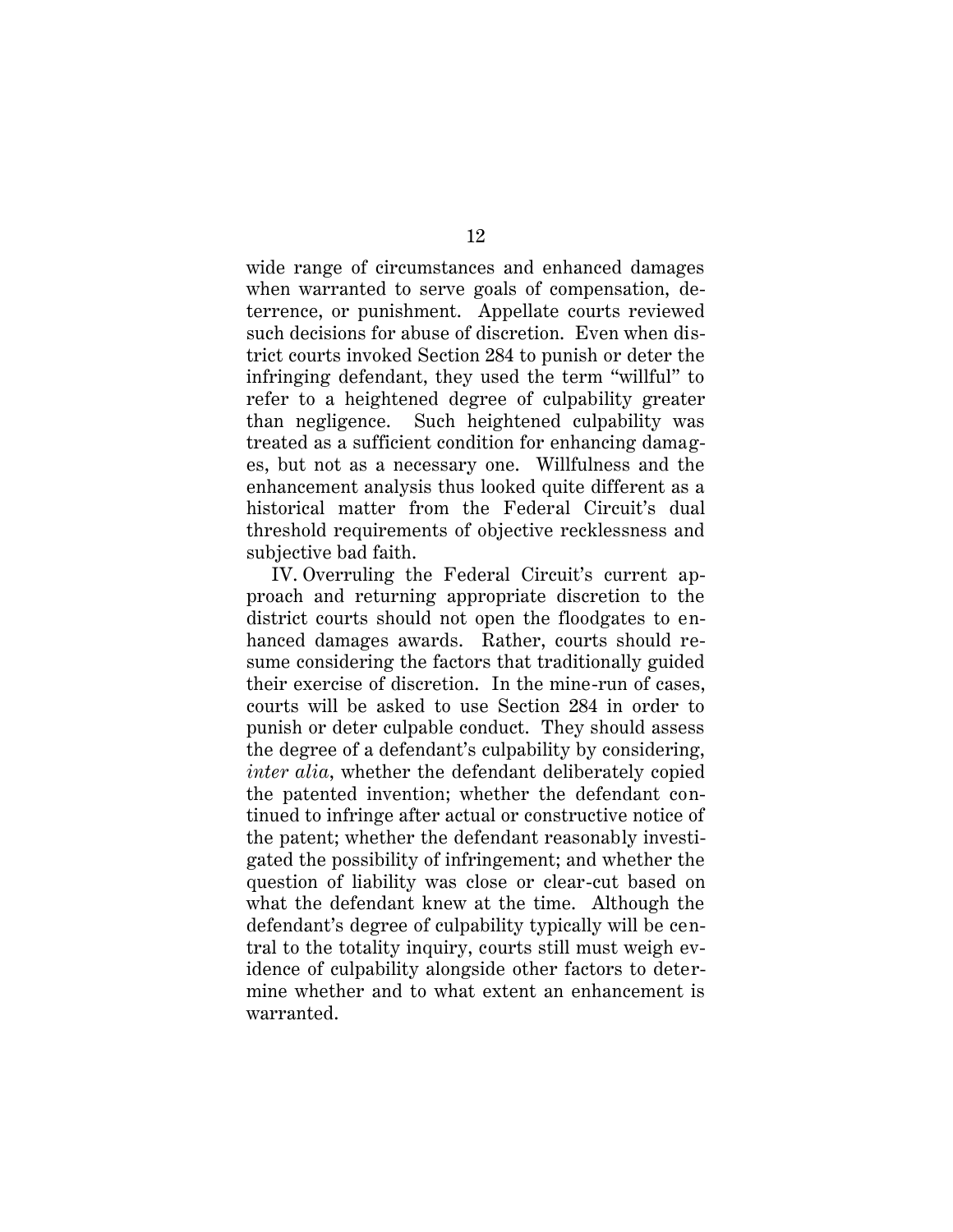wide range of circumstances and enhanced damages when warranted to serve goals of compensation, deterrence, or punishment. Appellate courts reviewed such decisions for abuse of discretion. Even when district courts invoked Section 284 to punish or deter the infringing defendant, they used the term "willful" to refer to a heightened degree of culpability greater than negligence. Such heightened culpability was treated as a sufficient condition for enhancing damages, but not as a necessary one. Willfulness and the enhancement analysis thus looked quite different as a historical matter from the Federal Circuit's dual threshold requirements of objective recklessness and subjective bad faith.

IV. Overruling the Federal Circuit's current approach and returning appropriate discretion to the district courts should not open the floodgates to enhanced damages awards. Rather, courts should resume considering the factors that traditionally guided their exercise of discretion. In the mine-run of cases, courts will be asked to use Section 284 in order to punish or deter culpable conduct. They should assess the degree of a defendant's culpability by considering, *inter alia*, whether the defendant deliberately copied the patented invention; whether the defendant continued to infringe after actual or constructive notice of the patent; whether the defendant reasonably investigated the possibility of infringement; and whether the question of liability was close or clear-cut based on what the defendant knew at the time. Although the defendant's degree of culpability typically will be central to the totality inquiry, courts still must weigh evidence of culpability alongside other factors to determine whether and to what extent an enhancement is warranted.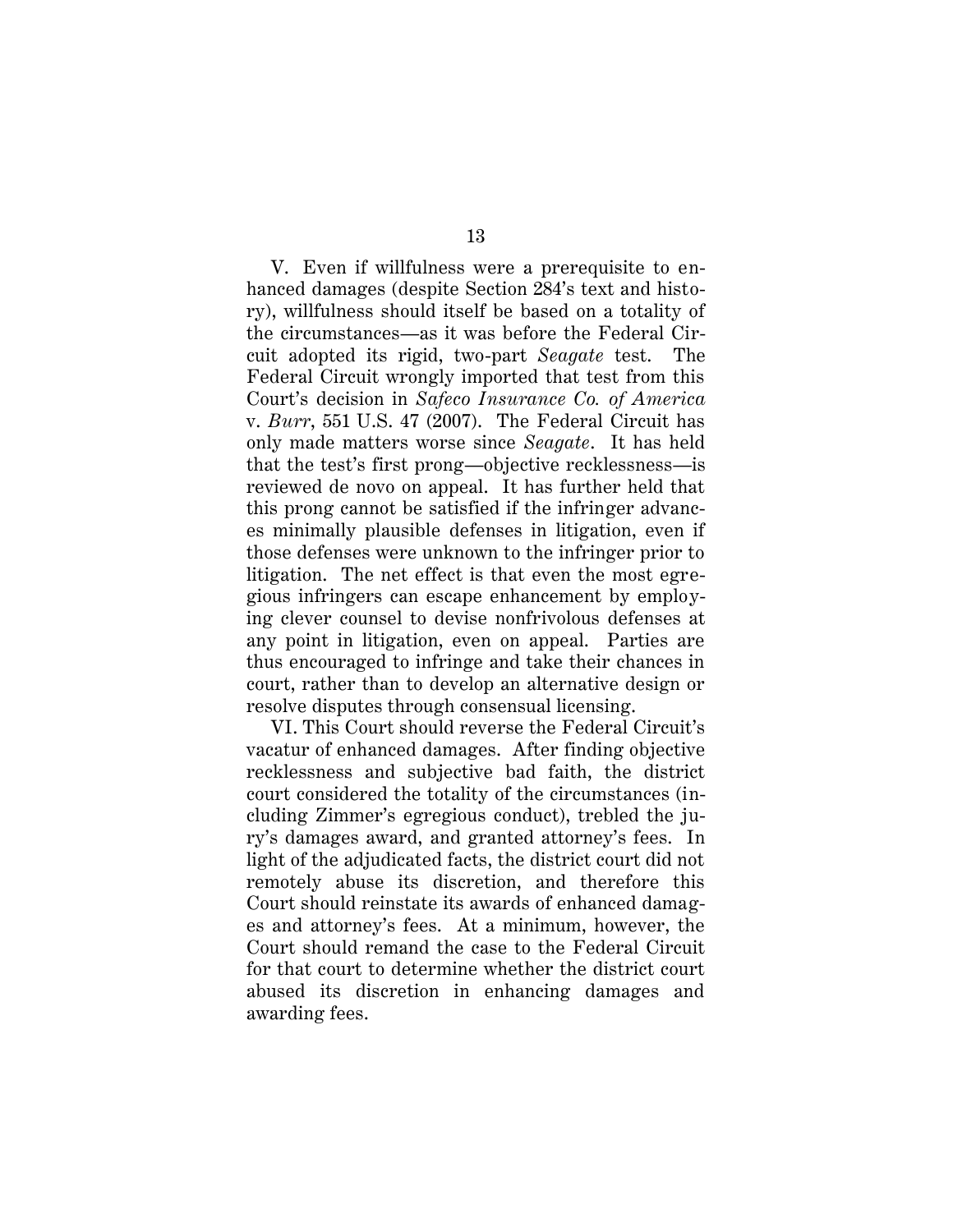V. Even if willfulness were a prerequisite to enhanced damages (despite Section 284's text and history), willfulness should itself be based on a totality of the circumstances—as it was before the Federal Circuit adopted its rigid, two-part *Seagate* test. The Federal Circuit wrongly imported that test from this Court's decision in *Safeco Insurance Co. of America* v. *Burr*, 551 U.S. 47 (2007). The Federal Circuit has only made matters worse since *Seagate*. It has held that the test's first prong—objective recklessness—is reviewed de novo on appeal. It has further held that this prong cannot be satisfied if the infringer advances minimally plausible defenses in litigation, even if those defenses were unknown to the infringer prior to litigation. The net effect is that even the most egregious infringers can escape enhancement by employing clever counsel to devise nonfrivolous defenses at any point in litigation, even on appeal. Parties are thus encouraged to infringe and take their chances in court, rather than to develop an alternative design or resolve disputes through consensual licensing.

VI. This Court should reverse the Federal Circuit's vacatur of enhanced damages. After finding objective recklessness and subjective bad faith, the district court considered the totality of the circumstances (including Zimmer's egregious conduct), trebled the jury's damages award, and granted attorney's fees. In light of the adjudicated facts, the district court did not remotely abuse its discretion, and therefore this Court should reinstate its awards of enhanced damages and attorney's fees. At a minimum, however, the Court should remand the case to the Federal Circuit for that court to determine whether the district court abused its discretion in enhancing damages and awarding fees.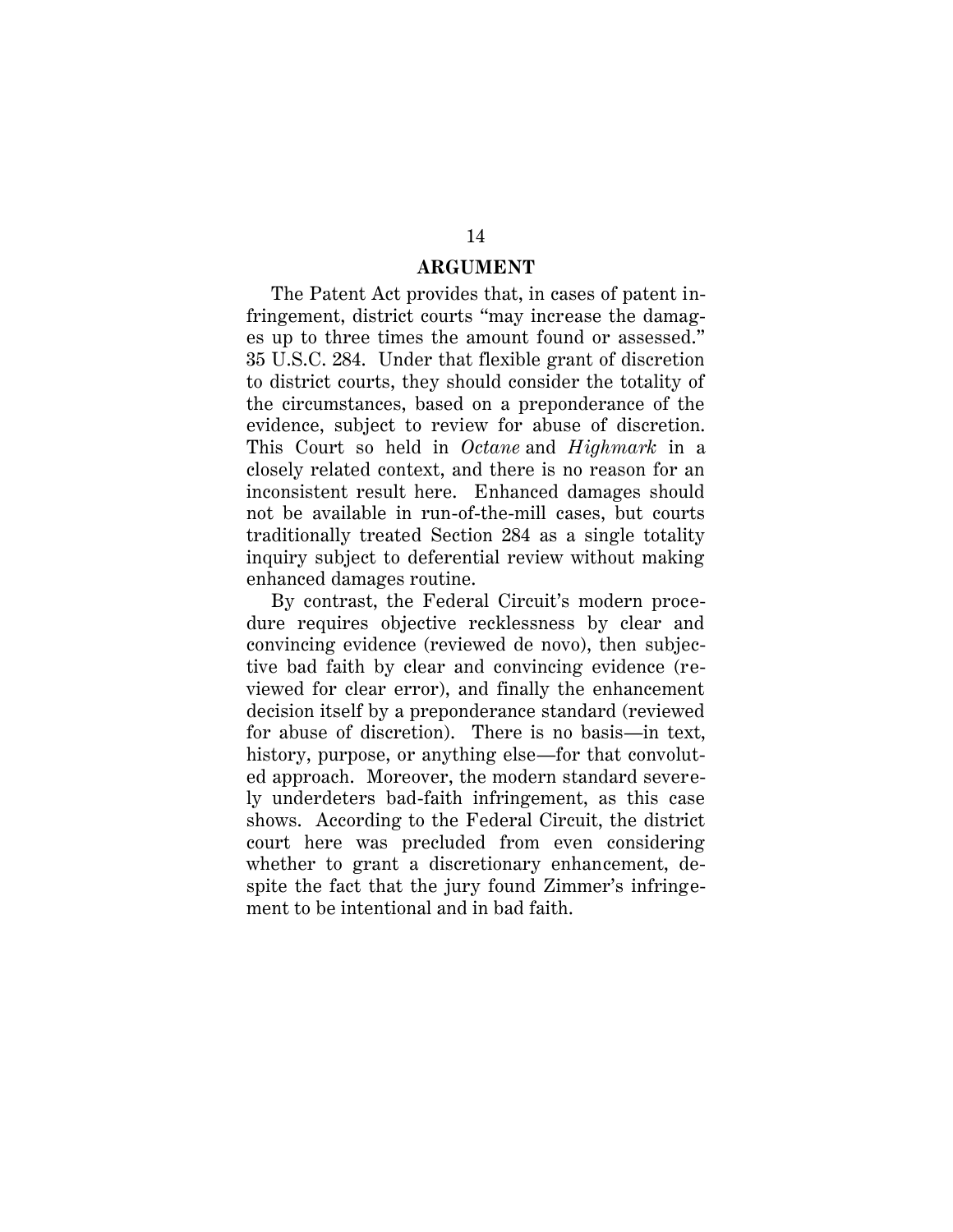## ARGUMENT

The Patent Act provides that, in cases of patent infringement, district courts "may increase the damages up to three times the amount found or assessed." 35 U.S.C. 284. Under that flexible grant of discretion to district courts, they should consider the totality of the circumstances, based on a preponderance of the evidence, subject to review for abuse of discretion. This Court so held in *Octane* and *Highmark* in a closely related context, and there is no reason for an inconsistent result here. Enhanced damages should not be available in run-of-the-mill cases, but courts traditionally treated Section 284 as a single totality inquiry subject to deferential review without making enhanced damages routine.

By contrast, the Federal Circuit's modern procedure requires objective recklessness by clear and convincing evidence (reviewed de novo), then subjective bad faith by clear and convincing evidence (reviewed for clear error), and finally the enhancement decision itself by a preponderance standard (reviewed for abuse of discretion). There is no basis—in text, history, purpose, or anything else—for that convoluted approach. Moreover, the modern standard severely underdeters bad-faith infringement, as this case shows. According to the Federal Circuit, the district court here was precluded from even considering whether to grant a discretionary enhancement, despite the fact that the jury found Zimmer's infringement to be intentional and in bad faith.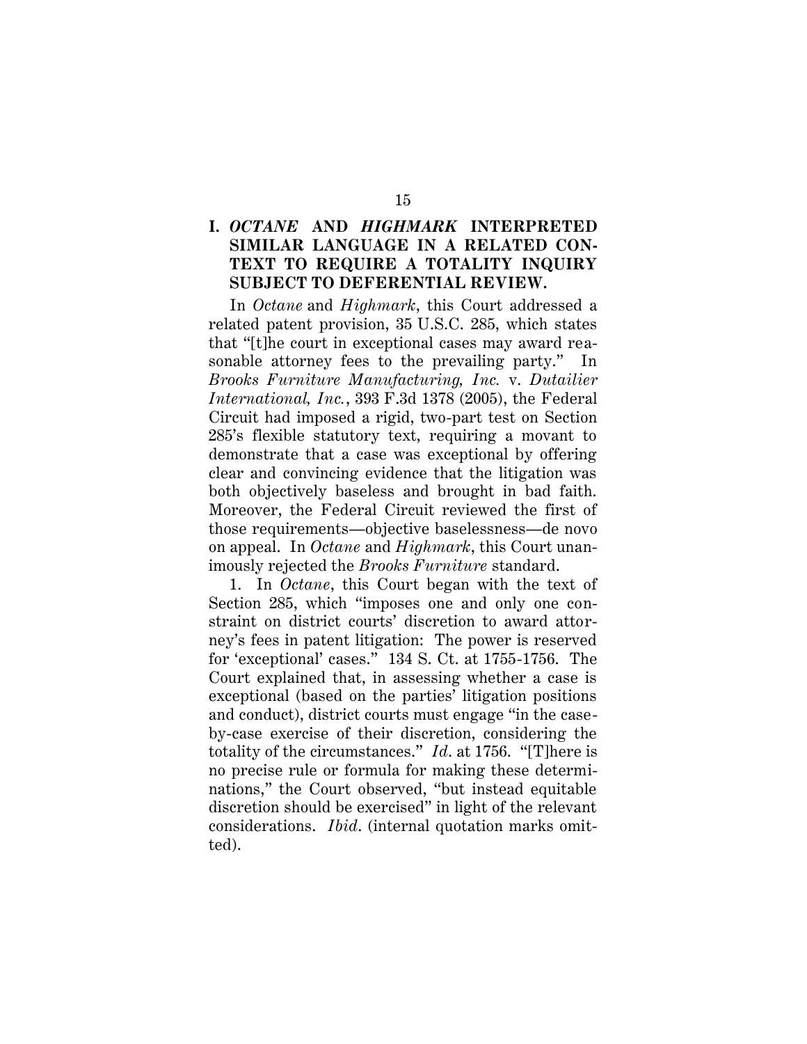## I. *OCTANE* AND *HIGHMARK* INTERPRETED SIMILAR LANGUAGE IN A RELATED CONTEXT TO REQUIRE A TOTALITY INQUIRY SUBJECT TO DEFERENTIAL REVIEW.

In *Octane* and *Highmark*, this Court addressed a related patent provision, 35 U.S.C. 285, which states that "[t]he court in exceptional cases may award reasonable attorney fees to the prevailing party." In *Brooks Furniture Manufacturing, Inc.* v. *Dutailier International, Inc.*, 393 F.3d 1378 (2005), the Federal Circuit had imposed a rigid, two-part test on Section 285's flexible statutory text, requiring a movant to demonstrate that a case was exceptional by offering clear and convincing evidence that the litigation was both objectively baseless and brought in bad faith. Moreover, the Federal Circuit reviewed the first of those requirements—objective baselessness—de novo on appeal. In *Octane* and *Highmark*, this Court unanimously rejected the *Brooks Furniture* standard.

1. In *Octane*, this Court began with the text of Section 285, which "imposes one and only one constraint on district courts' discretion to award attorney's fees in patent litigation: The power is reserved for 'exceptional' cases." 134 S. Ct. at 1755-1756. The Court explained that, in assessing whether a case is exceptional (based on the parties' litigation positions and conduct), district courts must engage "in the case-by-case exercise of their discretion, considering the totality of the circumstances." *Id.* at 1756. "[T]here is no precise rule or formula for making these determinations," the Court observed, "but instead equitable discretion should be exercised" in light of the relevant considerations. *Ibid.* (internal quotation marks omitted).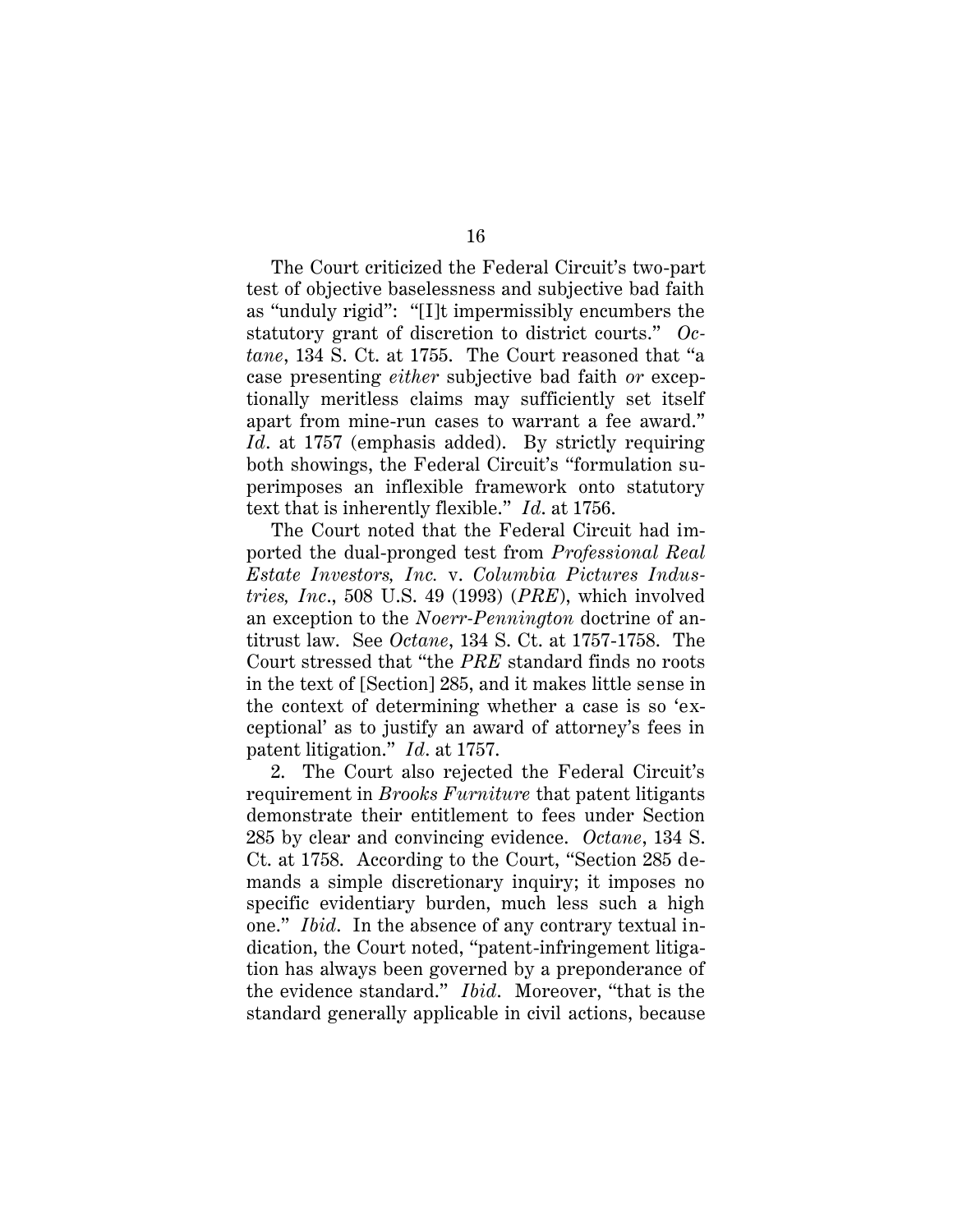The Court criticized the Federal Circuit's two-part test of objective baselessness and subjective bad faith as "unduly rigid": "[I]t impermissibly encumbers the statutory grant of discretion to district courts." *Octane*, 134 S. Ct. at 1755. The Court reasoned that "a case presenting *either* subjective bad faith *or* exceptionally meritless claims may sufficiently set itself apart from mine-run cases to warrant a fee award." *Id*. at 1757 (emphasis added). By strictly requiring both showings, the Federal Circuit's "formulation superimposes an inflexible framework onto statutory text that is inherently flexible." *Id*. at 1756.

The Court noted that the Federal Circuit had imported the dual-pronged test from *Professional Real Estate Investors, Inc.* v. *Columbia Pictures Industries, Inc*., 508 U.S. 49 (1993) (*PRE*), which involved an exception to the *Noerr-Pennington* doctrine of antitrust law. See *Octane*, 134 S. Ct. at 1757-1758. The Court stressed that "the *PRE* standard finds no roots in the text of [Section] 285, and it makes little sense in the context of determining whether a case is so 'exceptional' as to justify an award of attorney's fees in patent litigation." *Id*. at 1757.

2. The Court also rejected the Federal Circuit's requirement in *Brooks Furniture* that patent litigants demonstrate their entitlement to fees under Section 285 by clear and convincing evidence. *Octane*, 134 S. Ct. at 1758. According to the Court, "Section 285 demands a simple discretionary inquiry; it imposes no specific evidentiary burden, much less such a high one." *Ibid*. In the absence of any contrary textual indication, the Court noted, "patent-infringement litigation has always been governed by a preponderance of the evidence standard." *Ibid*. Moreover, "that is the standard generally applicable in civil actions, because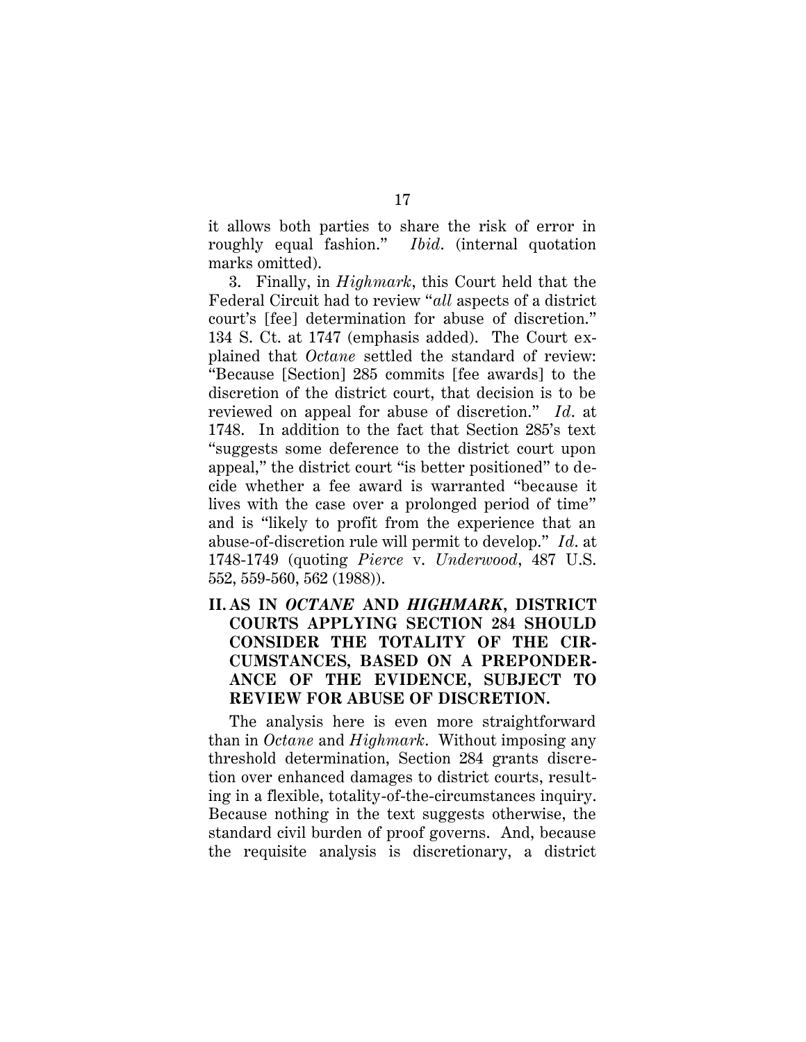it allows both parties to share the risk of error in roughly equal fashion." *Ibid*. (internal quotation marks omitted).

3. Finally, in *Highmark*, this Court held that the Federal Circuit had to review "*all* aspects of a district court's [fee] determination for abuse of discretion." 134 S. Ct. at 1747 (emphasis added). The Court explained that *Octane* settled the standard of review: "Because [Section] 285 commits [fee awards] to the discretion of the district court, that decision is to be reviewed on appeal for abuse of discretion." *Id*. at 1748. In addition to the fact that Section 285's text "suggests some deference to the district court upon appeal," the district court "is better positioned" to decide whether a fee award is warranted "because it lives with the case over a prolonged period of time" and is "likely to profit from the experience that an abuse-of-discretion rule will permit to develop." *Id*. at 1748-1749 (quoting *Pierce* v. *Underwood*, 487 U.S. 552, 559-560, 562 (1988)).

## II. AS IN *OCTANE* AND *HIGHMARK*, DISTRICT COURTS APPLYING SECTION 284 SHOULD CONSIDER THE TOTALITY OF THE CIRCUMSTANCES, BASED ON A PREPONDERANCE OF THE EVIDENCE, SUBJECT TO REVIEW FOR ABUSE OF DISCRETION.

The analysis here is even more straightforward than in *Octane* and *Highmark*. Without imposing any threshold determination, Section 284 grants discretion over enhanced damages to district courts, resulting in a flexible, totality-of-the-circumstances inquiry. Because nothing in the text suggests otherwise, the standard civil burden of proof governs. And, because the requisite analysis is discretionary, a district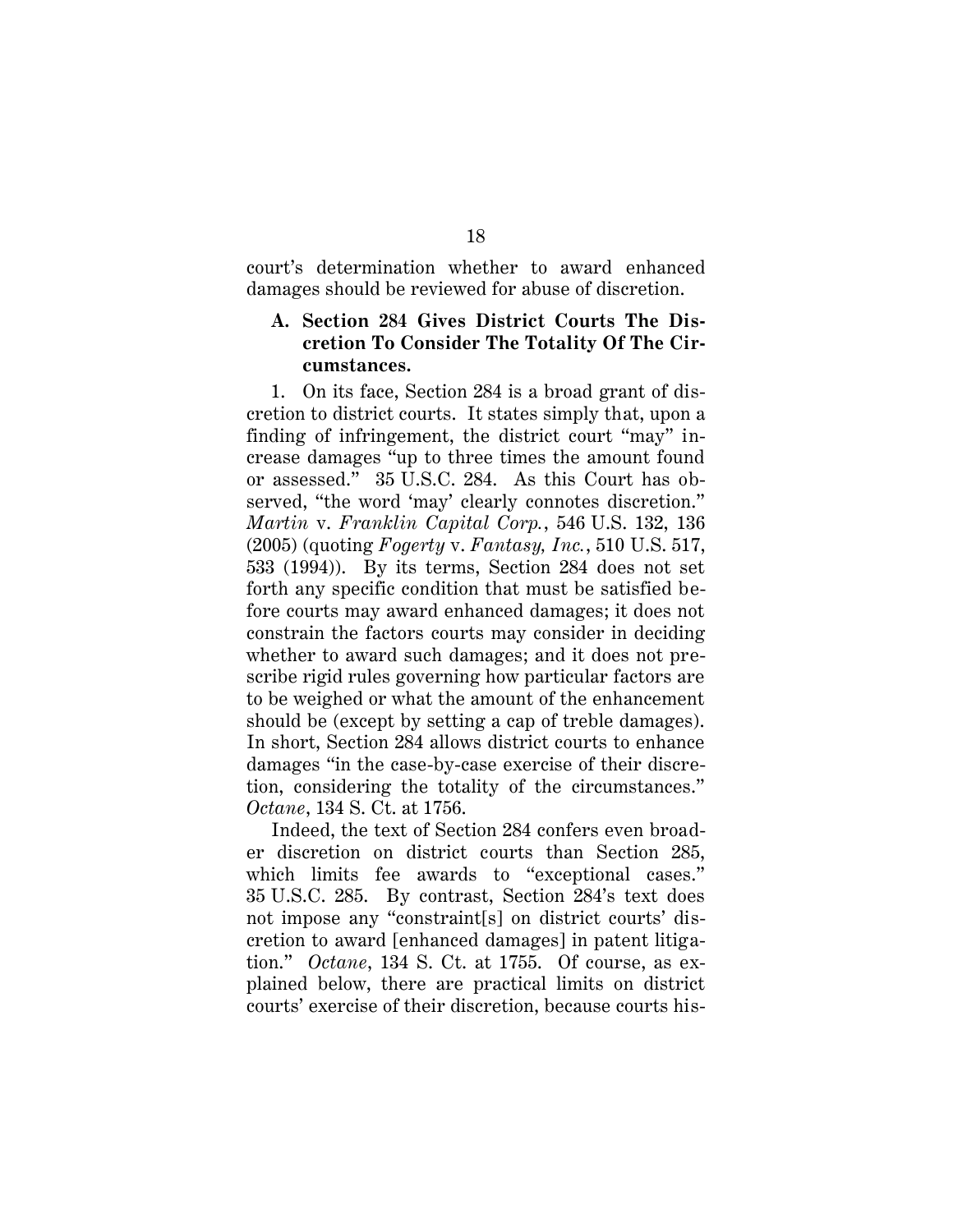court's determination whether to award enhanced damages should be reviewed for abuse of discretion.

### A. Section 284 Gives District Courts The Discretion To Consider The Totality Of The Circumstances.

1. On its face, Section 284 is a broad grant of discretion to district courts. It states simply that, upon a finding of infringement, the district court "may" increase damages "up to three times the amount found or assessed." 35 U.S.C. 284. As this Court has observed, "the word 'may' clearly connotes discretion." *Martin* v. *Franklin Capital Corp.*, 546 U.S. 132, 136 (2005) (quoting *Fogerty* v. *Fantasy, Inc.*, 510 U.S. 517, 533 (1994)). By its terms, Section 284 does not set forth any specific condition that must be satisfied before courts may award enhanced damages; it does not constrain the factors courts may consider in deciding whether to award such damages; and it does not prescribe rigid rules governing how particular factors are to be weighed or what the amount of the enhancement should be (except by setting a cap of treble damages). In short, Section 284 allows district courts to enhance damages "in the case-by-case exercise of their discretion, considering the totality of the circumstances." *Octane*, 134 S. Ct. at 1756.

Indeed, the text of Section 284 confers even broader discretion on district courts than Section 285, which limits fee awards to "exceptional cases." 35 U.S.C. 285. By contrast, Section 284's text does not impose any "constraint[s] on district courts' discretion to award [enhanced damages] in patent litigation." *Octane*, 134 S. Ct. at 1755. Of course, as explained below, there are practical limits on district courts' exercise of their discretion, because courts his-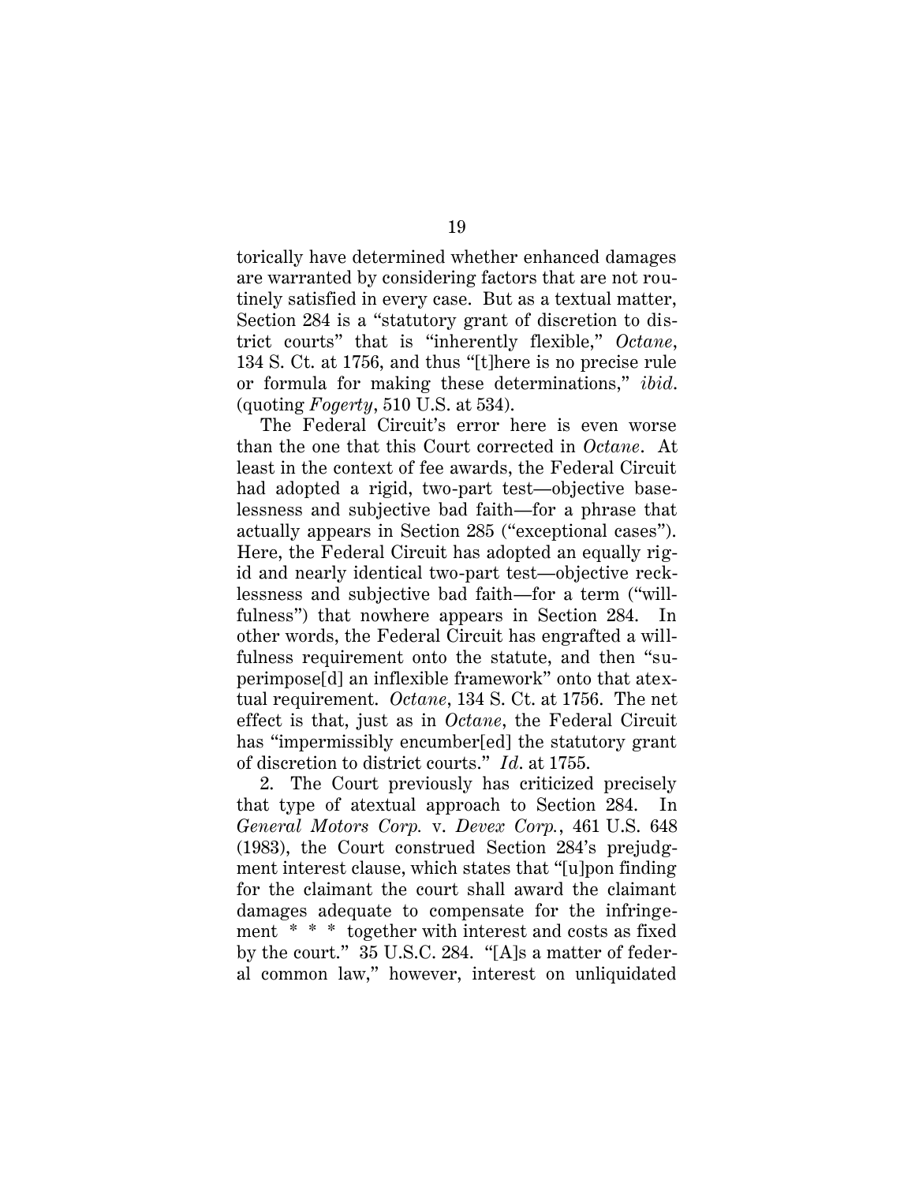torically have determined whether enhanced damages are warranted by considering factors that are not routinely satisfied in every case. But as a textual matter, Section 284 is a "statutory grant of discretion to district courts" that is "inherently flexible," *Octane*, 134 S. Ct. at 1756, and thus "[t]here is no precise rule or formula for making these determinations," *ibid*. (quoting *Fogerty*, 510 U.S. at 534).

The Federal Circuit's error here is even worse than the one that this Court corrected in *Octane*. At least in the context of fee awards, the Federal Circuit had adopted a rigid, two-part test—objective baselessness and subjective bad faith—for a phrase that actually appears in Section 285 ("exceptional cases"). Here, the Federal Circuit has adopted an equally rigid and nearly identical two-part test—objective recklessness and subjective bad faith—for a term ("willfulness") that nowhere appears in Section 284. In other words, the Federal Circuit has engrafted a willfulness requirement onto the statute, and then "superimpose[d] an inflexible framework" onto that atextual requirement. *Octane*, 134 S. Ct. at 1756. The net effect is that, just as in *Octane*, the Federal Circuit has "impermissibly encumber[ed] the statutory grant of discretion to district courts." *Id*. at 1755.

2. The Court previously has criticized precisely that type of atextual approach to Section 284. In *General Motors Corp.* v. *Devex Corp.*, 461 U.S. 648 (1983), the Court construed Section 284's prejudgment interest clause, which states that "[u]pon finding for the claimant the court shall award the claimant damages adequate to compensate for the infringement * * * together with interest and costs as fixed by the court." 35 U.S.C. 284. "[A]s a matter of federal common law," however, interest on unliquidated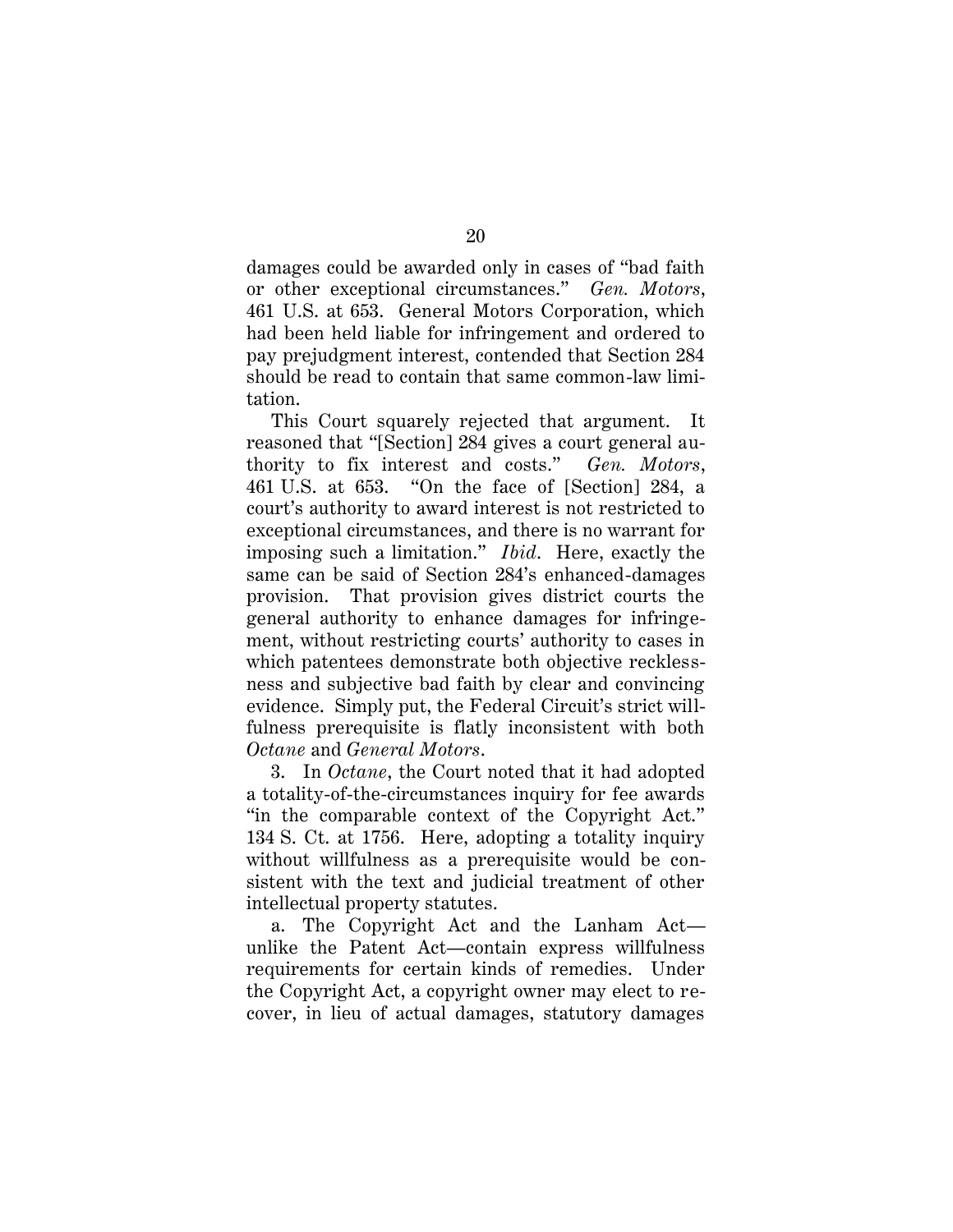damages could be awarded only in cases of "bad faith or other exceptional circumstances." *Gen. Motors*, 461 U.S. at 653. General Motors Corporation, which had been held liable for infringement and ordered to pay prejudgment interest, contended that Section 284 should be read to contain that same common-law limitation.

This Court squarely rejected that argument. It reasoned that "[Section] 284 gives a court general authority to fix interest and costs." *Gen. Motors*, 461 U.S. at 653. "On the face of [Section] 284, a court's authority to award interest is not restricted to exceptional circumstances, and there is no warrant for imposing such a limitation." *Ibid*. Here, exactly the same can be said of Section 284's enhanced-damages provision. That provision gives district courts the general authority to enhance damages for infringement, without restricting courts' authority to cases in which patentees demonstrate both objective recklessness and subjective bad faith by clear and convincing evidence. Simply put, the Federal Circuit's strict willfulness prerequisite is flatly inconsistent with both *Octane* and *General Motors*.

3. In *Octane*, the Court noted that it had adopted a totality-of-the-circumstances inquiry for fee awards "in the comparable context of the Copyright Act." 134 S. Ct. at 1756. Here, adopting a totality inquiry without willfulness as a prerequisite would be consistent with the text and judicial treatment of other intellectual property statutes.

a. The Copyright Act and the Lanham Act—unlike the Patent Act—contain express willfulness requirements for certain kinds of remedies. Under the Copyright Act, a copyright owner may elect to recover, in lieu of actual damages, statutory damages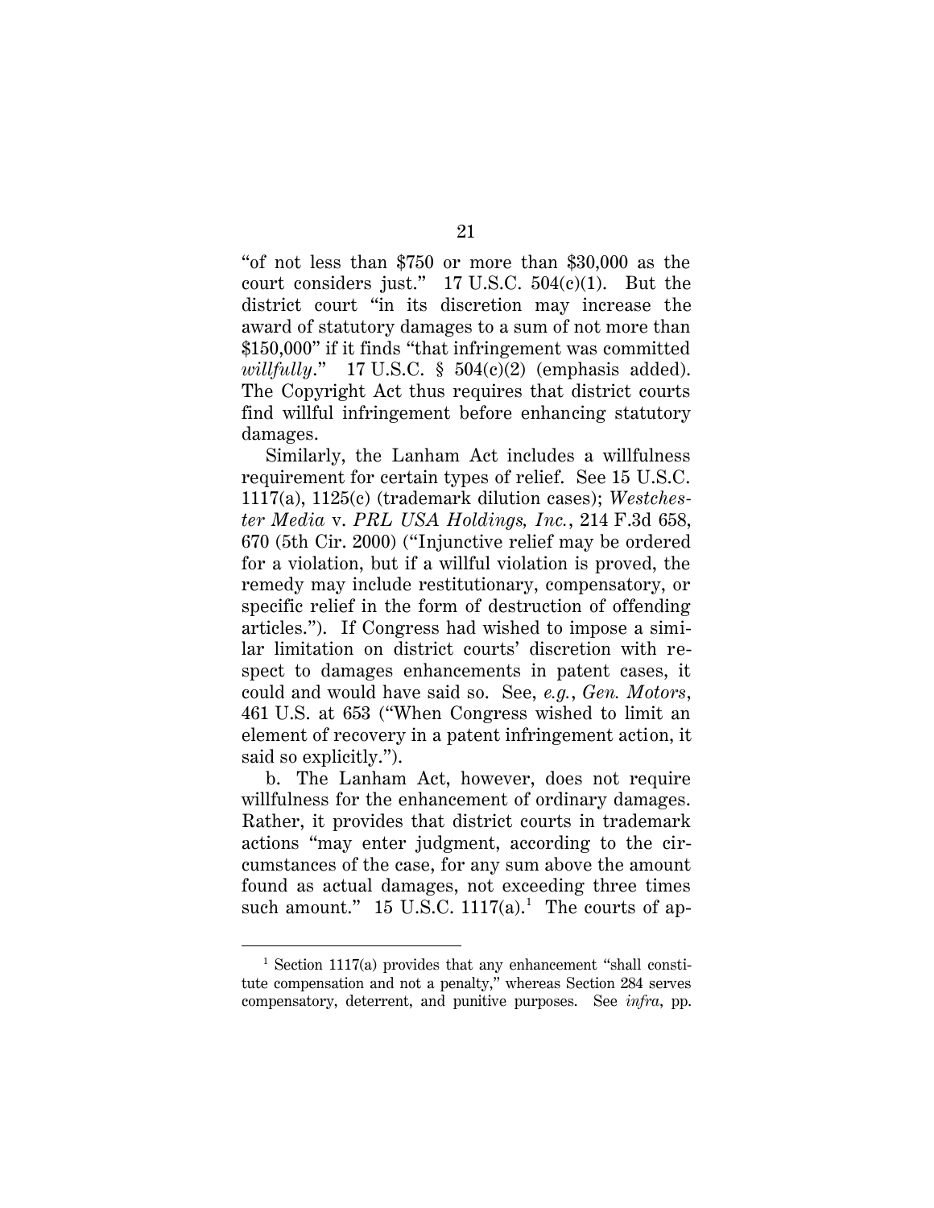"of not less than $750 or more than $30,000 as the court considers just." 17 U.S.C. 504(c)(1). But the district court "in its discretion may increase the award of statutory damages to a sum of not more than $150,000" if it finds "that infringement was committed *willfully*." 17 U.S.C. § 504(c)(2) (emphasis added). The Copyright Act thus requires that district courts find willful infringement before enhancing statutory damages.

Similarly, the Lanham Act includes a willfulness requirement for certain types of relief. See 15 U.S.C. 1117(a), 1125(c) (trademark dilution cases); *Westchester Media* v. *PRL USA Holdings, Inc.*, 214 F.3d 658, 670 (5th Cir. 2000) ("Injunctive relief may be ordered for a violation, but if a willful violation is proved, the remedy may include restitutionary, compensatory, or specific relief in the form of destruction of offending articles."). If Congress had wished to impose a similar limitation on district courts' discretion with respect to damages enhancements in patent cases, it could and would have said so. See, *e.g.*, *Gen. Motors*, 461 U.S. at 653 ("When Congress wished to limit an element of recovery in a patent infringement action, it said so explicitly.").

b. The Lanham Act, however, does not require willfulness for the enhancement of ordinary damages. Rather, it provides that district courts in trademark actions "may enter judgment, according to the circumstances of the case, for any sum above the amount found as actual damages, not exceeding three times such amount." 15 U.S.C. 1117(a).[1] The courts of ap-

[1] Section 1117(a) provides that any enhancement "shall constitute compensation and not a penalty," whereas Section 284 serves compensatory, deterrent, and punitive purposes. See *infra*, pp.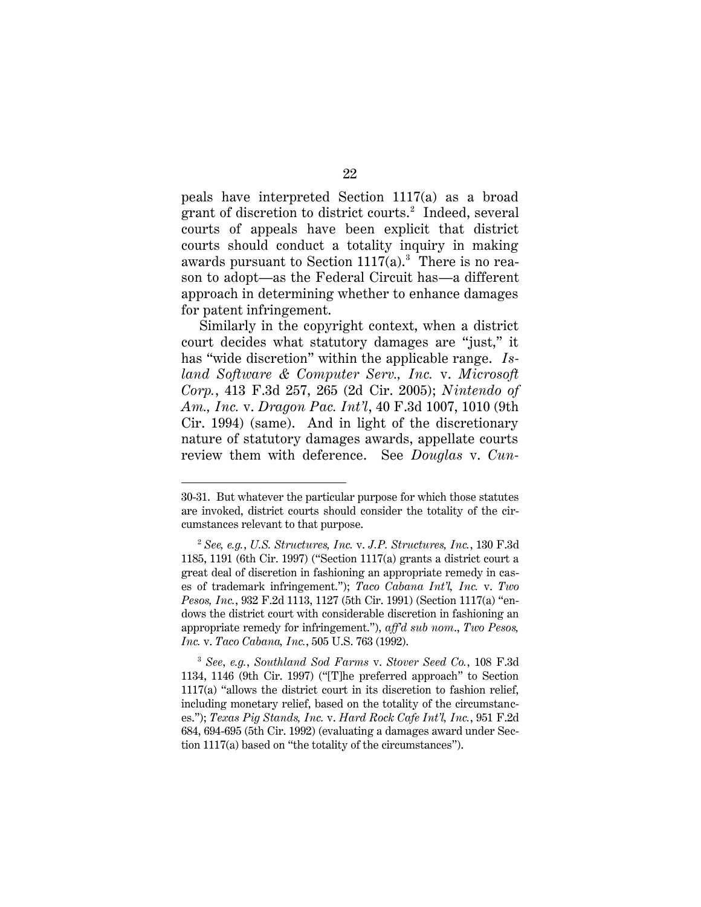peals have interpreted Section 1117(a) as a broad grant of discretion to district courts.[2] Indeed, several courts of appeals have been explicit that district courts should conduct a totality inquiry in making awards pursuant to Section 1117(a).[3] There is no reason to adopt—as the Federal Circuit has—a different approach in determining whether to enhance damages for patent infringement.

Similarly in the copyright context, when a district court decides what statutory damages are "just," it has "wide discretion" within the applicable range. *Island Software & Computer Serv., Inc.* v. *Microsoft Corp.*, 413 F.3d 257, 265 (2d Cir. 2005); *Nintendo of Am., Inc.* v. *Dragon Pac. Int'l*, 40 F.3d 1007, 1010 (9th Cir. 1994) (same). And in light of the discretionary nature of statutory damages awards, appellate courts review them with deference. See *Douglas* v. *Cun-*

---

30-31. But whatever the particular purpose for which those statutes are invoked, district courts should consider the totality of the circumstances relevant to that purpose.

[2] *See, e.g.*, *U.S. Structures, Inc.* v. *J.P. Structures, Inc.*, 130 F.3d 1185, 1191 (6th Cir. 1997) ("Section 1117(a) grants a district court a great deal of discretion in fashioning an appropriate remedy in cases of trademark infringement."); *Taco Cabana Int'l, Inc.* v. *Two Pesos, Inc.*, 932 F.2d 1113, 1127 (5th Cir. 1991) (Section 1117(a) "endows the district court with considerable discretion in fashioning an appropriate remedy for infringement."), *aff'd sub nom*., *Two Pesos, Inc.* v. *Taco Cabana, Inc.*, 505 U.S. 763 (1992).

[3] *See*, *e.g.*, *Southland Sod Farms* v. *Stover Seed Co.*, 108 F.3d 1134, 1146 (9th Cir. 1997) ("[T]he preferred approach" to Section 1117(a) "allows the district court in its discretion to fashion relief, including monetary relief, based on the totality of the circumstances."); *Texas Pig Stands, Inc.* v. *Hard Rock Cafe Int'l, Inc.*, 951 F.2d 684, 694-695 (5th Cir. 1992) (evaluating a damages award under Section 1117(a) based on "the totality of the circumstances").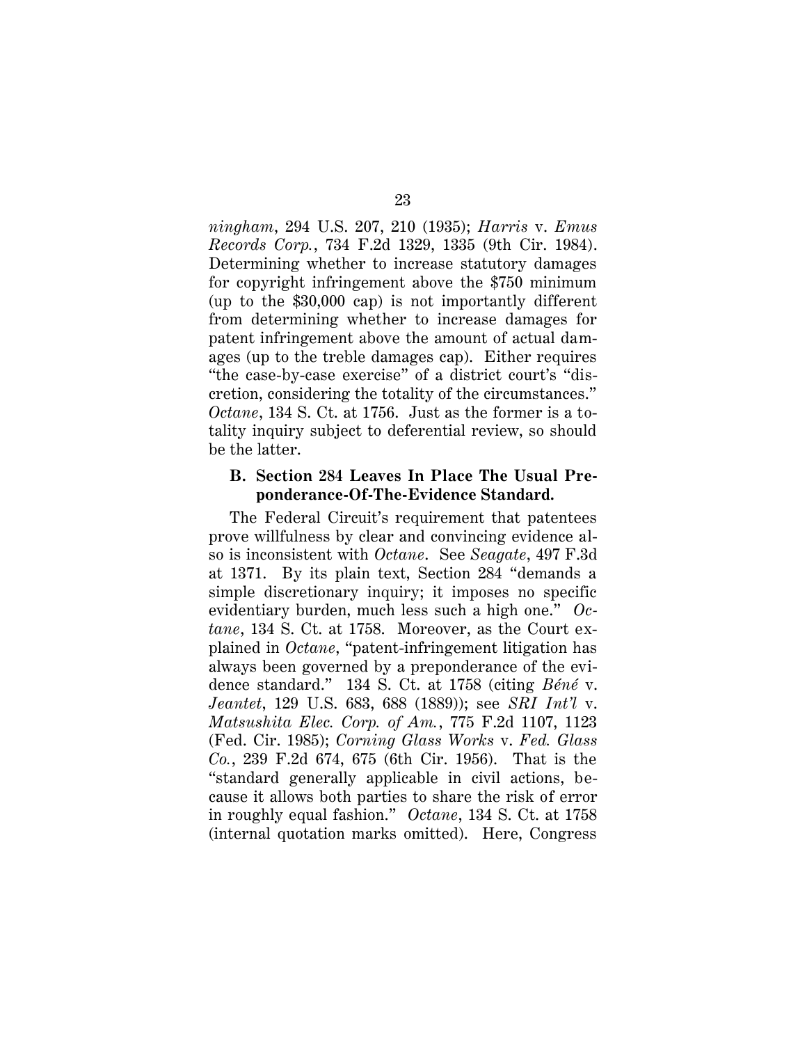*ningham*, 294 U.S. 207, 210 (1935); *Harris* v. *Emus Records Corp.*, 734 F.2d 1329, 1335 (9th Cir. 1984). Determining whether to increase statutory damages for copyright infringement above the $750 minimum (up to the $30,000 cap) is not importantly different from determining whether to increase damages for patent infringement above the amount of actual damages (up to the treble damages cap). Either requires "the case-by-case exercise" of a district court's "discretion, considering the totality of the circumstances." *Octane*, 134 S. Ct. at 1756. Just as the former is a totality inquiry subject to deferential review, so should be the latter.

### B. Section 284 Leaves In Place The Usual Preponderance-Of-The-Evidence Standard.

The Federal Circuit's requirement that patentees prove willfulness by clear and convincing evidence also is inconsistent with *Octane*. See *Seagate*, 497 F.3d at 1371. By its plain text, Section 284 "demands a simple discretionary inquiry; it imposes no specific evidentiary burden, much less such a high one." *Octane*, 134 S. Ct. at 1758. Moreover, as the Court explained in *Octane*, "patent-infringement litigation has always been governed by a preponderance of the evidence standard." 134 S. Ct. at 1758 (citing *Béné* v. *Jeantet*, 129 U.S. 683, 688 (1889)); see *SRI Int'l* v. *Matsushita Elec. Corp. of Am.*, 775 F.2d 1107, 1123 (Fed. Cir. 1985); *Corning Glass Works* v. *Fed. Glass Co.*, 239 F.2d 674, 675 (6th Cir. 1956). That is the "standard generally applicable in civil actions, because it allows both parties to share the risk of error in roughly equal fashion." *Octane*, 134 S. Ct. at 1758 (internal quotation marks omitted). Here, Congress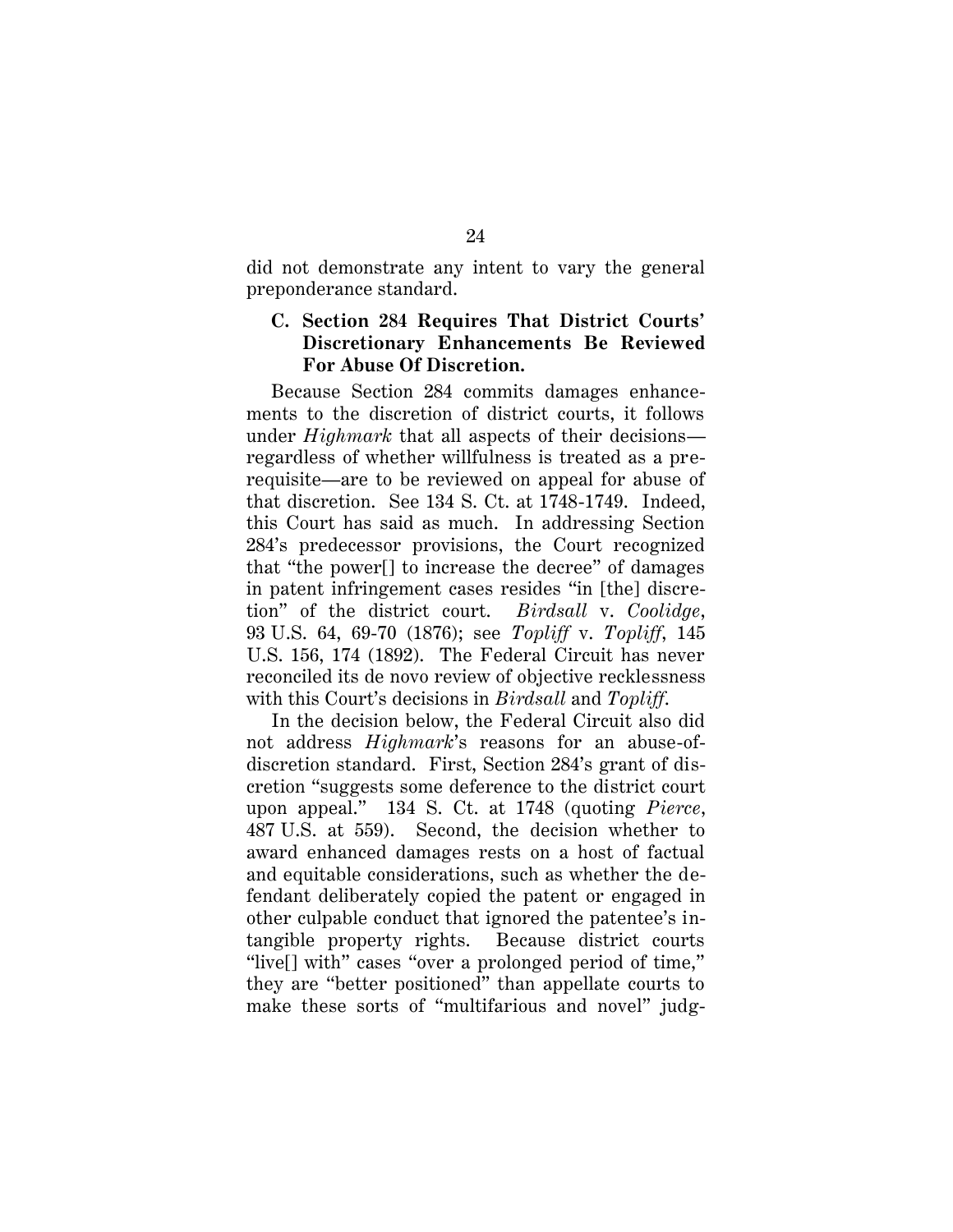did not demonstrate any intent to vary the general preponderance standard.

### C. Section 284 Requires That District Courts' Discretionary Enhancements Be Reviewed For Abuse Of Discretion.

Because Section 284 commits damages enhancements to the discretion of district courts, it follows under *Highmark* that all aspects of their decisions—regardless of whether willfulness is treated as a prerequisite—are to be reviewed on appeal for abuse of that discretion. See 134 S. Ct. at 1748-1749. Indeed, this Court has said as much. In addressing Section 284's predecessor provisions, the Court recognized that "the power[] to increase the decree" of damages in patent infringement cases resides "in [the] discretion" of the district court. *Birdsall* v. *Coolidge*, 93 U.S. 64, 69-70 (1876); see *Topliff* v. *Topliff*, 145 U.S. 156, 174 (1892). The Federal Circuit has never reconciled its de novo review of objective recklessness with this Court's decisions in *Birdsall* and *Topliff*.

In the decision below, the Federal Circuit also did not address *Highmark*'s reasons for an abuse-of-discretion standard. First, Section 284's grant of discretion "suggests some deference to the district court upon appeal." 134 S. Ct. at 1748 (quoting *Pierce*, 487 U.S. at 559). Second, the decision whether to award enhanced damages rests on a host of factual and equitable considerations, such as whether the defendant deliberately copied the patent or engaged in other culpable conduct that ignored the patentee's intangible property rights. Because district courts "live[] with" cases "over a prolonged period of time," they are "better positioned" than appellate courts to make these sorts of "multifarious and novel" judg-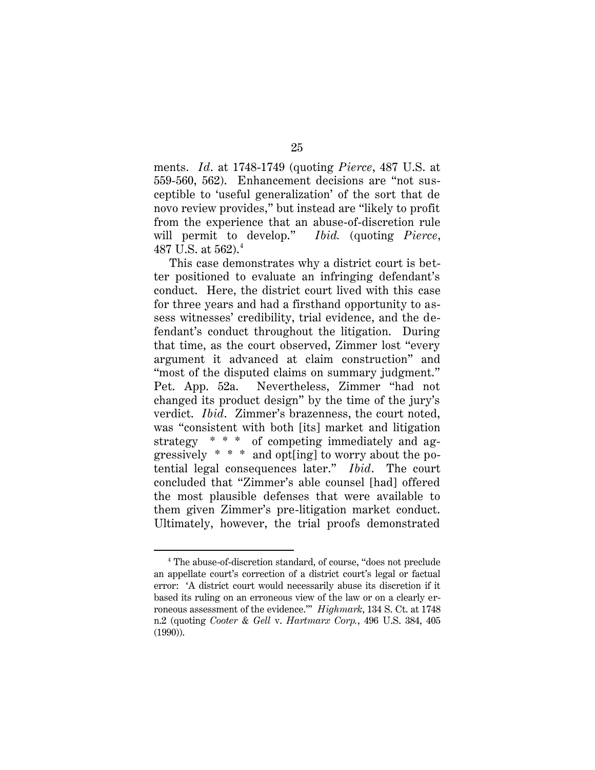ments. *Id*. at 1748-1749 (quoting *Pierce*, 487 U.S. at 559-560, 562). Enhancement decisions are "not susceptible to 'useful generalization' of the sort that de novo review provides," but instead are "likely to profit from the experience that an abuse-of-discretion rule will permit to develop." *Ibid.* (quoting *Pierce*, 487 U.S. at 562).[4]

This case demonstrates why a district court is better positioned to evaluate an infringing defendant's conduct. Here, the district court lived with this case for three years and had a firsthand opportunity to assess witnesses' credibility, trial evidence, and the defendant's conduct throughout the litigation. During that time, as the court observed, Zimmer lost "every argument it advanced at claim construction" and "most of the disputed claims on summary judgment." Pet. App. 52a. Nevertheless, Zimmer "had not changed its product design" by the time of the jury's verdict. *Ibid*. Zimmer's brazenness, the court noted, was "consistent with both [its] market and litigation strategy * * * of competing immediately and aggressively * * * and opt[ing] to worry about the potential legal consequences later." *Ibid*. The court concluded that "Zimmer's able counsel [had] offered the most plausible defenses that were available to them given Zimmer's pre-litigation market conduct. Ultimately, however, the trial proofs demonstrated

[4] The abuse-of-discretion standard, of course, "does not preclude an appellate court's correction of a district court's legal or factual error: 'A district court would necessarily abuse its discretion if it based its ruling on an erroneous view of the law or on a clearly erroneous assessment of the evidence.'" *Highmark*, 134 S. Ct. at 1748 n.2 (quoting *Cooter & Gell* v. *Hartmarx Corp.*, 496 U.S. 384, 405 (1990)).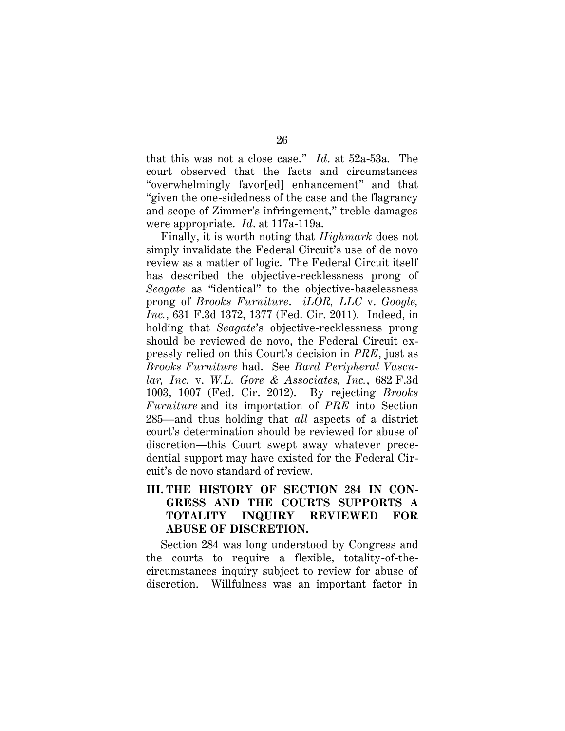that this was not a close case." *Id*. at 52a-53a. The court observed that the facts and circumstances "overwhelmingly favor[ed] enhancement" and that "given the one-sidedness of the case and the flagrancy and scope of Zimmer's infringement," treble damages were appropriate. *Id*. at 117a-119a.

Finally, it is worth noting that *Highmark* does not simply invalidate the Federal Circuit's use of de novo review as a matter of logic. The Federal Circuit itself has described the objective-recklessness prong of *Seagate* as "identical" to the objective-baselessness prong of *Brooks Furniture*. *iLOR, LLC* v. *Google, Inc.*, 631 F.3d 1372, 1377 (Fed. Cir. 2011). Indeed, in holding that *Seagate*'s objective-recklessness prong should be reviewed de novo, the Federal Circuit expressly relied on this Court's decision in *PRE*, just as *Brooks Furniture* had. See *Bard Peripheral Vascular, Inc.* v. *W.L. Gore & Associates, Inc.*, 682 F.3d 1003, 1007 (Fed. Cir. 2012). By rejecting *Brooks Furniture* and its importation of *PRE* into Section 285—and thus holding that *all* aspects of a district court's determination should be reviewed for abuse of discretion—this Court swept away whatever precedential support may have existed for the Federal Circuit's de novo standard of review.

## III. THE HISTORY OF SECTION 284 IN CONGRESS AND THE COURTS SUPPORTS A TOTALITY INQUIRY REVIEWED FOR ABUSE OF DISCRETION.

Section 284 was long understood by Congress and the courts to require a flexible, totality-of-the-circumstances inquiry subject to review for abuse of discretion. Willfulness was an important factor in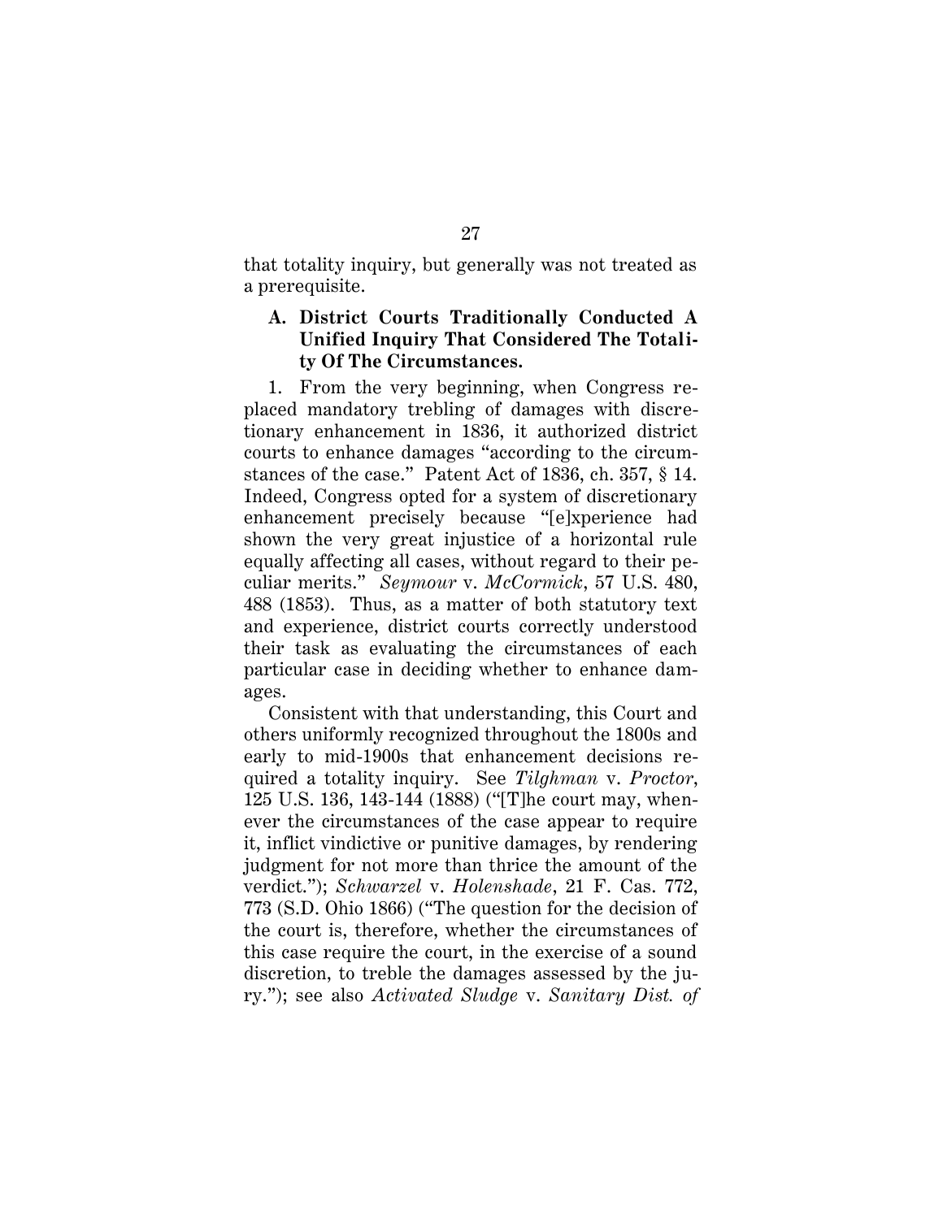that totality inquiry, but generally was not treated as a prerequisite.

### A. District Courts Traditionally Conducted A Unified Inquiry That Considered The Totality Of The Circumstances.

1. From the very beginning, when Congress replaced mandatory trebling of damages with discretionary enhancement in 1836, it authorized district courts to enhance damages "according to the circumstances of the case." Patent Act of 1836, ch. 357, § 14. Indeed, Congress opted for a system of discretionary enhancement precisely because "[e]xperience had shown the very great injustice of a horizontal rule equally affecting all cases, without regard to their peculiar merits." *Seymour* v. *McCormick*, 57 U.S. 480, 488 (1853). Thus, as a matter of both statutory text and experience, district courts correctly understood their task as evaluating the circumstances of each particular case in deciding whether to enhance damages.

Consistent with that understanding, this Court and others uniformly recognized throughout the 1800s and early to mid-1900s that enhancement decisions required a totality inquiry. See *Tilghman* v. *Proctor*, 125 U.S. 136, 143-144 (1888) ("[T]he court may, whenever the circumstances of the case appear to require it, inflict vindictive or punitive damages, by rendering judgment for not more than thrice the amount of the verdict."); *Schwarzel* v. *Holenshade*, 21 F. Cas. 772, 773 (S.D. Ohio 1866) ("The question for the decision of the court is, therefore, whether the circumstances of this case require the court, in the exercise of a sound discretion, to treble the damages assessed by the jury."); see also *Activated Sludge* v. *Sanitary Dist. of*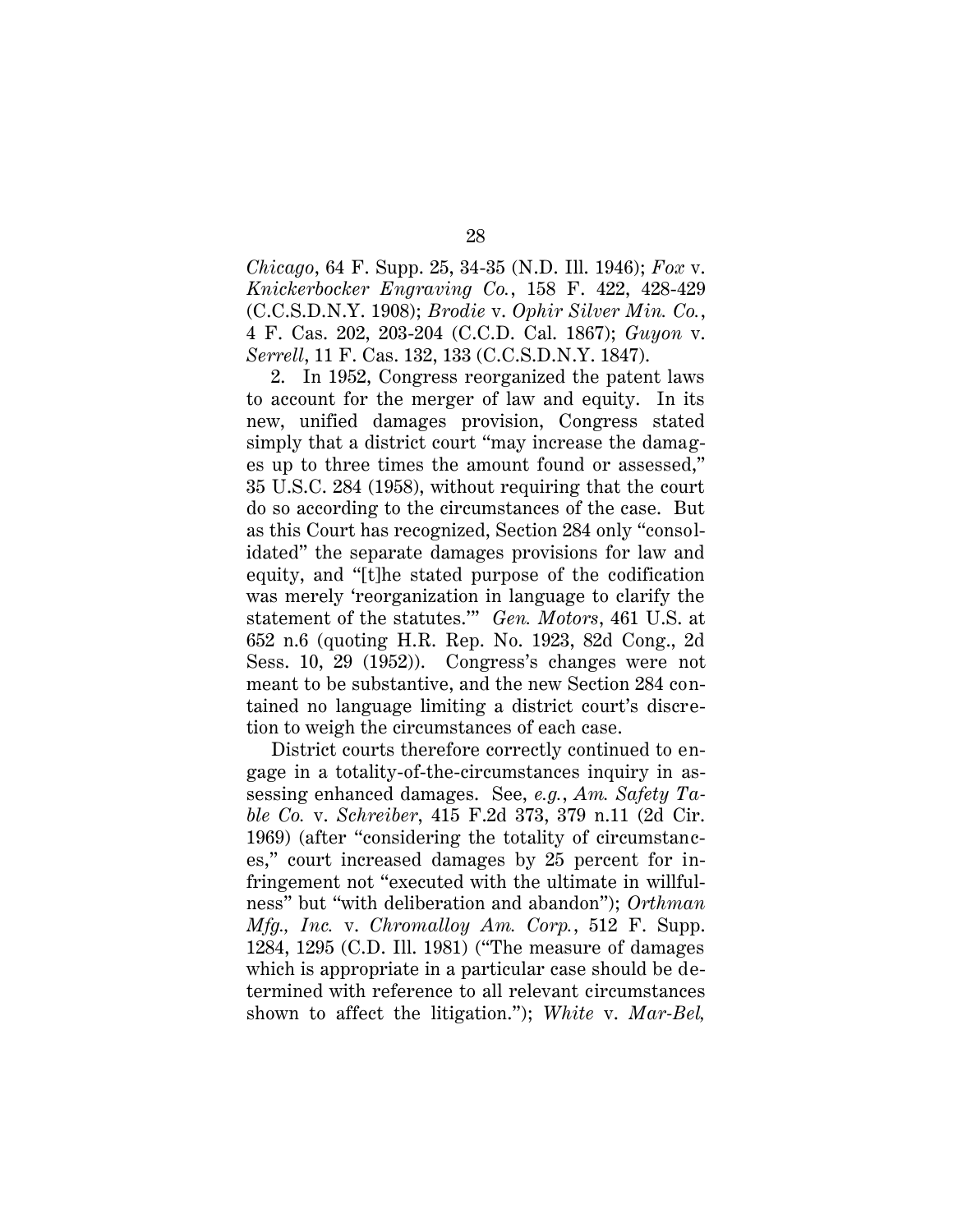*Chicago*, 64 F. Supp. 25, 34-35 (N.D. Ill. 1946); *Fox* v. *Knickerbocker Engraving Co.*, 158 F. 422, 428-429 (C.C.S.D.N.Y. 1908); *Brodie* v. *Ophir Silver Min. Co.*, 4 F. Cas. 202, 203-204 (C.C.D. Cal. 1867); *Guyon* v. *Serrell*, 11 F. Cas. 132, 133 (C.C.S.D.N.Y. 1847).

2. In 1952, Congress reorganized the patent laws to account for the merger of law and equity. In its new, unified damages provision, Congress stated simply that a district court "may increase the damages up to three times the amount found or assessed," 35 U.S.C. 284 (1958), without requiring that the court do so according to the circumstances of the case. But as this Court has recognized, Section 284 only "consolidated" the separate damages provisions for law and equity, and "[t]he stated purpose of the codification was merely 'reorganization in language to clarify the statement of the statutes.'" *Gen. Motors*, 461 U.S. at 652 n.6 (quoting H.R. Rep. No. 1923, 82d Cong., 2d Sess. 10, 29 (1952)). Congress's changes were not meant to be substantive, and the new Section 284 contained no language limiting a district court's discretion to weigh the circumstances of each case.

District courts therefore correctly continued to engage in a totality-of-the-circumstances inquiry in assessing enhanced damages. See, *e.g.*, *Am. Safety Table Co.* v. *Schreiber*, 415 F.2d 373, 379 n.11 (2d Cir. 1969) (after "considering the totality of circumstances," court increased damages by 25 percent for infringement not "executed with the ultimate in willfulness" but "with deliberation and abandon"); *Orthman Mfg., Inc.* v. *Chromalloy Am. Corp.*, 512 F. Supp. 1284, 1295 (C.D. Ill. 1981) ("The measure of damages which is appropriate in a particular case should be determined with reference to all relevant circumstances shown to affect the litigation."); *White* v. *Mar-Bel,*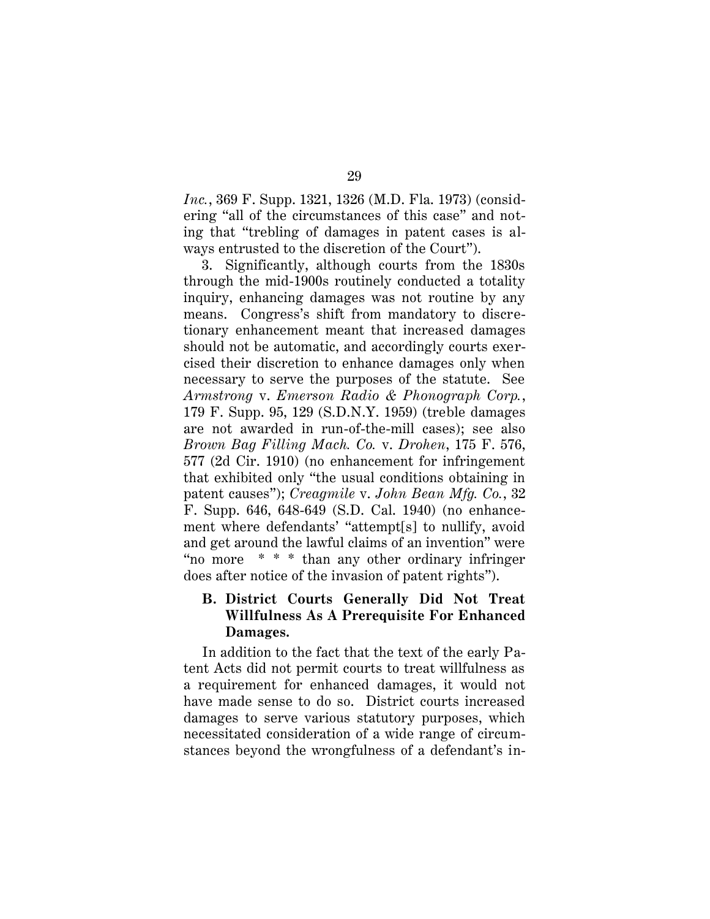*Inc.*, 369 F. Supp. 1321, 1326 (M.D. Fla. 1973) (considering "all of the circumstances of this case" and noting that "trebling of damages in patent cases is always entrusted to the discretion of the Court").

3. Significantly, although courts from the 1830s through the mid-1900s routinely conducted a totality inquiry, enhancing damages was not routine by any means. Congress's shift from mandatory to discretionary enhancement meant that increased damages should not be automatic, and accordingly courts exercised their discretion to enhance damages only when necessary to serve the purposes of the statute. See *Armstrong* v. *Emerson Radio & Phonograph Corp.*, 179 F. Supp. 95, 129 (S.D.N.Y. 1959) (treble damages are not awarded in run-of-the-mill cases); see also *Brown Bag Filling Mach. Co.* v. *Drohen*, 175 F. 576, 577 (2d Cir. 1910) (no enhancement for infringement that exhibited only "the usual conditions obtaining in patent causes"); *Creagmile* v. *John Bean Mfg. Co.*, 32 F. Supp. 646, 648-649 (S.D. Cal. 1940) (no enhancement where defendants' "attempt[s] to nullify, avoid and get around the lawful claims of an invention" were "no more * * * than any other ordinary infringer does after notice of the invasion of patent rights").

### B. District Courts Generally Did Not Treat Willfulness As A Prerequisite For Enhanced Damages.

In addition to the fact that the text of the early Patent Acts did not permit courts to treat willfulness as a requirement for enhanced damages, it would not have made sense to do so. District courts increased damages to serve various statutory purposes, which necessitated consideration of a wide range of circumstances beyond the wrongfulness of a defendant's in-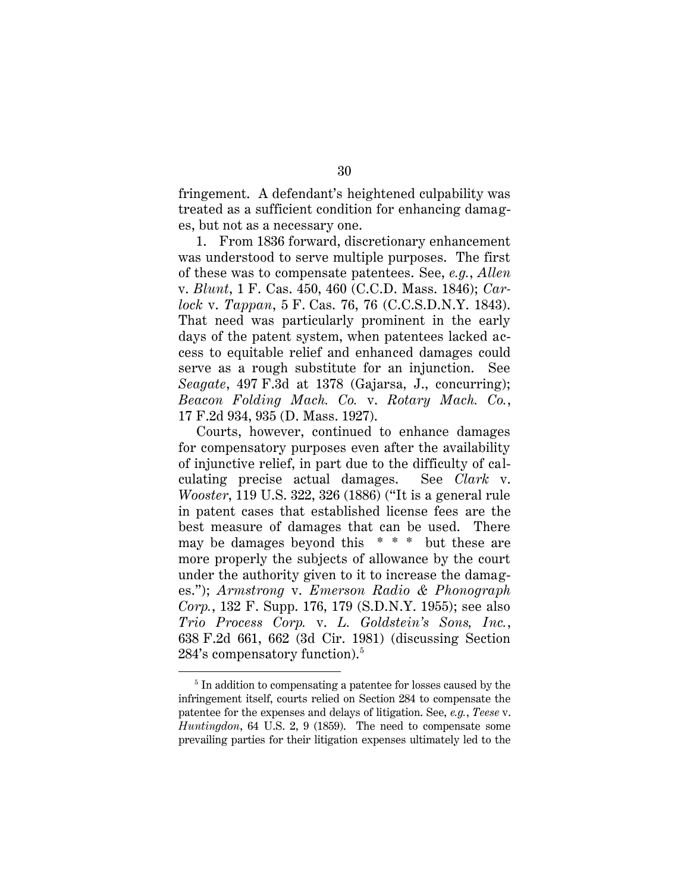fringement. A defendant's heightened culpability was treated as a sufficient condition for enhancing damages, but not as a necessary one.

1. From 1836 forward, discretionary enhancement was understood to serve multiple purposes. The first of these was to compensate patentees. See, *e.g.*, *Allen* v. *Blunt*, 1 F. Cas. 450, 460 (C.C.D. Mass. 1846); *Carlock* v. *Tappan*, 5 F. Cas. 76, 76 (C.C.S.D.N.Y. 1843). That need was particularly prominent in the early days of the patent system, when patentees lacked access to equitable relief and enhanced damages could serve as a rough substitute for an injunction. See *Seagate*, 497 F.3d at 1378 (Gajarsa, J., concurring); *Beacon Folding Mach. Co.* v. *Rotary Mach. Co.*, 17 F.2d 934, 935 (D. Mass. 1927).

Courts, however, continued to enhance damages for compensatory purposes even after the availability of injunctive relief, in part due to the difficulty of calculating precise actual damages. See *Clark* v. *Wooster*, 119 U.S. 322, 326 (1886) ("It is a general rule in patent cases that established license fees are the best measure of damages that can be used. There may be damages beyond this * * * but these are more properly the subjects of allowance by the court under the authority given to it to increase the damages."); *Armstrong* v. *Emerson Radio & Phonograph Corp.*, 132 F. Supp. 176, 179 (S.D.N.Y. 1955); see also *Trio Process Corp.* v. *L. Goldstein's Sons, Inc.*, 638 F.2d 661, 662 (3d Cir. 1981) (discussing Section 284's compensatory function).[5]

[5] In addition to compensating a patentee for losses caused by the infringement itself, courts relied on Section 284 to compensate the patentee for the expenses and delays of litigation. See, *e.g.*, *Teese* v. *Huntingdon*, 64 U.S. 2, 9 (1859). The need to compensate some prevailing parties for their litigation expenses ultimately led to the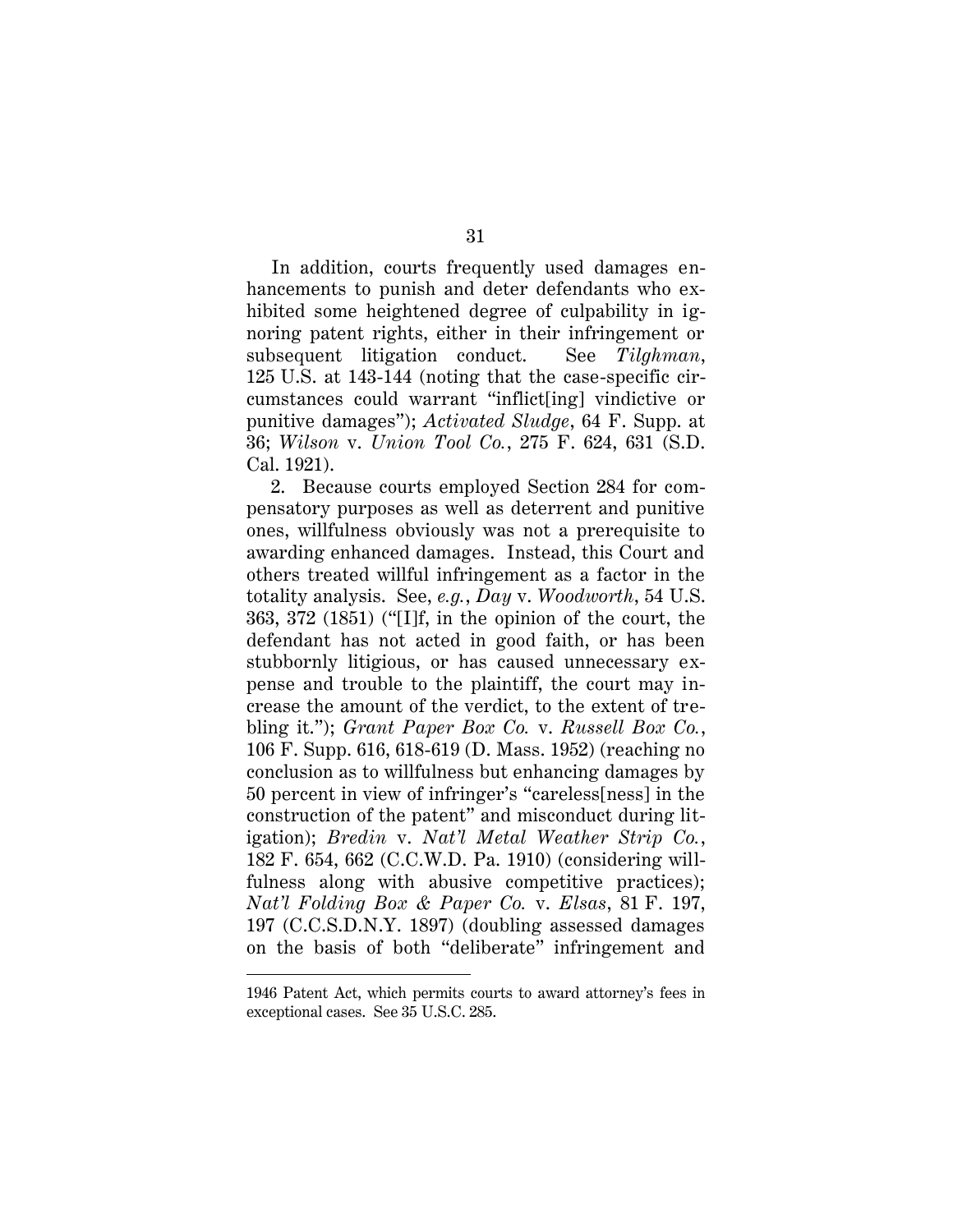In addition, courts frequently used damages enhancements to punish and deter defendants who exhibited some heightened degree of culpability in ignoring patent rights, either in their infringement or subsequent litigation conduct. See *Tilghman*, 125 U.S. at 143-144 (noting that the case-specific circumstances could warrant "inflict[ing] vindictive or punitive damages"); *Activated Sludge*, 64 F. Supp. at 36; *Wilson* v. *Union Tool Co.*, 275 F. 624, 631 (S.D. Cal. 1921).

2. Because courts employed Section 284 for compensatory purposes as well as deterrent and punitive ones, willfulness obviously was not a prerequisite to awarding enhanced damages. Instead, this Court and others treated willful infringement as a factor in the totality analysis. See, *e.g.*, *Day* v. *Woodworth*, 54 U.S. 363, 372 (1851) ("[I]f, in the opinion of the court, the defendant has not acted in good faith, or has been stubbornly litigious, or has caused unnecessary expense and trouble to the plaintiff, the court may increase the amount of the verdict, to the extent of trebling it."); *Grant Paper Box Co.* v. *Russell Box Co.*, 106 F. Supp. 616, 618-619 (D. Mass. 1952) (reaching no conclusion as to willfulness but enhancing damages by 50 percent in view of infringer's "careless[ness] in the construction of the patent" and misconduct during litigation); *Bredin* v. *Nat'l Metal Weather Strip Co.*, 182 F. 654, 662 (C.C.W.D. Pa. 1910) (considering willfulness along with abusive competitive practices); *Nat'l Folding Box & Paper Co.* v. *Elsas*, 81 F. 197, 197 (C.C.S.D.N.Y. 1897) (doubling assessed damages on the basis of both "deliberate" infringement and

---

1946 Patent Act, which permits courts to award attorney's fees in exceptional cases. See 35 U.S.C. 285.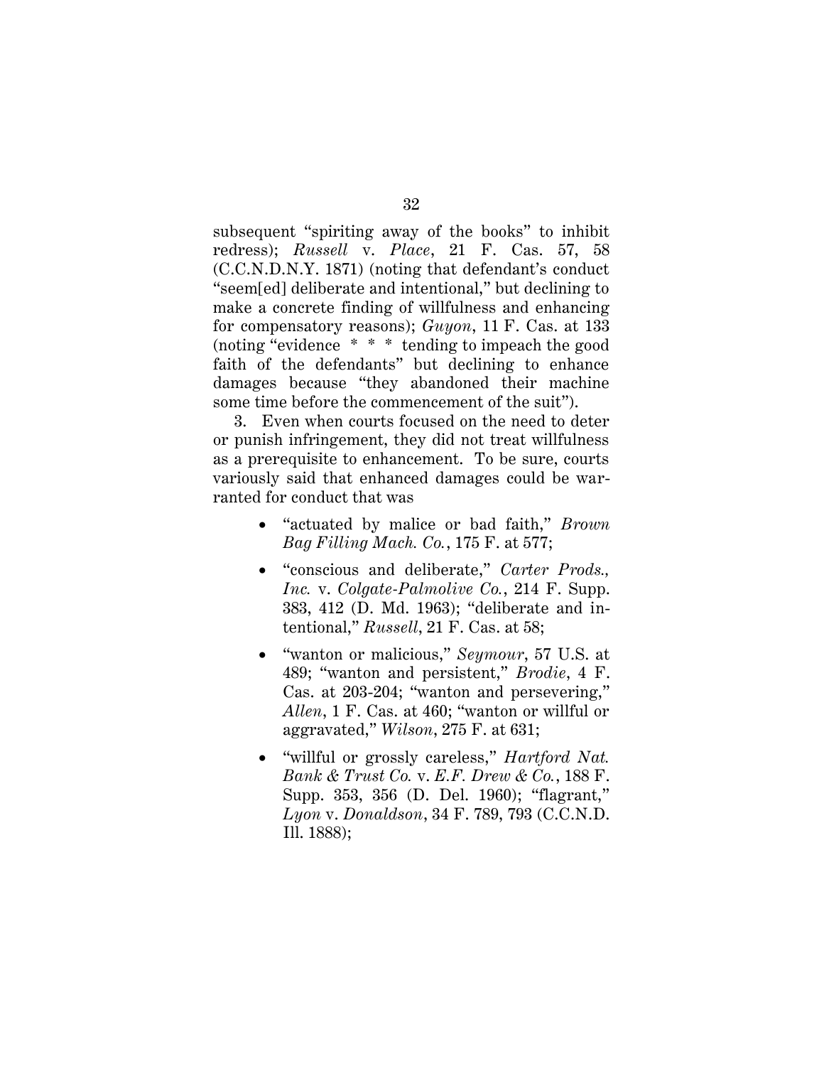subsequent "spiriting away of the books" to inhibit redress); *Russell* v. *Place*, 21 F. Cas. 57, 58 (C.C.N.D.N.Y. 1871) (noting that defendant's conduct "seem[ed] deliberate and intentional," but declining to make a concrete finding of willfulness and enhancing for compensatory reasons); *Guyon*, 11 F. Cas. at 133 (noting "evidence * * * tending to impeach the good faith of the defendants" but declining to enhance damages because "they abandoned their machine some time before the commencement of the suit").

3. Even when courts focused on the need to deter or punish infringement, they did not treat willfulness as a prerequisite to enhancement. To be sure, courts variously said that enhanced damages could be warranted for conduct that was

- "actuated by malice or bad faith," *Brown Bag Filling Mach. Co.*, 175 F. at 577;
- "conscious and deliberate," *Carter Prods., Inc.* v. *Colgate-Palmolive Co.*, 214 F. Supp. 383, 412 (D. Md. 1963); "deliberate and intentional," *Russell*, 21 F. Cas. at 58;
- "wanton or malicious," *Seymour*, 57 U.S. at 489; "wanton and persistent," *Brodie*, 4 F. Cas. at 203-204; "wanton and persevering," *Allen*, 1 F. Cas. at 460; "wanton or willful or aggravated," *Wilson*, 275 F. at 631;
- "willful or grossly careless," *Hartford Nat. Bank & Trust Co.* v. *E.F. Drew & Co.*, 188 F. Supp. 353, 356 (D. Del. 1960); "flagrant," *Lyon* v. *Donaldson*, 34 F. 789, 793 (C.C.N.D. Ill. 1888);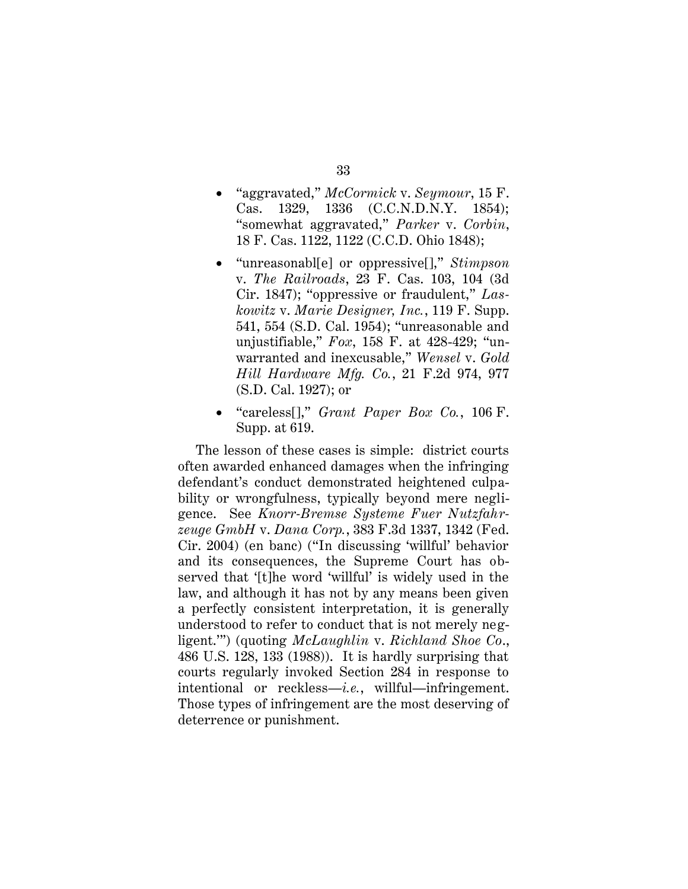- "aggravated," *McCormick* v. *Seymour*, 15 F. Cas. 1329, 1336 (C.C.N.D.N.Y. 1854); "somewhat aggravated," *Parker* v. *Corbin*, 18 F. Cas. 1122, 1122 (C.C.D. Ohio 1848);
- "unreasonabl[e] or oppressive[]," *Stimpson* v. *The Railroads*, 23 F. Cas. 103, 104 (3d Cir. 1847); "oppressive or fraudulent," *Laskowitz* v. *Marie Designer, Inc.*, 119 F. Supp. 541, 554 (S.D. Cal. 1954); "unreasonable and unjustifiable," *Fox*, 158 F. at 428-429; "unwarranted and inexcusable," *Wensel* v. *Gold Hill Hardware Mfg. Co.*, 21 F.2d 974, 977 (S.D. Cal. 1927); or
- "careless[]," *Grant Paper Box Co.*, 106 F. Supp. at 619.

The lesson of these cases is simple: district courts often awarded enhanced damages when the infringing defendant's conduct demonstrated heightened culpability or wrongfulness, typically beyond mere negligence. See *Knorr-Bremse Systeme Fuer Nutzfahrzeuge GmbH* v. *Dana Corp.*, 383 F.3d 1337, 1342 (Fed. Cir. 2004) (en banc) ("In discussing 'willful' behavior and its consequences, the Supreme Court has observed that '[t]he word 'willful' is widely used in the law, and although it has not by any means been given a perfectly consistent interpretation, it is generally understood to refer to conduct that is not merely negligent.'") (quoting *McLaughlin* v. *Richland Shoe Co*., 486 U.S. 128, 133 (1988)). It is hardly surprising that courts regularly invoked Section 284 in response to intentional or reckless—*i.e.*, willful—infringement. Those types of infringement are the most deserving of deterrence or punishment.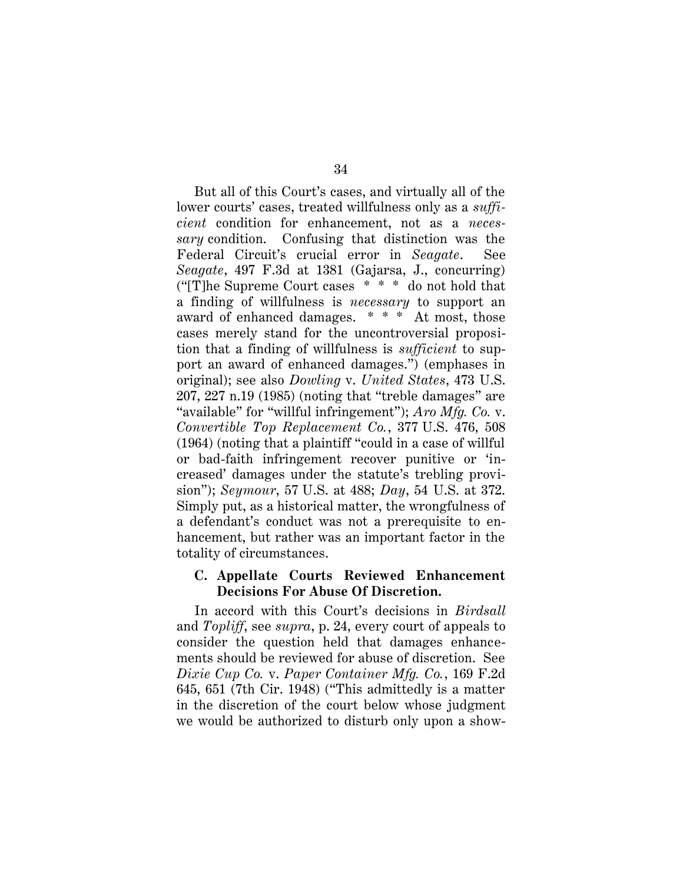But all of this Court's cases, and virtually all of the lower courts' cases, treated willfulness only as a *sufficient* condition for enhancement, not as a *necessary* condition. Confusing that distinction was the Federal Circuit's crucial error in *Seagate*. See *Seagate*, 497 F.3d at 1381 (Gajarsa, J., concurring) ("[T]he Supreme Court cases * * * do not hold that a finding of willfulness is *necessary* to support an award of enhanced damages. * * * At most, those cases merely stand for the uncontroversial proposition that a finding of willfulness is *sufficient* to support an award of enhanced damages.") (emphases in original); see also *Dowling* v. *United States*, 473 U.S. 207, 227 n.19 (1985) (noting that "treble damages" are "available" for "willful infringement"); *Aro Mfg. Co.* v. *Convertible Top Replacement Co.*, 377 U.S. 476, 508 (1964) (noting that a plaintiff "could in a case of willful or bad-faith infringement recover punitive or 'increased' damages under the statute's trebling provision"); *Seymour*, 57 U.S. at 488; *Day*, 54 U.S. at 372. Simply put, as a historical matter, the wrongfulness of a defendant's conduct was not a prerequisite to enhancement, but rather was an important factor in the totality of circumstances.

### C. Appellate Courts Reviewed Enhancement Decisions For Abuse Of Discretion.

In accord with this Court's decisions in *Birdsall* and *Topliff*, see *supra*, p. 24, every court of appeals to consider the question held that damages enhancements should be reviewed for abuse of discretion. See *Dixie Cup Co.* v. *Paper Container Mfg. Co.*, 169 F.2d 645, 651 (7th Cir. 1948) ("This admittedly is a matter in the discretion of the court below whose judgment we would be authorized to disturb only upon a show-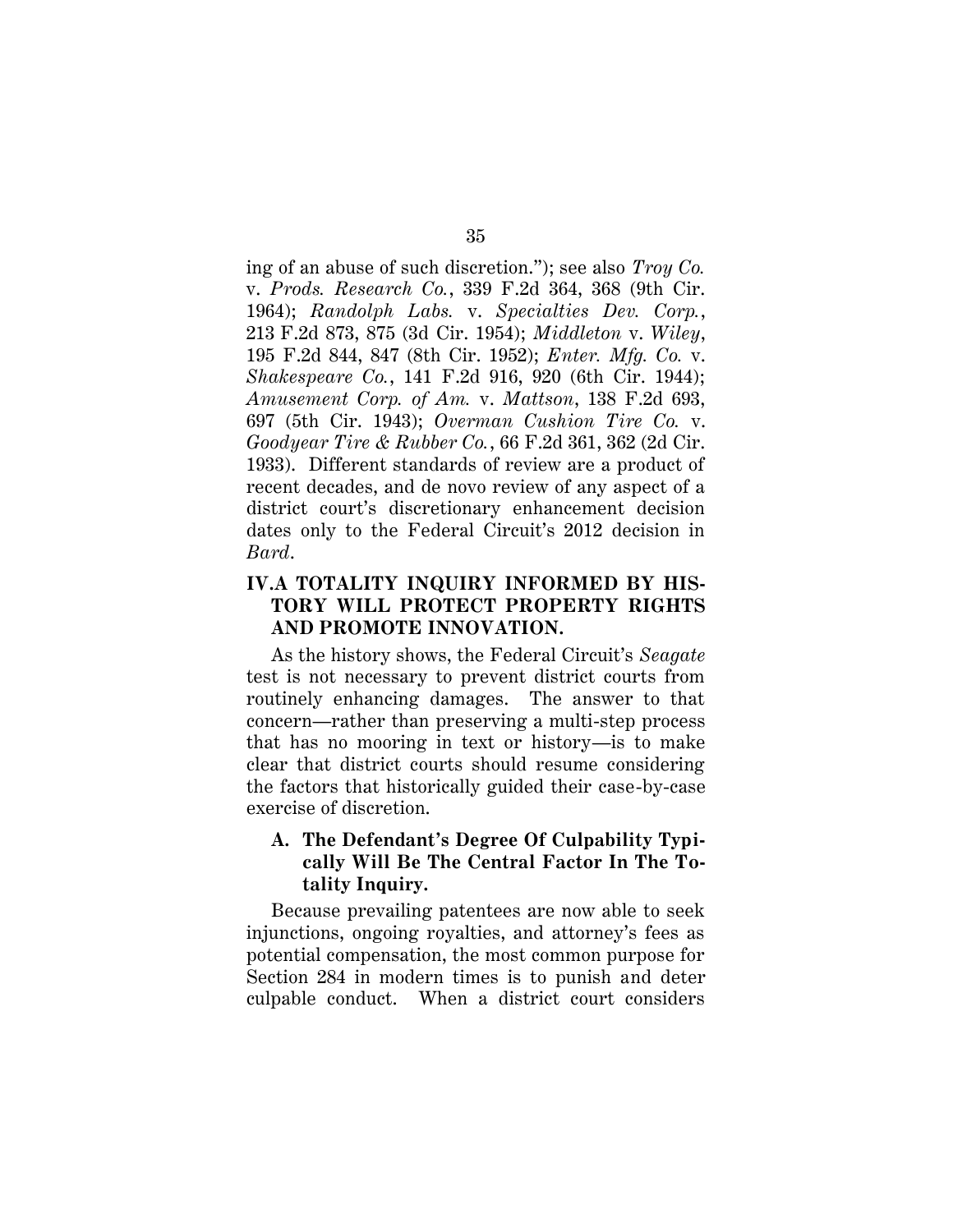ing of an abuse of such discretion."); see also *Troy Co.* v. *Prods. Research Co.*, 339 F.2d 364, 368 (9th Cir. 1964); *Randolph Labs.* v. *Specialties Dev. Corp.*, 213 F.2d 873, 875 (3d Cir. 1954); *Middleton* v. *Wiley*, 195 F.2d 844, 847 (8th Cir. 1952); *Enter. Mfg. Co.* v. *Shakespeare Co.*, 141 F.2d 916, 920 (6th Cir. 1944); *Amusement Corp. of Am.* v. *Mattson*, 138 F.2d 693, 697 (5th Cir. 1943); *Overman Cushion Tire Co.* v. *Goodyear Tire & Rubber Co.*, 66 F.2d 361, 362 (2d Cir. 1933). Different standards of review are a product of recent decades, and de novo review of any aspect of a district court's discretionary enhancement decision dates only to the Federal Circuit's 2012 decision in *Bard*.

## IV. A TOTALITY INQUIRY INFORMED BY HISTORY WILL PROTECT PROPERTY RIGHTS AND PROMOTE INNOVATION.

As the history shows, the Federal Circuit's *Seagate* test is not necessary to prevent district courts from routinely enhancing damages. The answer to that concern—rather than preserving a multi-step process that has no mooring in text or history—is to make clear that district courts should resume considering the factors that historically guided their case-by-case exercise of discretion.

### A. The Defendant's Degree Of Culpability Typically Will Be The Central Factor In The Totality Inquiry.

Because prevailing patentees are now able to seek injunctions, ongoing royalties, and attorney's fees as potential compensation, the most common purpose for Section 284 in modern times is to punish and deter culpable conduct. When a district court considers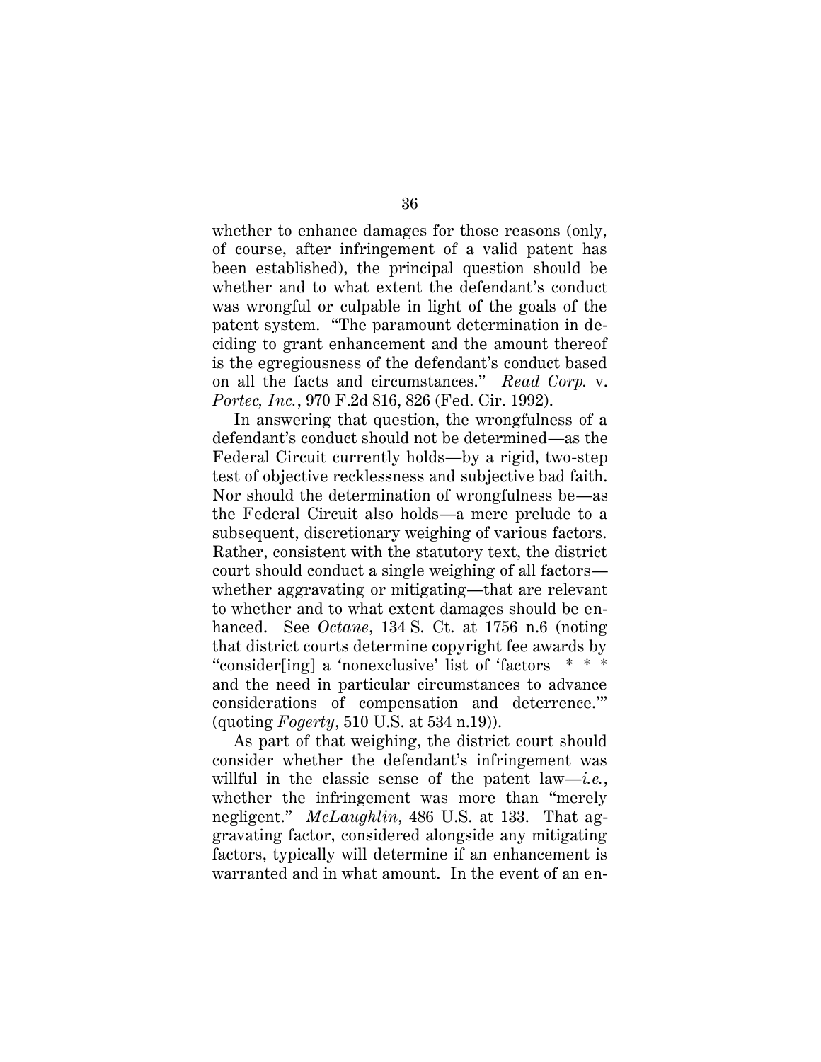whether to enhance damages for those reasons (only, of course, after infringement of a valid patent has been established), the principal question should be whether and to what extent the defendant's conduct was wrongful or culpable in light of the goals of the patent system. "The paramount determination in deciding to grant enhancement and the amount thereof is the egregiousness of the defendant's conduct based on all the facts and circumstances." *Read Corp.* v. *Portec, Inc.*, 970 F.2d 816, 826 (Fed. Cir. 1992).

In answering that question, the wrongfulness of a defendant's conduct should not be determined—as the Federal Circuit currently holds—by a rigid, two-step test of objective recklessness and subjective bad faith. Nor should the determination of wrongfulness be—as the Federal Circuit also holds—a mere prelude to a subsequent, discretionary weighing of various factors. Rather, consistent with the statutory text, the district court should conduct a single weighing of all factors—whether aggravating or mitigating—that are relevant to whether and to what extent damages should be enhanced. See *Octane*, 134 S. Ct. at 1756 n.6 (noting that district courts determine copyright fee awards by "consider[ing] a 'nonexclusive' list of 'factors * * * and the need in particular circumstances to advance considerations of compensation and deterrence.'" (quoting *Fogerty*, 510 U.S. at 534 n.19)).

As part of that weighing, the district court should consider whether the defendant's infringement was willful in the classic sense of the patent law—*i.e.*, whether the infringement was more than "merely negligent." *McLaughlin*, 486 U.S. at 133. That aggravating factor, considered alongside any mitigating factors, typically will determine if an enhancement is warranted and in what amount. In the event of an en-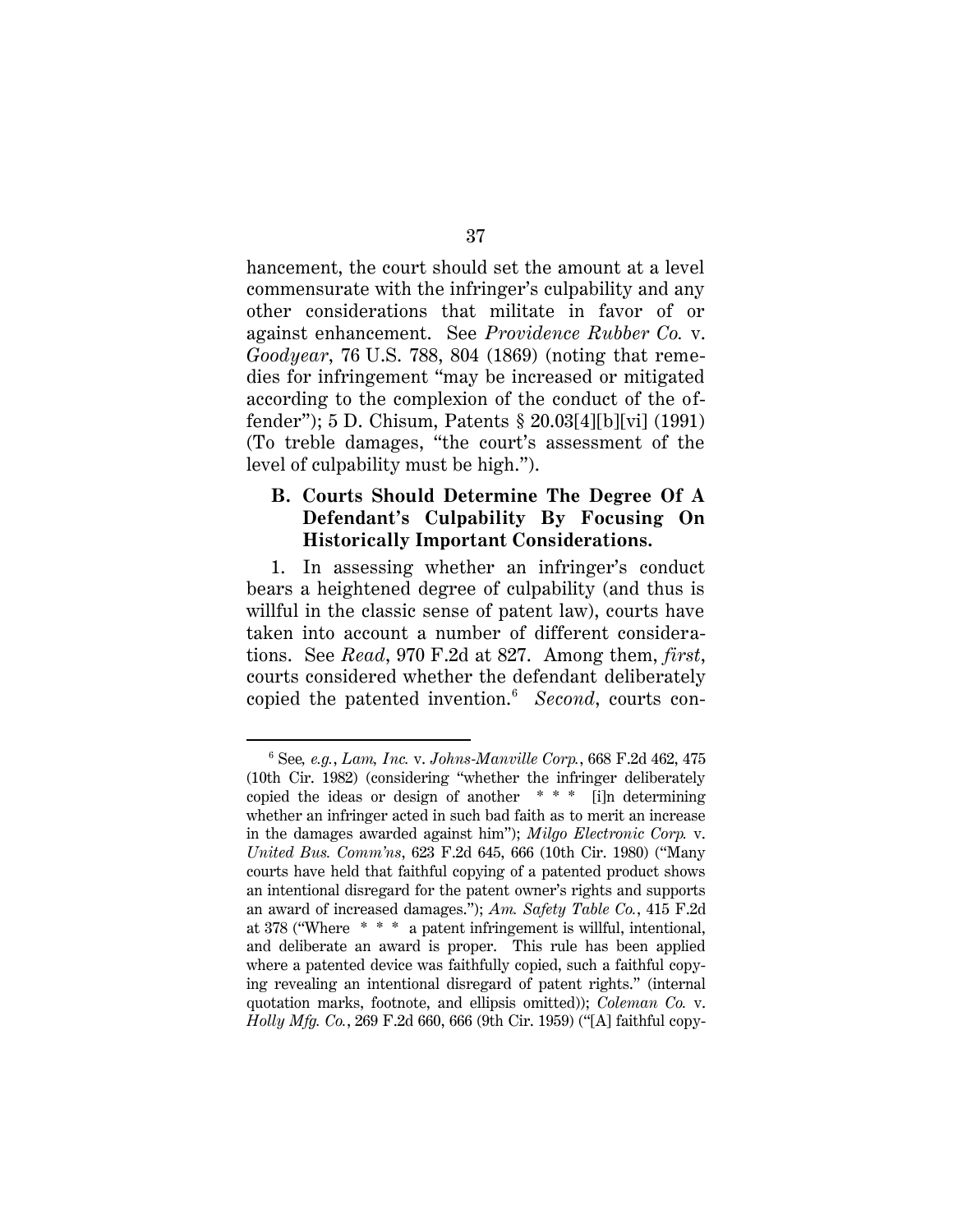hancement, the court should set the amount at a level commensurate with the infringer's culpability and any other considerations that militate in favor of or against enhancement. See *Providence Rubber Co.* v. *Goodyear*, 76 U.S. 788, 804 (1869) (noting that remedies for infringement "may be increased or mitigated according to the complexion of the conduct of the offender"); 5 D. Chisum, Patents § 20.03[4][b][vi] (1991) (To treble damages, "the court's assessment of the level of culpability must be high.").

### B. Courts Should Determine The Degree Of A Defendant's Culpability By Focusing On Historically Important Considerations.

1. In assessing whether an infringer's conduct bears a heightened degree of culpability (and thus is willful in the classic sense of patent law), courts have taken into account a number of different considerations. See *Read*, 970 F.2d at 827. Among them, *first*, courts considered whether the defendant deliberately copied the patented invention.[6] *Second*, courts con-

---

[6] See, *e.g.*, *Lam, Inc.* v. *Johns-Manville Corp.*, 668 F.2d 462, 475 (10th Cir. 1982) (considering "whether the infringer deliberately copied the ideas or design of another * * * [i]n determining whether an infringer acted in such bad faith as to merit an increase in the damages awarded against him"); *Milgo Electronic Corp.* v. *United Bus. Comm'ns*, 623 F.2d 645, 666 (10th Cir. 1980) ("Many courts have held that faithful copying of a patented product shows an intentional disregard for the patent owner's rights and supports an award of increased damages."); *Am. Safety Table Co.*, 415 F.2d at 378 ("Where * * * a patent infringement is willful, intentional, and deliberate an award is proper. This rule has been applied where a patented device was faithfully copied, such a faithful copying revealing an intentional disregard of patent rights." (internal quotation marks, footnote, and ellipsis omitted)); *Coleman Co.* v. *Holly Mfg. Co.*, 269 F.2d 660, 666 (9th Cir. 1959) ("[A] faithful copy-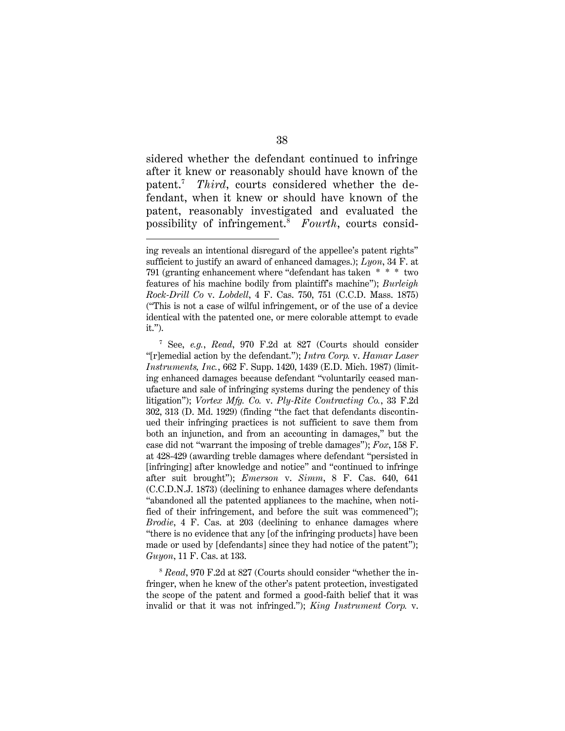sidered whether the defendant continued to infringe after it knew or reasonably should have known of the patent.[7] *Third*, courts considered whether the defendant, when it knew or should have known of the patent, reasonably investigated and evaluated the possibility of infringement.[8] *Fourth*, courts consid-

---

ing reveals an intentional disregard of the appellee's patent rights" sufficient to justify an award of enhanced damages.); *Lyon*, 34 F. at 791 (granting enhancement where "defendant has taken * * * two features of his machine bodily from plaintiff's machine"); *Burleigh Rock-Drill Co* v. *Lobdell*, 4 F. Cas. 750, 751 (C.C.D. Mass. 1875) ("This is not a case of wilful infringement, or of the use of a device identical with the patented one, or mere colorable attempt to evade it.").

[7] See, *e.g.*, *Read*, 970 F.2d at 827 (Courts should consider "[r]emedial action by the defendant."); *Intra Corp.* v. *Hamar Laser Instruments, Inc.*, 662 F. Supp. 1420, 1439 (E.D. Mich. 1987) (limiting enhanced damages because defendant "voluntarily ceased manufacture and sale of infringing systems during the pendency of this litigation"); *Vortex Mfg. Co.* v. *Ply-Rite Contracting Co.*, 33 F.2d 302, 313 (D. Md. 1929) (finding "the fact that defendants discontinued their infringing practices is not sufficient to save them from both an injunction, and from an accounting in damages," but the case did not "warrant the imposing of treble damages"); *Fox*, 158 F. at 428-429 (awarding treble damages where defendant "persisted in [infringing] after knowledge and notice" and "continued to infringe after suit brought"); *Emerson* v. *Simm*, 8 F. Cas. 640, 641 (C.C.D.N.J. 1873) (declining to enhance damages where defendants "abandoned all the patented appliances to the machine, when notified of their infringement, and before the suit was commenced"); *Brodie*, 4 F. Cas. at 203 (declining to enhance damages where "there is no evidence that any [of the infringing products] have been made or used by [defendants] since they had notice of the patent"); *Guyon*, 11 F. Cas. at 133.

[8] *Read*, 970 F.2d at 827 (Courts should consider "whether the infringer, when he knew of the other's patent protection, investigated the scope of the patent and formed a good-faith belief that it was invalid or that it was not infringed."); *King Instrument Corp.* v.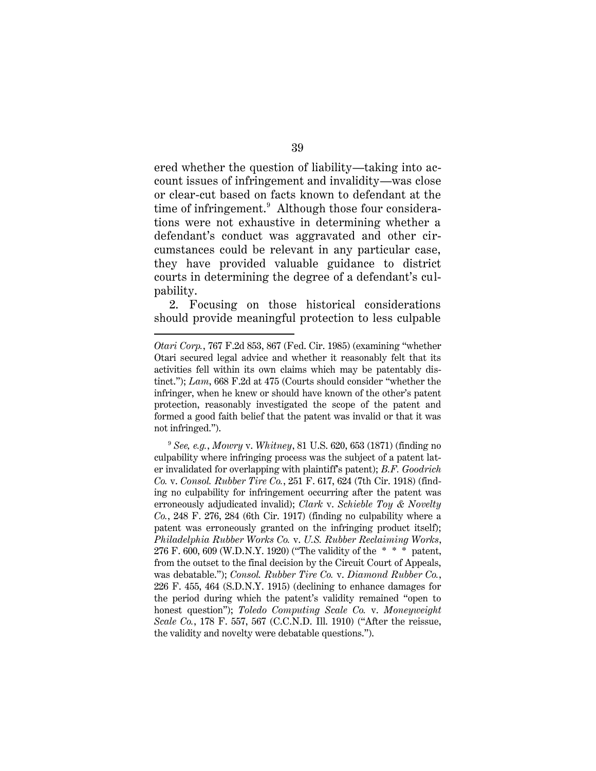ered whether the question of liability—taking into account issues of infringement and invalidity—was close or clear-cut based on facts known to defendant at the time of infringement.[9] Although those four considerations were not exhaustive in determining whether a defendant's conduct was aggravated and other circumstances could be relevant in any particular case, they have provided valuable guidance to district courts in determining the degree of a defendant's culpability.

2. Focusing on those historical considerations should provide meaningful protection to less culpable

---

*Otari Corp.*, 767 F.2d 853, 867 (Fed. Cir. 1985) (examining "whether Otari secured legal advice and whether it reasonably felt that its activities fell within its own claims which may be patentably distinct."); *Lam*, 668 F.2d at 475 (Courts should consider "whether the infringer, when he knew or should have known of the other's patent protection, reasonably investigated the scope of the patent and formed a good faith belief that the patent was invalid or that it was not infringed.").

[9] *See, e.g.*, *Mowry* v. *Whitney*, 81 U.S. 620, 653 (1871) (finding no culpability where infringing process was the subject of a patent later invalidated for overlapping with plaintiff's patent); *B.F. Goodrich Co.* v. *Consol. Rubber Tire Co.*, 251 F. 617, 624 (7th Cir. 1918) (finding no culpability for infringement occurring after the patent was erroneously adjudicated invalid); *Clark* v. *Schieble Toy & Novelty Co.*, 248 F. 276, 284 (6th Cir. 1917) (finding no culpability where a patent was erroneously granted on the infringing product itself); *Philadelphia Rubber Works Co.* v. *U.S. Rubber Reclaiming Works*, 276 F. 600, 609 (W.D.N.Y. 1920) ("The validity of the * * * patent, from the outset to the final decision by the Circuit Court of Appeals, was debatable."); *Consol. Rubber Tire Co.* v. *Diamond Rubber Co.*, 226 F. 455, 464 (S.D.N.Y. 1915) (declining to enhance damages for the period during which the patent's validity remained "open to honest question"); *Toledo Computing Scale Co.* v. *Moneyweight Scale Co.*, 178 F. 557, 567 (C.C.N.D. Ill. 1910) ("After the reissue, the validity and novelty were debatable questions.").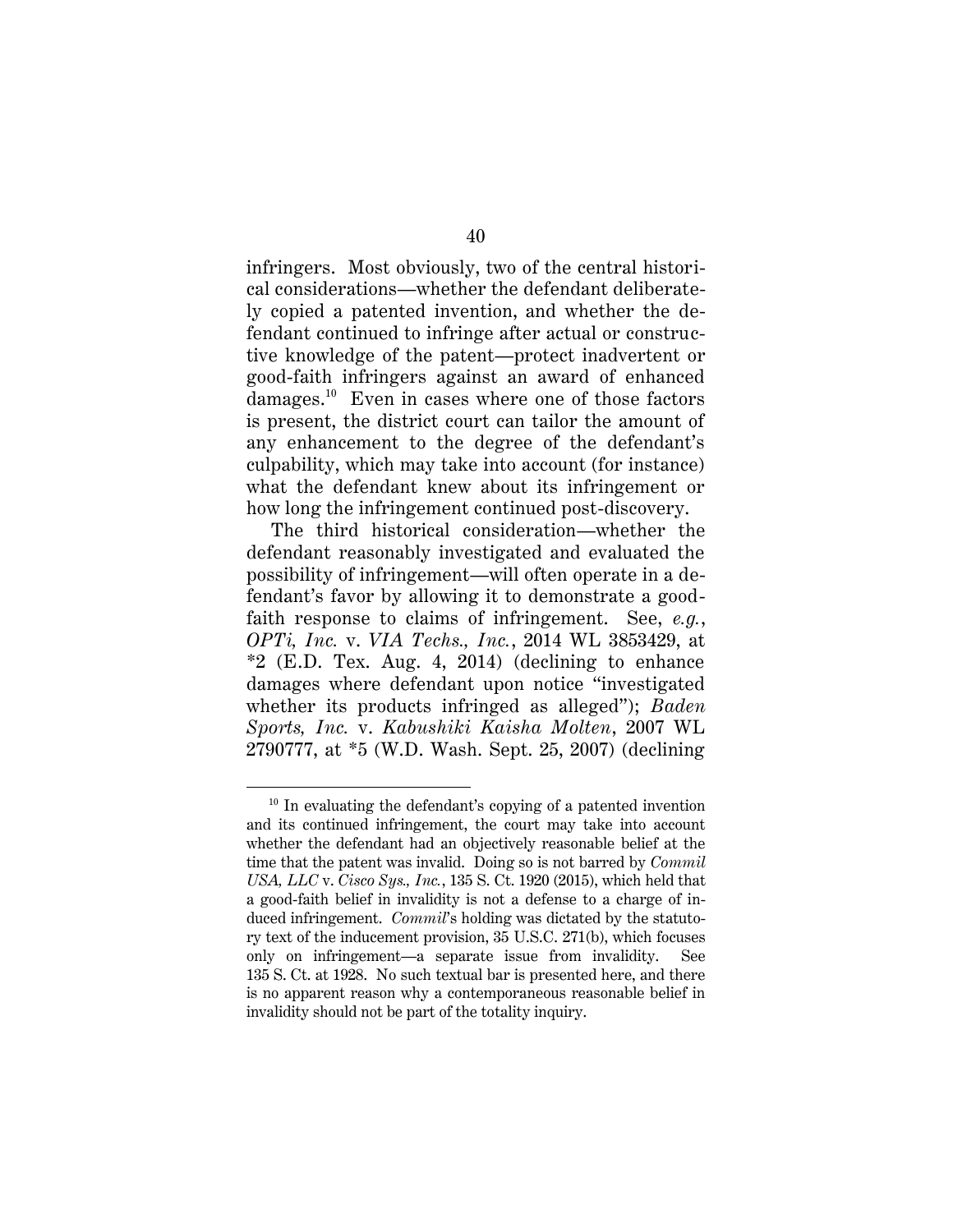infringers. Most obviously, two of the central historical considerations—whether the defendant deliberately copied a patented invention, and whether the defendant continued to infringe after actual or constructive knowledge of the patent—protect inadvertent or good-faith infringers against an award of enhanced damages.[10] Even in cases where one of those factors is present, the district court can tailor the amount of any enhancement to the degree of the defendant's culpability, which may take into account (for instance) what the defendant knew about its infringement or how long the infringement continued post-discovery.

The third historical consideration—whether the defendant reasonably investigated and evaluated the possibility of infringement—will often operate in a defendant's favor by allowing it to demonstrate a good-faith response to claims of infringement. See, *e.g.*, *OPTi, Inc.* v. *VIA Techs., Inc.*, 2014 WL 3853429, at *2 (E.D. Tex. Aug. 4, 2014) (declining to enhance damages where defendant upon notice "investigated whether its products infringed as alleged"); *Baden Sports, Inc.* v. *Kabushiki Kaisha Molten*, 2007 WL 2790777, at *5 (W.D. Wash. Sept. 25, 2007) (declining

---

[10] In evaluating the defendant's copying of a patented invention and its continued infringement, the court may take into account whether the defendant had an objectively reasonable belief at the time that the patent was invalid. Doing so is not barred by *Commil USA, LLC* v. *Cisco Sys., Inc.*, 135 S. Ct. 1920 (2015), which held that a good-faith belief in invalidity is not a defense to a charge of induced infringement. *Commil*'s holding was dictated by the statutory text of the inducement provision, 35 U.S.C. 271(b), which focuses only on infringement—a separate issue from invalidity. See 135 S. Ct. at 1928. No such textual bar is presented here, and there is no apparent reason why a contemporaneous reasonable belief in invalidity should not be part of the totality inquiry.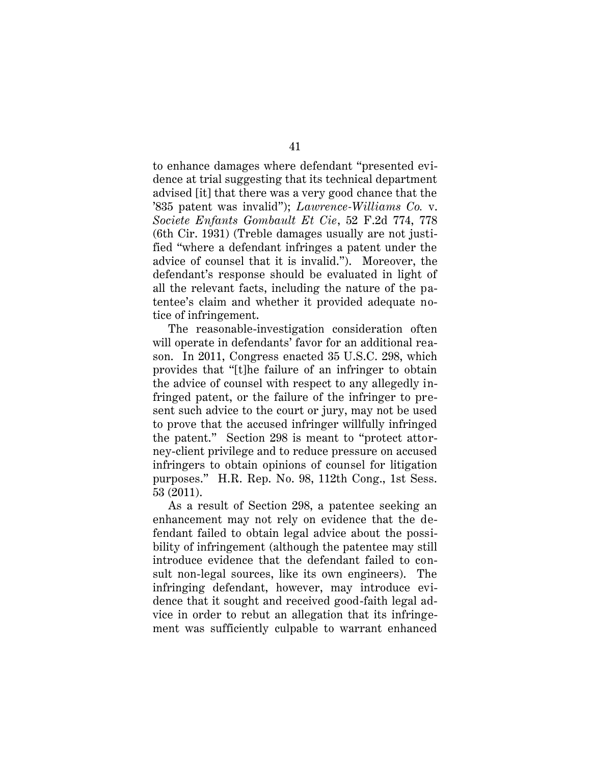to enhance damages where defendant "presented evidence at trial suggesting that its technical department advised [it] that there was a very good chance that the '835 patent was invalid"); *Lawrence-Williams Co.* v. *Societe Enfants Gombault Et Cie*, 52 F.2d 774, 778 (6th Cir. 1931) (Treble damages usually are not justified "where a defendant infringes a patent under the advice of counsel that it is invalid."). Moreover, the defendant's response should be evaluated in light of all the relevant facts, including the nature of the patentee's claim and whether it provided adequate notice of infringement.

The reasonable-investigation consideration often will operate in defendants' favor for an additional reason. In 2011, Congress enacted 35 U.S.C. 298, which provides that "[t]he failure of an infringer to obtain the advice of counsel with respect to any allegedly infringed patent, or the failure of the infringer to present such advice to the court or jury, may not be used to prove that the accused infringer willfully infringed the patent." Section 298 is meant to "protect attorney-client privilege and to reduce pressure on accused infringers to obtain opinions of counsel for litigation purposes." H.R. Rep. No. 98, 112th Cong., 1st Sess. 53 (2011).

As a result of Section 298, a patentee seeking an enhancement may not rely on evidence that the defendant failed to obtain legal advice about the possibility of infringement (although the patentee may still introduce evidence that the defendant failed to consult non-legal sources, like its own engineers). The infringing defendant, however, may introduce evidence that it sought and received good-faith legal advice in order to rebut an allegation that its infringement was sufficiently culpable to warrant enhanced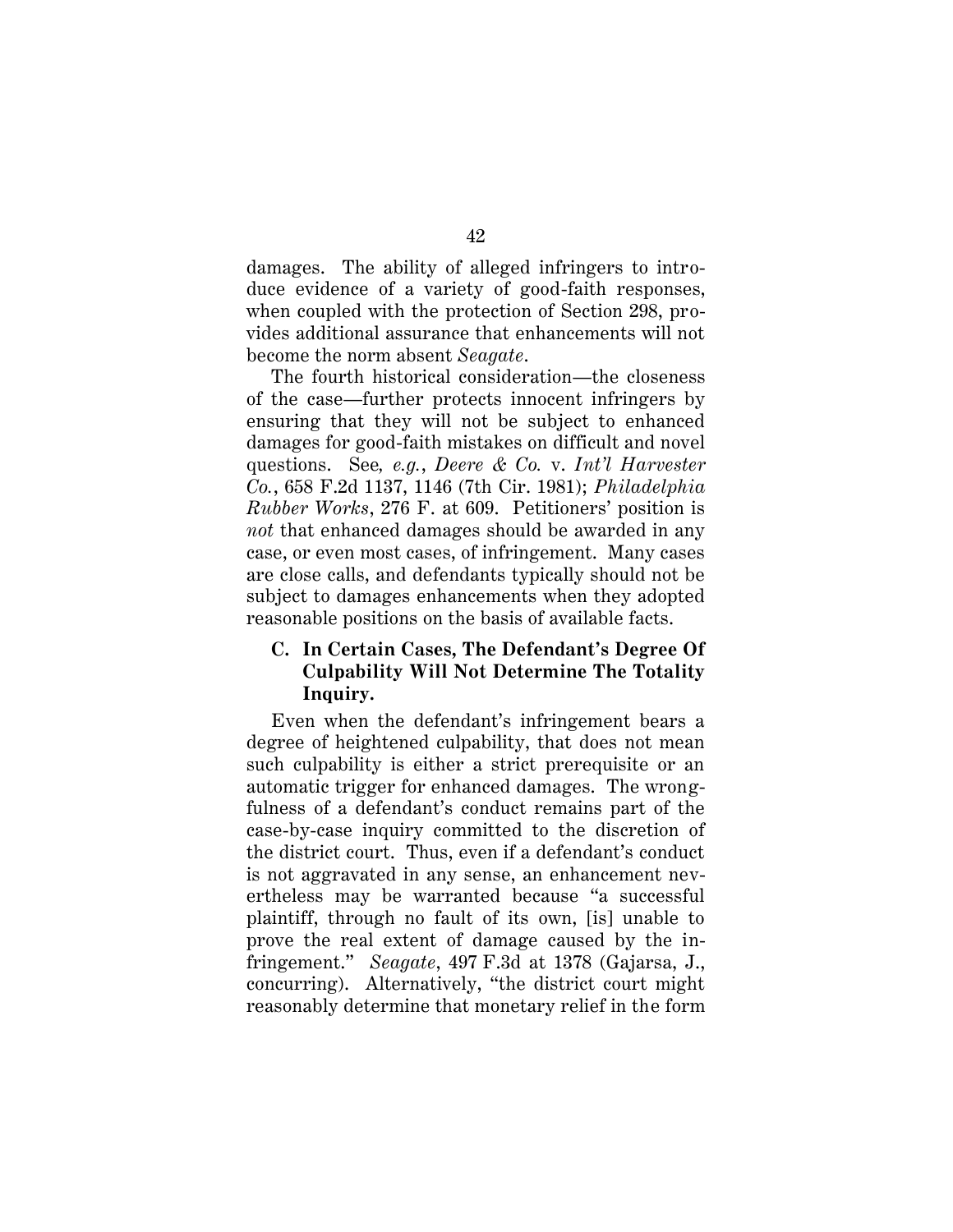damages. The ability of alleged infringers to introduce evidence of a variety of good-faith responses, when coupled with the protection of Section 298, provides additional assurance that enhancements will not become the norm absent *Seagate*.

The fourth historical consideration—the closeness of the case—further protects innocent infringers by ensuring that they will not be subject to enhanced damages for good-faith mistakes on difficult and novel questions. See*, e.g.*, *Deere & Co.* v. *Int'l Harvester Co.*, 658 F.2d 1137, 1146 (7th Cir. 1981); *Philadelphia Rubber Works*, 276 F. at 609. Petitioners' position is *not* that enhanced damages should be awarded in any case, or even most cases, of infringement. Many cases are close calls, and defendants typically should not be subject to damages enhancements when they adopted reasonable positions on the basis of available facts.

### C. In Certain Cases, The Defendant's Degree Of Culpability Will Not Determine The Totality Inquiry.

Even when the defendant's infringement bears a degree of heightened culpability, that does not mean such culpability is either a strict prerequisite or an automatic trigger for enhanced damages. The wrongfulness of a defendant's conduct remains part of the case-by-case inquiry committed to the discretion of the district court. Thus, even if a defendant's conduct is not aggravated in any sense, an enhancement nevertheless may be warranted because "a successful plaintiff, through no fault of its own, [is] unable to prove the real extent of damage caused by the infringement." *Seagate*, 497 F.3d at 1378 (Gajarsa, J., concurring). Alternatively, "the district court might reasonably determine that monetary relief in the form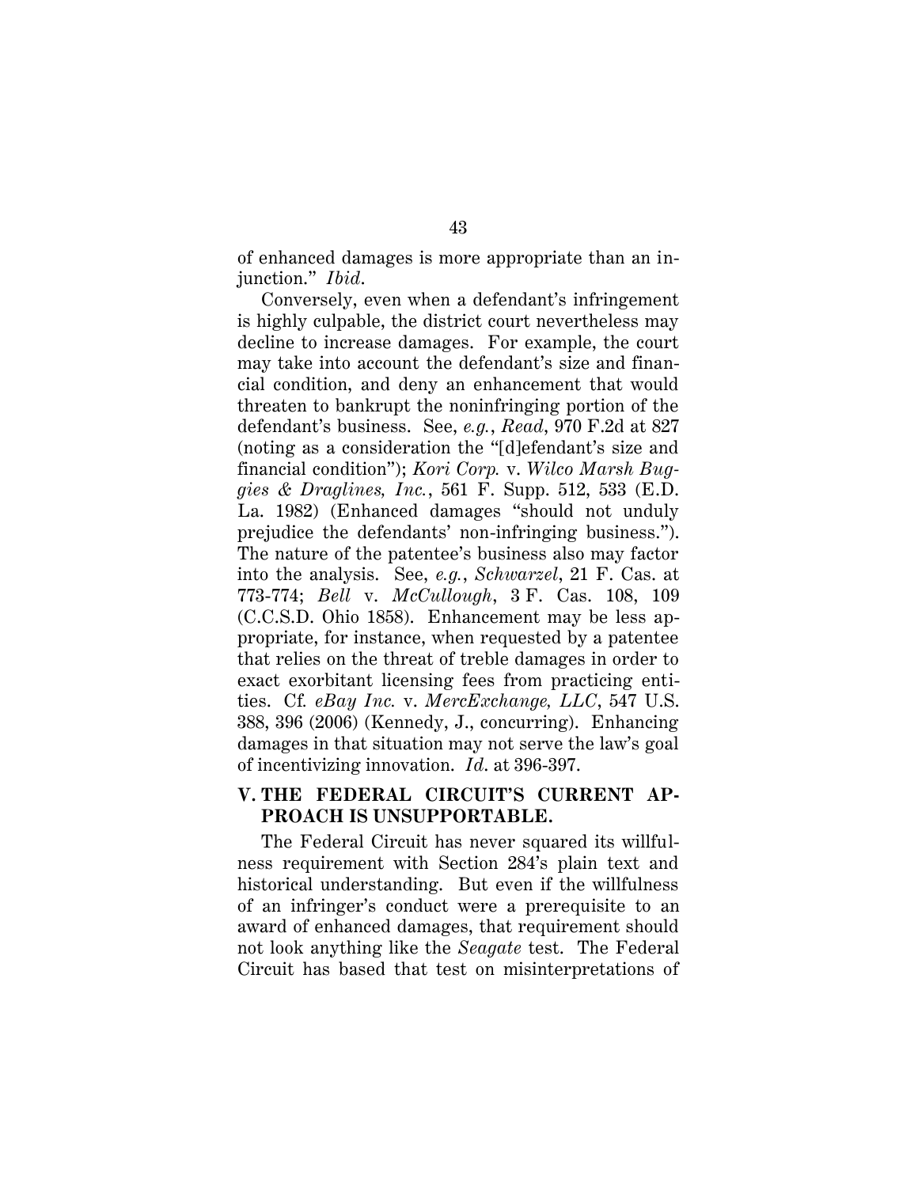of enhanced damages is more appropriate than an injunction." *Ibid.*

Conversely, even when a defendant's infringement is highly culpable, the district court nevertheless may decline to increase damages. For example, the court may take into account the defendant's size and financial condition, and deny an enhancement that would threaten to bankrupt the noninfringing portion of the defendant's business. See, *e.g.*, *Read*, 970 F.2d at 827 (noting as a consideration the "[d]efendant's size and financial condition"); *Kori Corp.* v. *Wilco Marsh Buggies & Draglines, Inc.*, 561 F. Supp. 512, 533 (E.D. La. 1982) (Enhanced damages "should not unduly prejudice the defendants' non-infringing business."). The nature of the patentee's business also may factor into the analysis. See, *e.g.*, *Schwarzel*, 21 F. Cas. at 773-774; *Bell* v. *McCullough*, 3 F. Cas. 108, 109 (C.C.S.D. Ohio 1858). Enhancement may be less appropriate, for instance, when requested by a patentee that relies on the threat of treble damages in order to exact exorbitant licensing fees from practicing entities. Cf. *eBay Inc.* v. *MercExchange, LLC*, 547 U.S. 388, 396 (2006) (Kennedy, J., concurring). Enhancing damages in that situation may not serve the law's goal of incentivizing innovation. *Id.* at 396-397.

## V. THE FEDERAL CIRCUIT'S CURRENT APPROACH IS UNSUPPORTABLE.

The Federal Circuit has never squared its willfulness requirement with Section 284's plain text and historical understanding. But even if the willfulness of an infringer's conduct were a prerequisite to an award of enhanced damages, that requirement should not look anything like the *Seagate* test. The Federal Circuit has based that test on misinterpretations of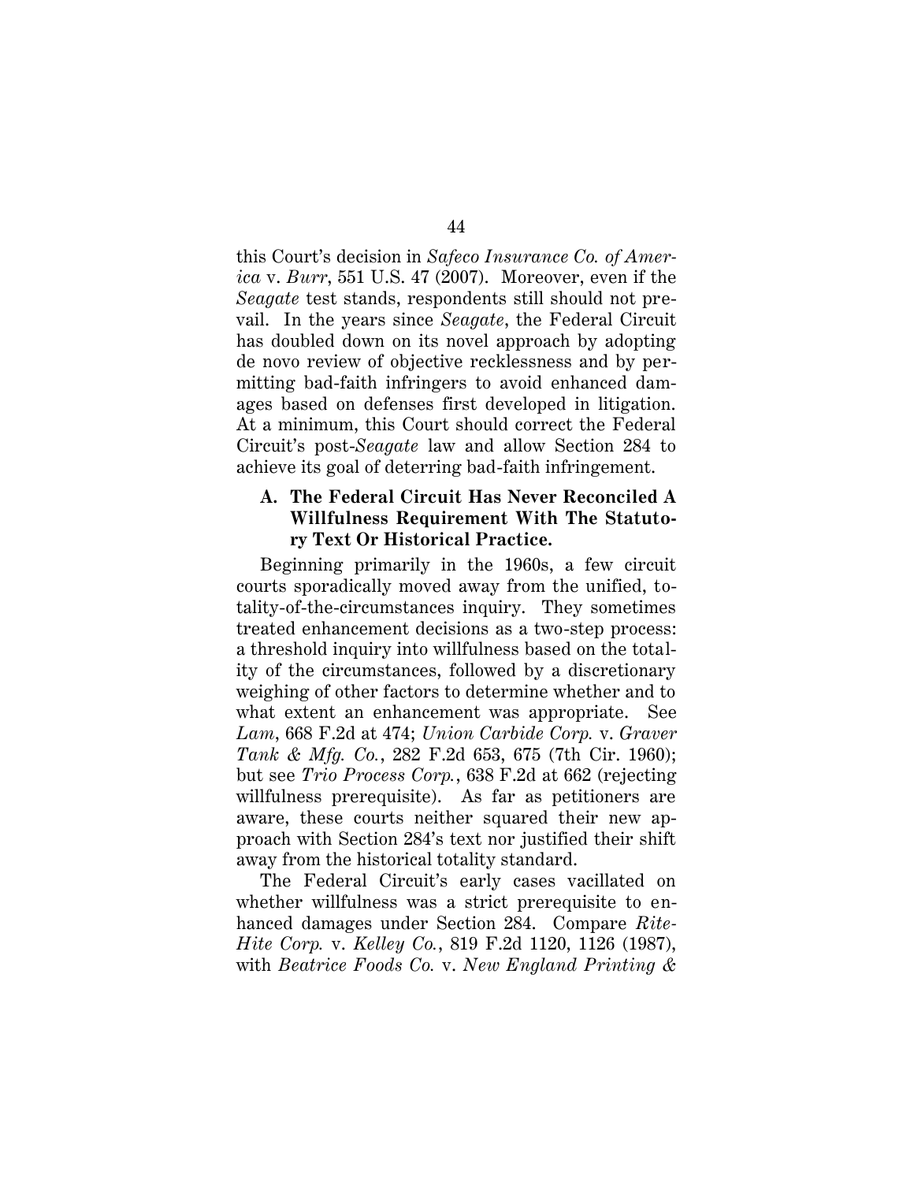this Court's decision in *Safeco Insurance Co. of America* v. *Burr*, 551 U.S. 47 (2007). Moreover, even if the *Seagate* test stands, respondents still should not prevail. In the years since *Seagate*, the Federal Circuit has doubled down on its novel approach by adopting de novo review of objective recklessness and by permitting bad-faith infringers to avoid enhanced damages based on defenses first developed in litigation. At a minimum, this Court should correct the Federal Circuit's post-*Seagate* law and allow Section 284 to achieve its goal of deterring bad-faith infringement.

### A. The Federal Circuit Has Never Reconciled A Willfulness Requirement With The Statutory Text Or Historical Practice.

Beginning primarily in the 1960s, a few circuit courts sporadically moved away from the unified, totality-of-the-circumstances inquiry. They sometimes treated enhancement decisions as a two-step process: a threshold inquiry into willfulness based on the totality of the circumstances, followed by a discretionary weighing of other factors to determine whether and to what extent an enhancement was appropriate. See *Lam*, 668 F.2d at 474; *Union Carbide Corp.* v. *Graver Tank & Mfg. Co.*, 282 F.2d 653, 675 (7th Cir. 1960); but see *Trio Process Corp.*, 638 F.2d at 662 (rejecting willfulness prerequisite). As far as petitioners are aware, these courts neither squared their new approach with Section 284's text nor justified their shift away from the historical totality standard.

The Federal Circuit's early cases vacillated on whether willfulness was a strict prerequisite to enhanced damages under Section 284. Compare *Rite-Hite Corp.* v. *Kelley Co.*, 819 F.2d 1120, 1126 (1987), with *Beatrice Foods Co.* v. *New England Printing &*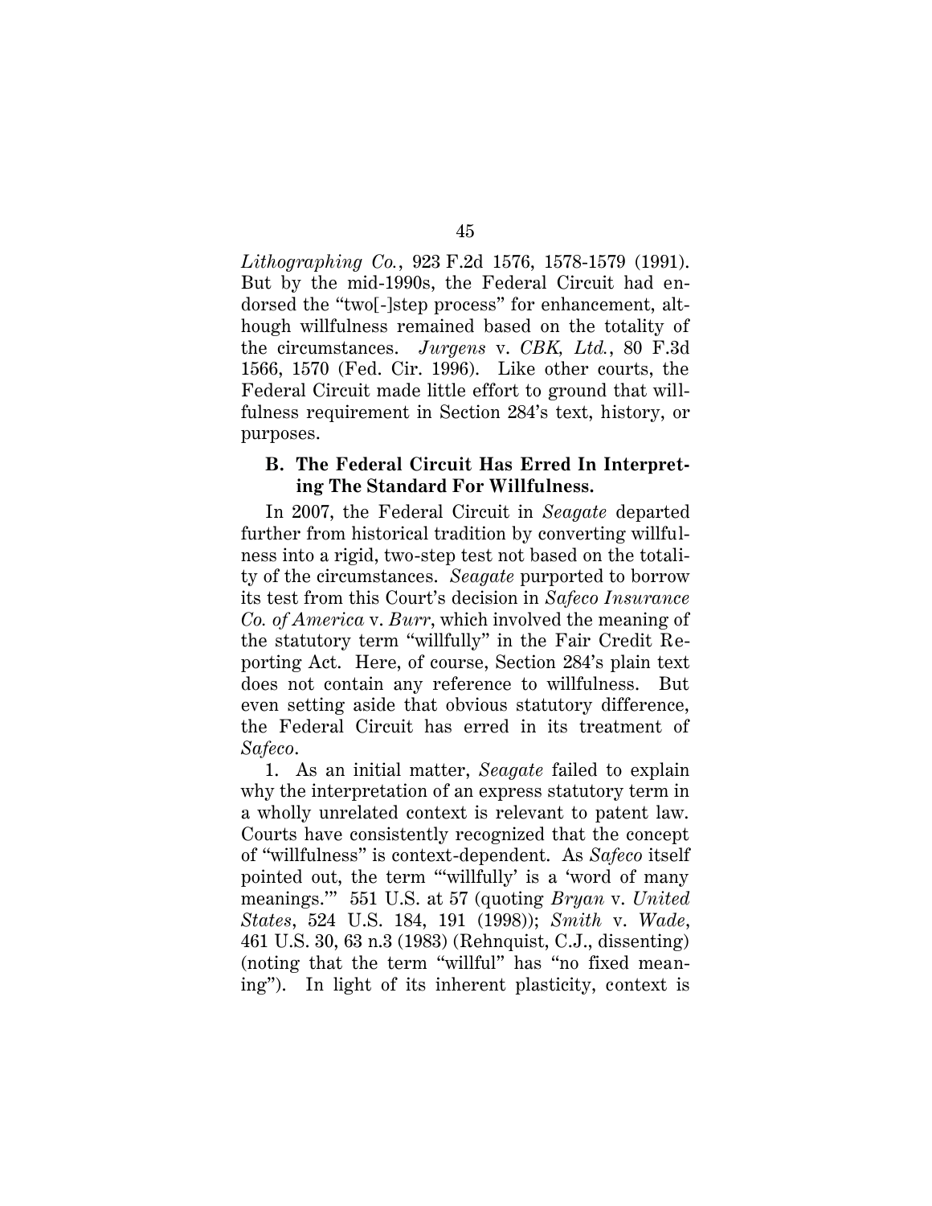*Lithographing Co.*, 923 F.2d 1576, 1578-1579 (1991). But by the mid-1990s, the Federal Circuit had endorsed the "two[-]step process" for enhancement, although willfulness remained based on the totality of the circumstances. *Jurgens* v. *CBK, Ltd.*, 80 F.3d 1566, 1570 (Fed. Cir. 1996). Like other courts, the Federal Circuit made little effort to ground that willfulness requirement in Section 284's text, history, or purposes.

### B. The Federal Circuit Has Erred In Interpreting The Standard For Willfulness.

In 2007, the Federal Circuit in *Seagate* departed further from historical tradition by converting willfulness into a rigid, two-step test not based on the totality of the circumstances. *Seagate* purported to borrow its test from this Court's decision in *Safeco Insurance Co. of America* v. *Burr*, which involved the meaning of the statutory term "willfully" in the Fair Credit Reporting Act. Here, of course, Section 284's plain text does not contain any reference to willfulness. But even setting aside that obvious statutory difference, the Federal Circuit has erred in its treatment of *Safeco*.

1. As an initial matter, *Seagate* failed to explain why the interpretation of an express statutory term in a wholly unrelated context is relevant to patent law. Courts have consistently recognized that the concept of "willfulness" is context-dependent. As *Safeco* itself pointed out, the term "'willfully' is a 'word of many meanings.'" 551 U.S. at 57 (quoting *Bryan* v. *United States*, 524 U.S. 184, 191 (1998)); *Smith* v. *Wade*, 461 U.S. 30, 63 n.3 (1983) (Rehnquist, C.J., dissenting) (noting that the term "willful" has "no fixed meaning"). In light of its inherent plasticity, context is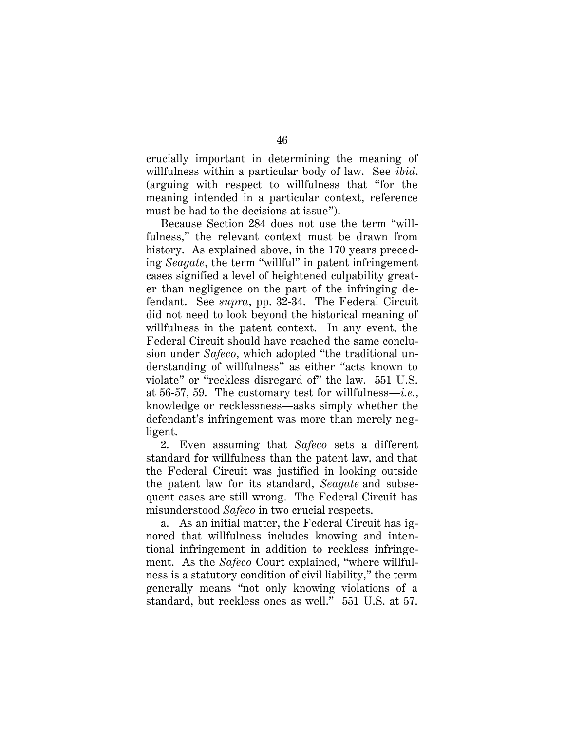crucially important in determining the meaning of willfulness within a particular body of law. See *ibid*. (arguing with respect to willfulness that "for the meaning intended in a particular context, reference must be had to the decisions at issue").

Because Section 284 does not use the term "willfulness," the relevant context must be drawn from history. As explained above, in the 170 years preceding *Seagate*, the term "willful" in patent infringement cases signified a level of heightened culpability greater than negligence on the part of the infringing defendant. See *supra*, pp. 32-34. The Federal Circuit did not need to look beyond the historical meaning of willfulness in the patent context. In any event, the Federal Circuit should have reached the same conclusion under *Safeco*, which adopted "the traditional understanding of willfulness" as either "acts known to violate" or "reckless disregard of" the law. 551 U.S. at 56-57, 59. The customary test for willfulness—*i.e.*, knowledge or recklessness—asks simply whether the defendant's infringement was more than merely negligent.

2. Even assuming that *Safeco* sets a different standard for willfulness than the patent law, and that the Federal Circuit was justified in looking outside the patent law for its standard, *Seagate* and subsequent cases are still wrong. The Federal Circuit has misunderstood *Safeco* in two crucial respects.

a. As an initial matter, the Federal Circuit has ignored that willfulness includes knowing and intentional infringement in addition to reckless infringement. As the *Safeco* Court explained, "where willfulness is a statutory condition of civil liability," the term generally means "not only knowing violations of a standard, but reckless ones as well." 551 U.S. at 57.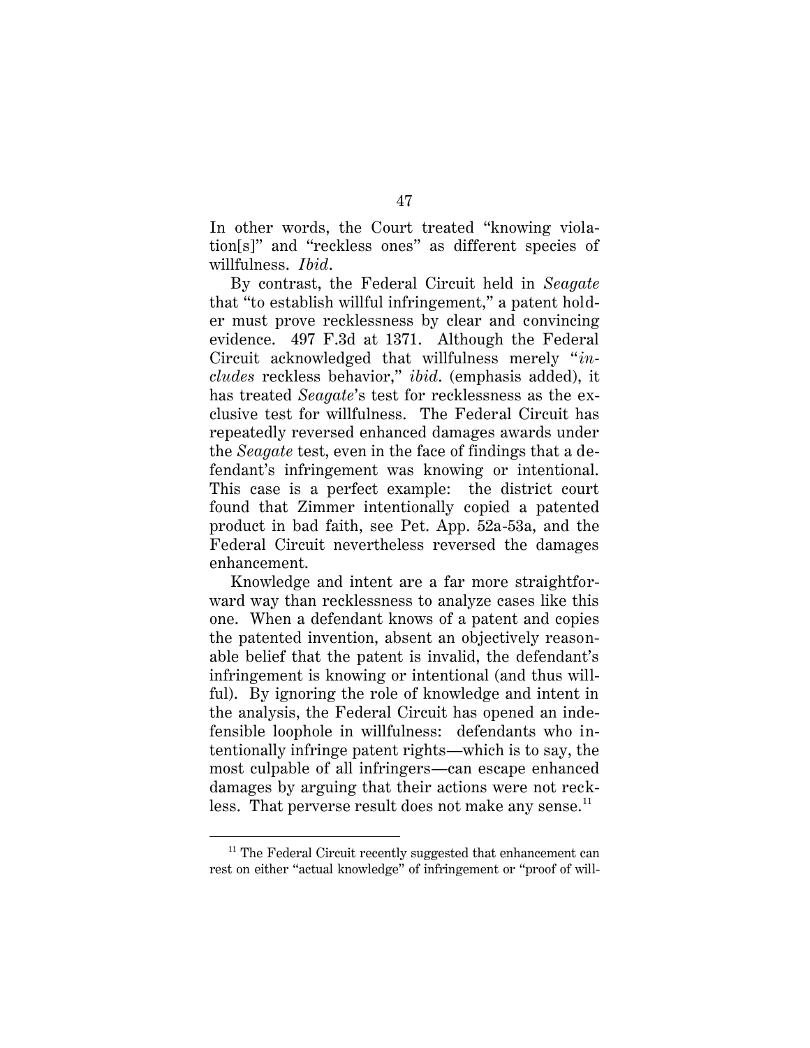In other words, the Court treated "knowing violation[s]" and "reckless ones" as different species of willfulness. *Ibid*.

By contrast, the Federal Circuit held in *Seagate* that "to establish willful infringement," a patent holder must prove recklessness by clear and convincing evidence. 497 F.3d at 1371. Although the Federal Circuit acknowledged that willfulness merely "*includes* reckless behavior," *ibid*. (emphasis added), it has treated *Seagate*'s test for recklessness as the exclusive test for willfulness. The Federal Circuit has repeatedly reversed enhanced damages awards under the *Seagate* test, even in the face of findings that a defendant's infringement was knowing or intentional. This case is a perfect example: the district court found that Zimmer intentionally copied a patented product in bad faith, see Pet. App. 52a-53a, and the Federal Circuit nevertheless reversed the damages enhancement.

Knowledge and intent are a far more straightforward way than recklessness to analyze cases like this one. When a defendant knows of a patent and copies the patented invention, absent an objectively reasonable belief that the patent is invalid, the defendant's infringement is knowing or intentional (and thus willful). By ignoring the role of knowledge and intent in the analysis, the Federal Circuit has opened an indefensible loophole in willfulness: defendants who intentionally infringe patent rights—which is to say, the most culpable of all infringers—can escape enhanced damages by arguing that their actions were not reckless. That perverse result does not make any sense.[11]

---

[11] The Federal Circuit recently suggested that enhancement can rest on either "actual knowledge" of infringement or "proof of will-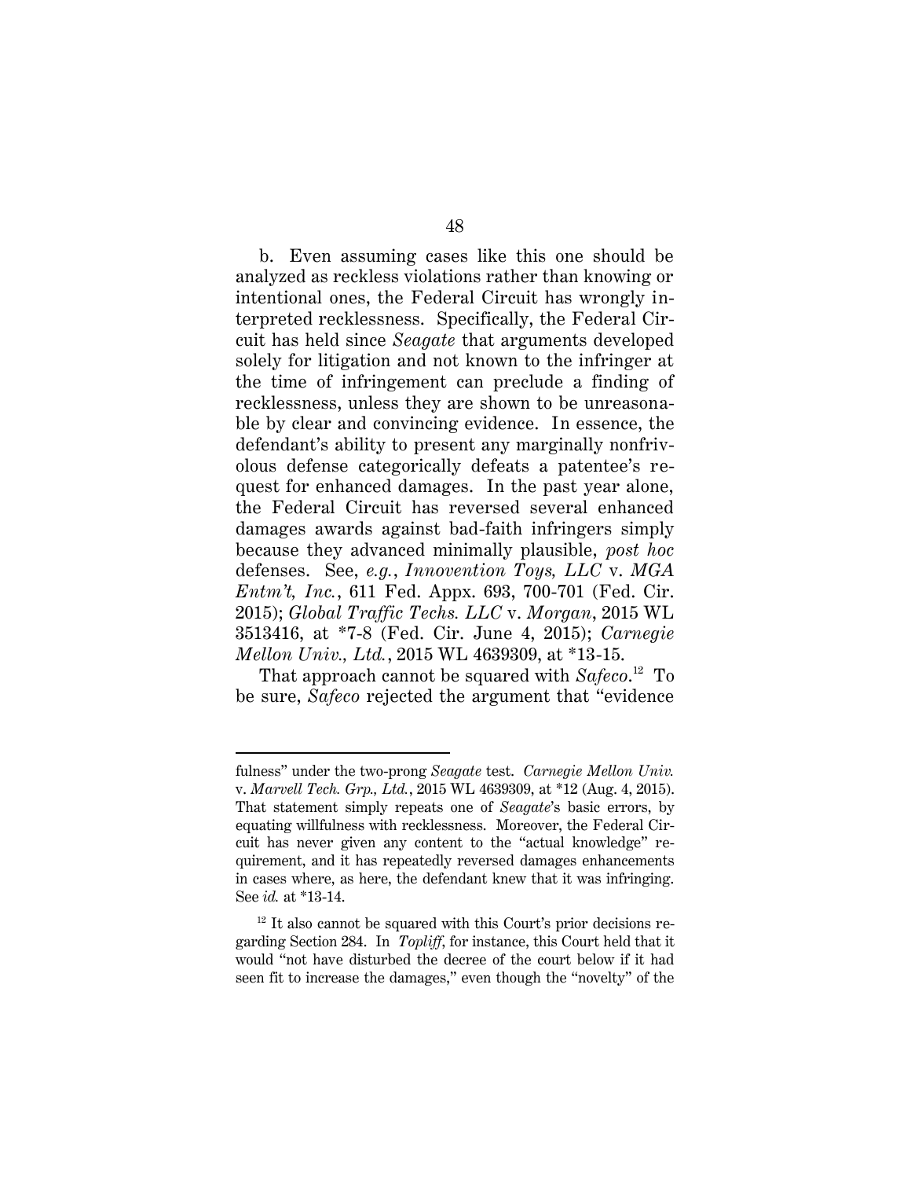b. Even assuming cases like this one should be analyzed as reckless violations rather than knowing or intentional ones, the Federal Circuit has wrongly interpreted recklessness. Specifically, the Federal Circuit has held since *Seagate* that arguments developed solely for litigation and not known to the infringer at the time of infringement can preclude a finding of recklessness, unless they are shown to be unreasonable by clear and convincing evidence. In essence, the defendant's ability to present any marginally nonfrivolous defense categorically defeats a patentee's request for enhanced damages. In the past year alone, the Federal Circuit has reversed several enhanced damages awards against bad-faith infringers simply because they advanced minimally plausible, *post hoc* defenses. See, *e.g.*, *Innovention Toys, LLC* v. *MGA Entm't, Inc.*, 611 Fed. Appx. 693, 700-701 (Fed. Cir. 2015); *Global Traffic Techs. LLC* v. *Morgan*, 2015 WL 3513416, at *7-8 (Fed. Cir. June 4, 2015); *Carnegie Mellon Univ., Ltd.*, 2015 WL 4639309, at *13-15.

That approach cannot be squared with *Safeco*.[12] To be sure, *Safeco* rejected the argument that "evidence

---

fulness" under the two-prong *Seagate* test. *Carnegie Mellon Univ.* v. *Marvell Tech. Grp., Ltd.*, 2015 WL 4639309, at *12 (Aug. 4, 2015). That statement simply repeats one of *Seagate*'s basic errors, by equating willfulness with recklessness. Moreover, the Federal Circuit has never given any content to the "actual knowledge" requirement, and it has repeatedly reversed damages enhancements in cases where, as here, the defendant knew that it was infringing. See *id.* at *13-14.

[12] It also cannot be squared with this Court's prior decisions regarding Section 284. In *Topliff*, for instance, this Court held that it would "not have disturbed the decree of the court below if it had seen fit to increase the damages," even though the "novelty" of the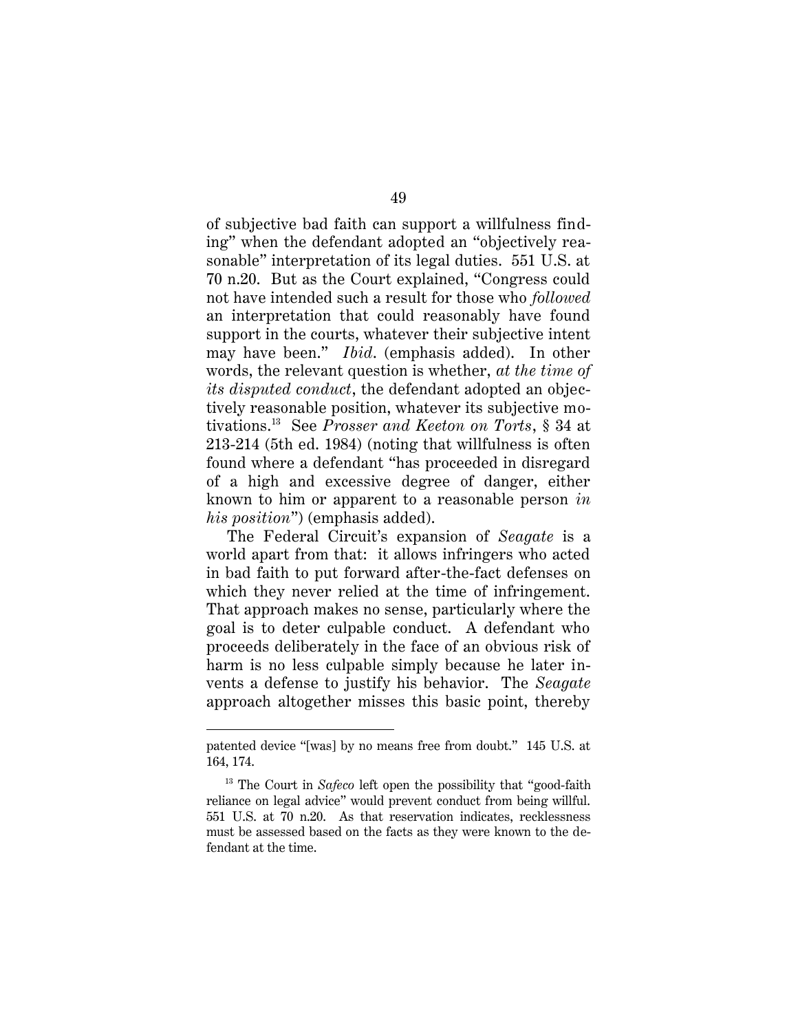of subjective bad faith can support a willfulness finding" when the defendant adopted an "objectively reasonable" interpretation of its legal duties. 551 U.S. at 70 n.20. But as the Court explained, "Congress could not have intended such a result for those who *followed* an interpretation that could reasonably have found support in the courts, whatever their subjective intent may have been." *Ibid*. (emphasis added). In other words, the relevant question is whether, *at the time of its disputed conduct*, the defendant adopted an objectively reasonable position, whatever its subjective motivations.[13] See *Prosser and Keeton on Torts*, § 34 at 213-214 (5th ed. 1984) (noting that willfulness is often found where a defendant "has proceeded in disregard of a high and excessive degree of danger, either known to him or apparent to a reasonable person *in his position*") (emphasis added).

The Federal Circuit's expansion of *Seagate* is a world apart from that: it allows infringers who acted in bad faith to put forward after-the-fact defenses on which they never relied at the time of infringement. That approach makes no sense, particularly where the goal is to deter culpable conduct. A defendant who proceeds deliberately in the face of an obvious risk of harm is no less culpable simply because he later invents a defense to justify his behavior. The *Seagate* approach altogether misses this basic point, thereby

---

patented device "[was] by no means free from doubt." 145 U.S. at 164, 174.

[13] The Court in *Safeco* left open the possibility that "good-faith reliance on legal advice" would prevent conduct from being willful. 551 U.S. at 70 n.20. As that reservation indicates, recklessness must be assessed based on the facts as they were known to the defendant at the time.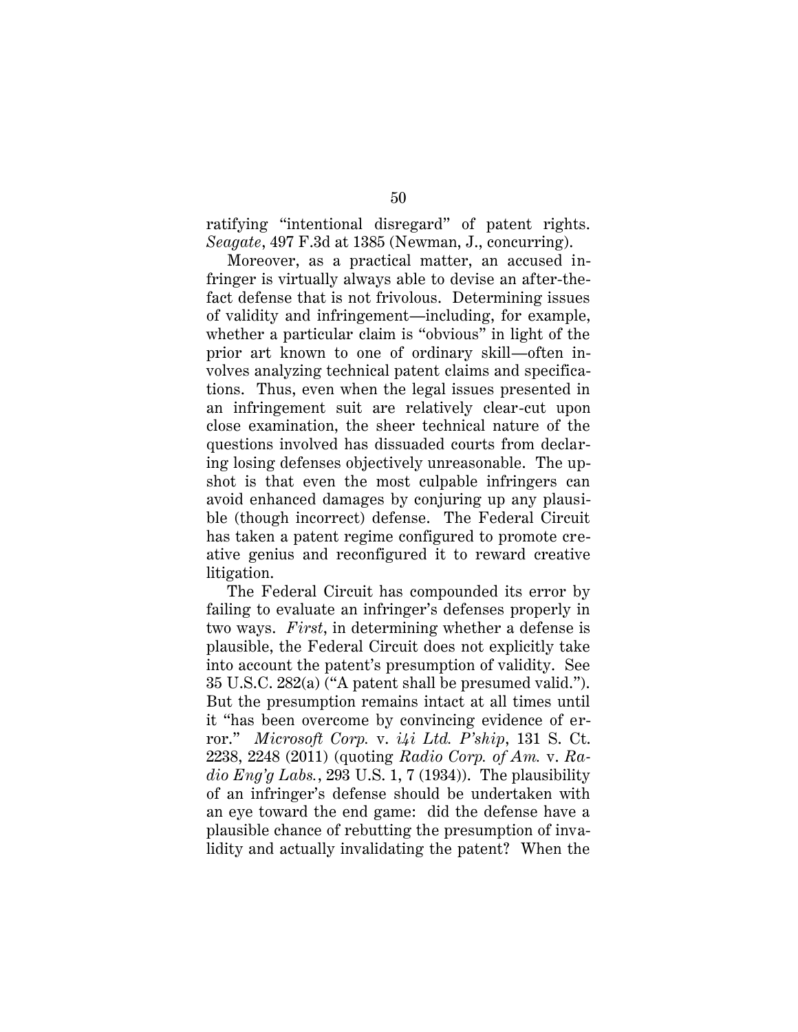ratifying "intentional disregard" of patent rights. *Seagate*, 497 F.3d at 1385 (Newman, J., concurring).

Moreover, as a practical matter, an accused infringer is virtually always able to devise an after-the-fact defense that is not frivolous. Determining issues of validity and infringement—including, for example, whether a particular claim is "obvious" in light of the prior art known to one of ordinary skill—often involves analyzing technical patent claims and specifications. Thus, even when the legal issues presented in an infringement suit are relatively clear-cut upon close examination, the sheer technical nature of the questions involved has dissuaded courts from declaring losing defenses objectively unreasonable. The upshot is that even the most culpable infringers can avoid enhanced damages by conjuring up any plausible (though incorrect) defense. The Federal Circuit has taken a patent regime configured to promote creative genius and reconfigured it to reward creative litigation.

The Federal Circuit has compounded its error by failing to evaluate an infringer's defenses properly in two ways. *First*, in determining whether a defense is plausible, the Federal Circuit does not explicitly take into account the patent's presumption of validity. See 35 U.S.C. 282(a) ("A patent shall be presumed valid."). But the presumption remains intact at all times until it "has been overcome by convincing evidence of error." *Microsoft Corp.* v. *i4i Ltd. P'ship*, 131 S. Ct. 2238, 2248 (2011) (quoting *Radio Corp. of Am.* v. *Radio Eng'g Labs.*, 293 U.S. 1, 7 (1934)). The plausibility of an infringer's defense should be undertaken with an eye toward the end game: did the defense have a plausible chance of rebutting the presumption of invalidity and actually invalidating the patent? When the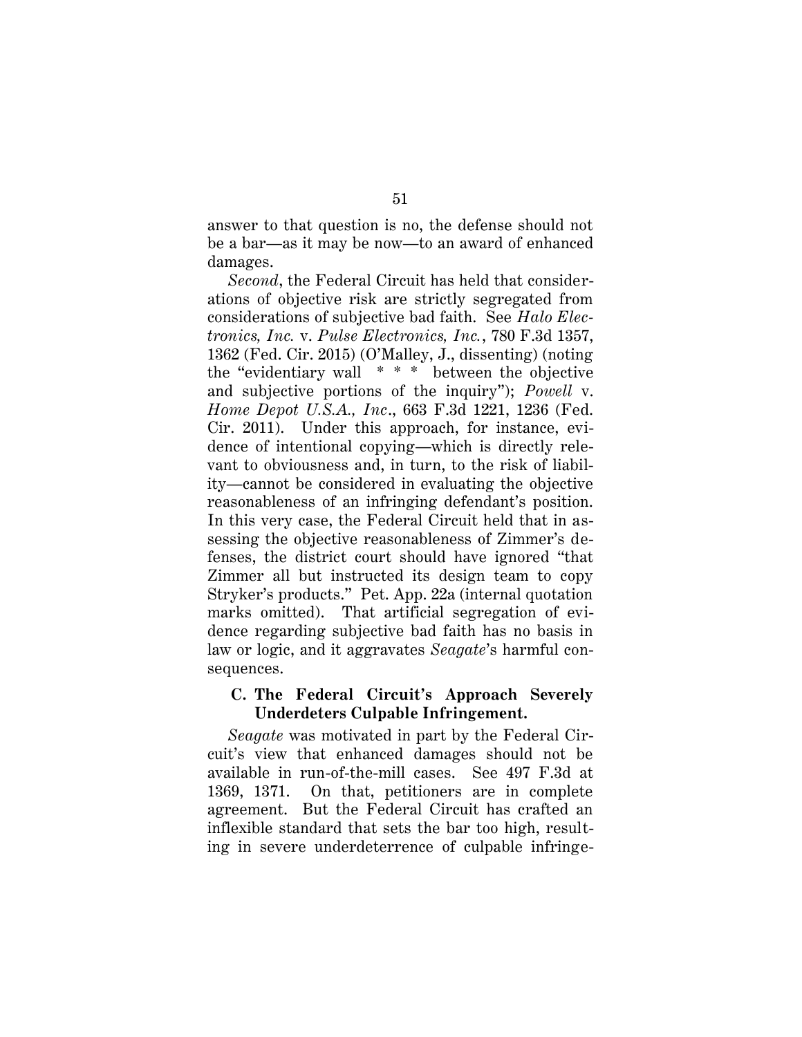answer to that question is no, the defense should not be a bar—as it may be now—to an award of enhanced damages.

*Second*, the Federal Circuit has held that considerations of objective risk are strictly segregated from considerations of subjective bad faith. See *Halo Electronics, Inc.* v. *Pulse Electronics, Inc.*, 780 F.3d 1357, 1362 (Fed. Cir. 2015) (O'Malley, J., dissenting) (noting the "evidentiary wall * * * between the objective and subjective portions of the inquiry"); *Powell* v. *Home Depot U.S.A., Inc*., 663 F.3d 1221, 1236 (Fed. Cir. 2011). Under this approach, for instance, evidence of intentional copying—which is directly relevant to obviousness and, in turn, to the risk of liability—cannot be considered in evaluating the objective reasonableness of an infringing defendant's position. In this very case, the Federal Circuit held that in assessing the objective reasonableness of Zimmer's defenses, the district court should have ignored "that Zimmer all but instructed its design team to copy Stryker's products." Pet. App. 22a (internal quotation marks omitted). That artificial segregation of evidence regarding subjective bad faith has no basis in law or logic, and it aggravates *Seagate*'s harmful consequences.

### C. The Federal Circuit's Approach Severely Underdeters Culpable Infringement.

*Seagate* was motivated in part by the Federal Circuit's view that enhanced damages should not be available in run-of-the-mill cases. See 497 F.3d at 1369, 1371. On that, petitioners are in complete agreement. But the Federal Circuit has crafted an inflexible standard that sets the bar too high, resulting in severe underdeterrence of culpable infringe-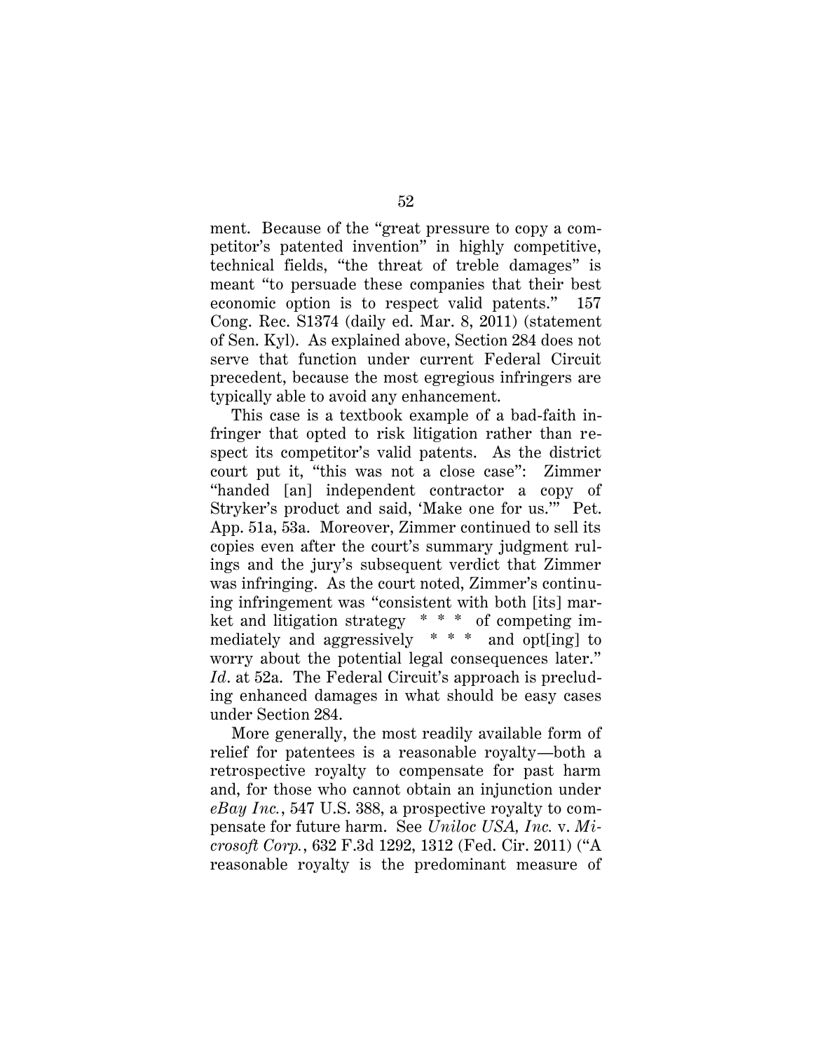ment. Because of the "great pressure to copy a competitor's patented invention" in highly competitive, technical fields, "the threat of treble damages" is meant "to persuade these companies that their best economic option is to respect valid patents." 157 Cong. Rec. S1374 (daily ed. Mar. 8, 2011) (statement of Sen. Kyl). As explained above, Section 284 does not serve that function under current Federal Circuit precedent, because the most egregious infringers are typically able to avoid any enhancement.

This case is a textbook example of a bad-faith infringer that opted to risk litigation rather than respect its competitor's valid patents. As the district court put it, "this was not a close case": Zimmer "handed [an] independent contractor a copy of Stryker's product and said, 'Make one for us.'" Pet. App. 51a, 53a. Moreover, Zimmer continued to sell its copies even after the court's summary judgment rulings and the jury's subsequent verdict that Zimmer was infringing. As the court noted, Zimmer's continuing infringement was "consistent with both [its] market and litigation strategy * * * of competing immediately and aggressively * * * and opt[ing] to worry about the potential legal consequences later." *Id*. at 52a. The Federal Circuit's approach is precluding enhanced damages in what should be easy cases under Section 284.

More generally, the most readily available form of relief for patentees is a reasonable royalty—both a retrospective royalty to compensate for past harm and, for those who cannot obtain an injunction under *eBay Inc.*, 547 U.S. 388, a prospective royalty to compensate for future harm. See *Uniloc USA, Inc.* v. *Microsoft Corp.*, 632 F.3d 1292, 1312 (Fed. Cir. 2011) ("A reasonable royalty is the predominant measure of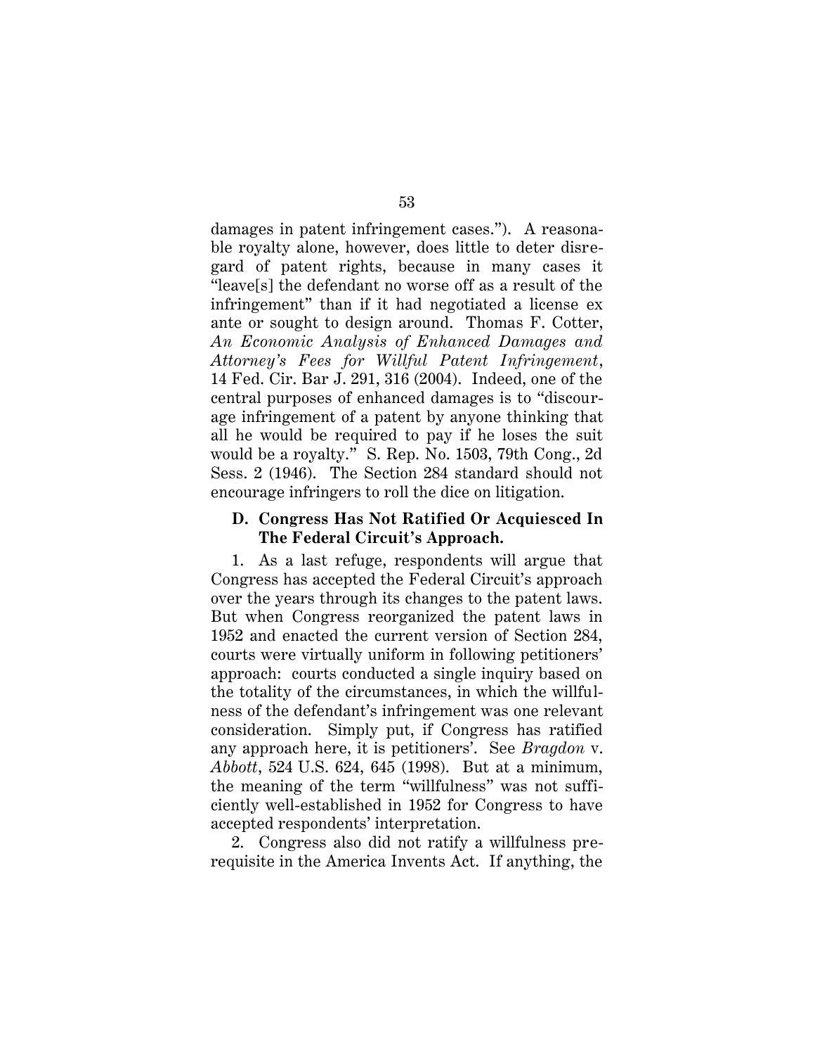damages in patent infringement cases."). A reasonable royalty alone, however, does little to deter disregard of patent rights, because in many cases it "leave[s] the defendant no worse off as a result of the infringement" than if it had negotiated a license ex ante or sought to design around. Thomas F. Cotter, *An Economic Analysis of Enhanced Damages and Attorney's Fees for Willful Patent Infringement*, 14 Fed. Cir. Bar J. 291, 316 (2004). Indeed, one of the central purposes of enhanced damages is to "discourage infringement of a patent by anyone thinking that all he would be required to pay if he loses the suit would be a royalty." S. Rep. No. 1503, 79th Cong., 2d Sess. 2 (1946). The Section 284 standard should not encourage infringers to roll the dice on litigation.

### D. Congress Has Not Ratified Or Acquiesced In The Federal Circuit's Approach.

1. As a last refuge, respondents will argue that Congress has accepted the Federal Circuit's approach over the years through its changes to the patent laws. But when Congress reorganized the patent laws in 1952 and enacted the current version of Section 284, courts were virtually uniform in following petitioners' approach: courts conducted a single inquiry based on the totality of the circumstances, in which the willfulness of the defendant's infringement was one relevant consideration. Simply put, if Congress has ratified any approach here, it is petitioners'. See *Bragdon* v. *Abbott*, 524 U.S. 624, 645 (1998). But at a minimum, the meaning of the term "willfulness" was not sufficiently well-established in 1952 for Congress to have accepted respondents' interpretation.

2. Congress also did not ratify a willfulness prerequisite in the America Invents Act. If anything, the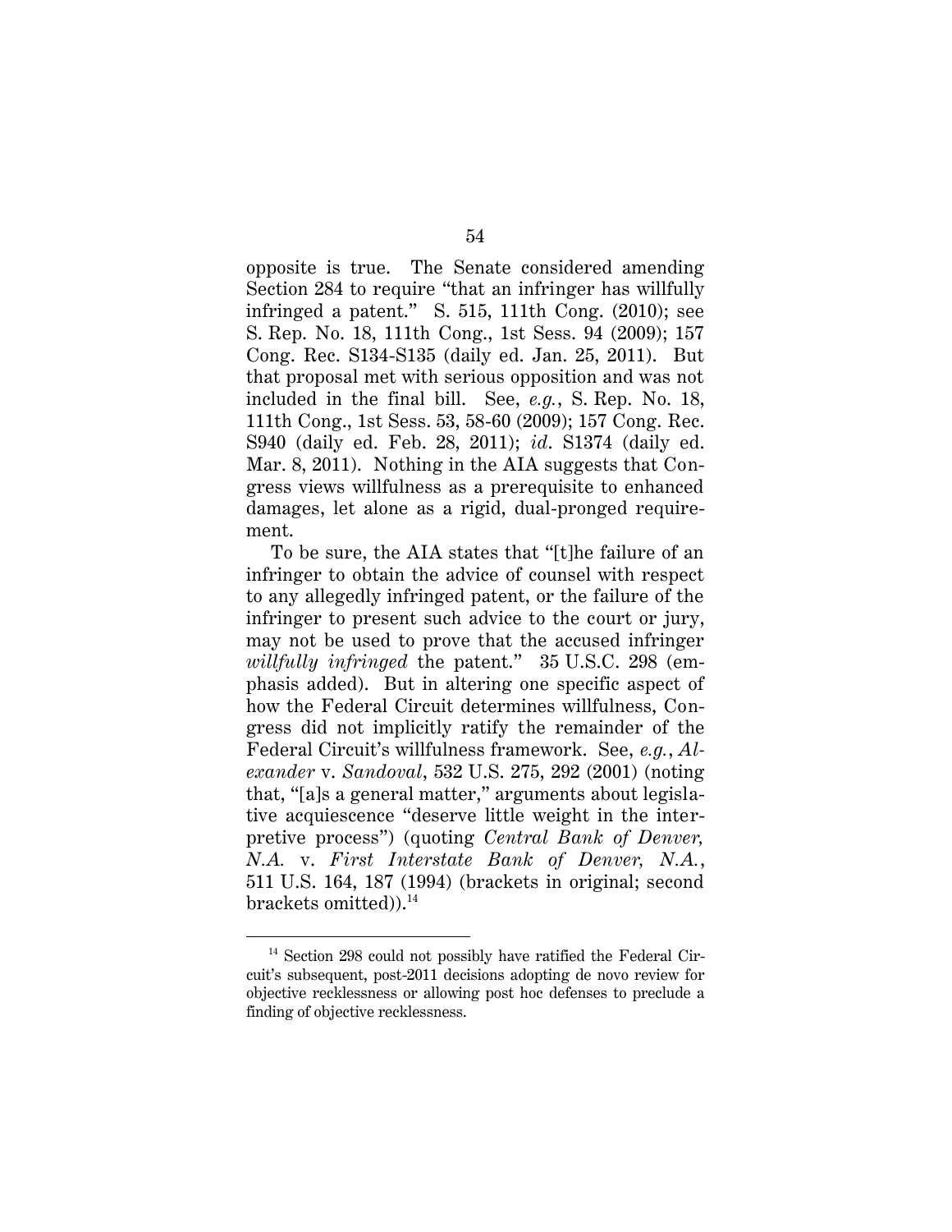opposite is true. The Senate considered amending Section 284 to require "that an infringer has willfully infringed a patent." S. 515, 111th Cong. (2010); see S. Rep. No. 18, 111th Cong., 1st Sess. 94 (2009); 157 Cong. Rec. S134-S135 (daily ed. Jan. 25, 2011). But that proposal met with serious opposition and was not included in the final bill. See, *e.g.*, S. Rep. No. 18, 111th Cong., 1st Sess. 53, 58-60 (2009); 157 Cong. Rec. S940 (daily ed. Feb. 28, 2011); *id*. S1374 (daily ed. Mar. 8, 2011). Nothing in the AIA suggests that Congress views willfulness as a prerequisite to enhanced damages, let alone as a rigid, dual-pronged requirement.

To be sure, the AIA states that "[t]he failure of an infringer to obtain the advice of counsel with respect to any allegedly infringed patent, or the failure of the infringer to present such advice to the court or jury, may not be used to prove that the accused infringer *willfully infringed* the patent." 35 U.S.C. 298 (emphasis added). But in altering one specific aspect of how the Federal Circuit determines willfulness, Congress did not implicitly ratify the remainder of the Federal Circuit's willfulness framework. See, *e.g.*, *Alexander* v. *Sandoval*, 532 U.S. 275, 292 (2001) (noting that, "[a]s a general matter," arguments about legislative acquiescence "deserve little weight in the interpretive process") (quoting *Central Bank of Denver, N.A.* v. *First Interstate Bank of Denver, N.A.*, 511 U.S. 164, 187 (1994) (brackets in original; second brackets omitted)).[14]

---

[14] Section 298 could not possibly have ratified the Federal Circuit's subsequent, post-2011 decisions adopting de novo review for objective recklessness or allowing post hoc defenses to preclude a finding of objective recklessness.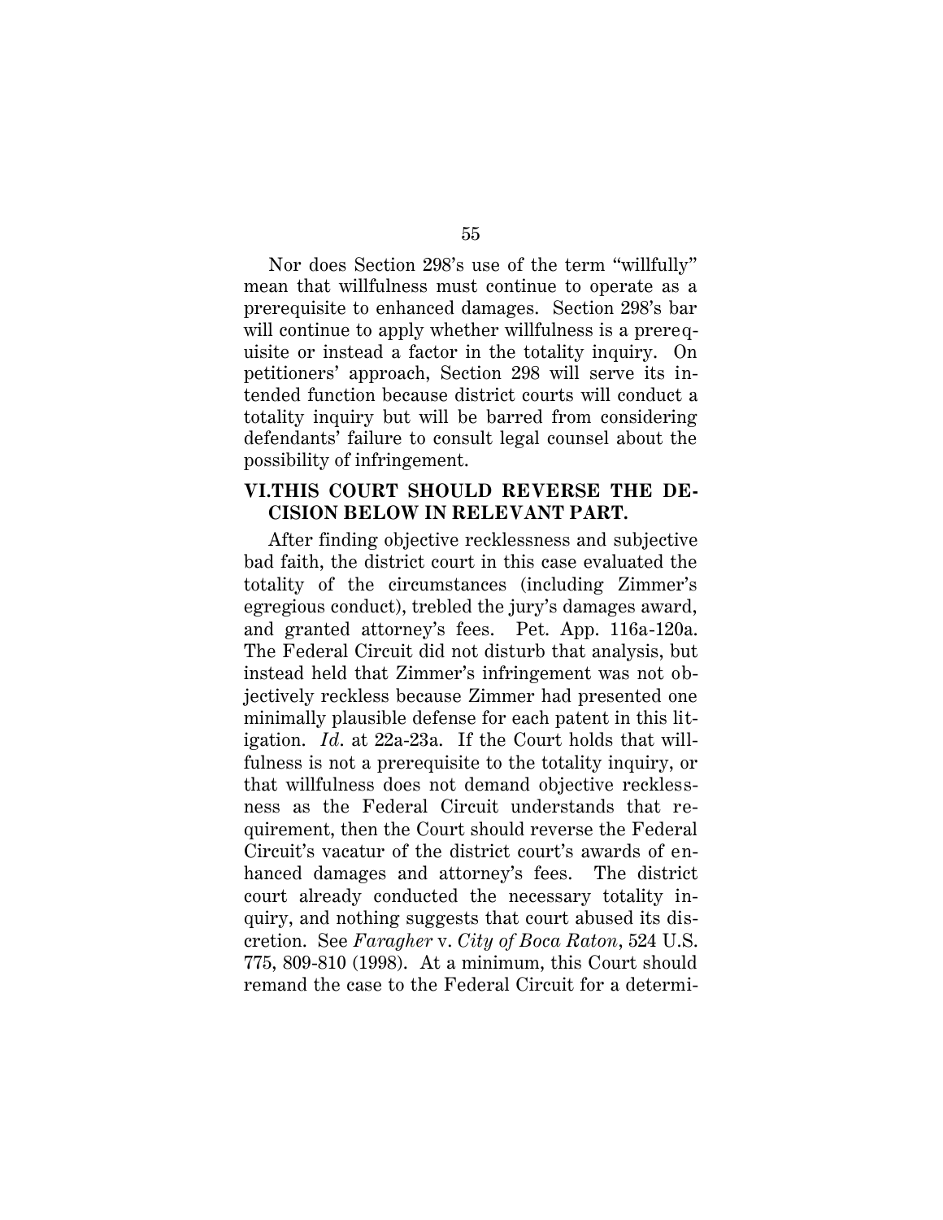Nor does Section 298's use of the term "willfully" mean that willfulness must continue to operate as a prerequisite to enhanced damages. Section 298's bar will continue to apply whether willfulness is a prerequisite or instead a factor in the totality inquiry. On petitioners' approach, Section 298 will serve its intended function because district courts will conduct a totality inquiry but will be barred from considering defendants' failure to consult legal counsel about the possibility of infringement.

## VI. THIS COURT SHOULD REVERSE THE DECISION BELOW IN RELEVANT PART.

After finding objective recklessness and subjective bad faith, the district court in this case evaluated the totality of the circumstances (including Zimmer's egregious conduct), trebled the jury's damages award, and granted attorney's fees. Pet. App. 116a-120a. The Federal Circuit did not disturb that analysis, but instead held that Zimmer's infringement was not objectively reckless because Zimmer had presented one minimally plausible defense for each patent in this litigation. *Id*. at 22a-23a. If the Court holds that willfulness is not a prerequisite to the totality inquiry, or that willfulness does not demand objective recklessness as the Federal Circuit understands that requirement, then the Court should reverse the Federal Circuit's vacatur of the district court's awards of enhanced damages and attorney's fees. The district court already conducted the necessary totality inquiry, and nothing suggests that court abused its discretion. See *Faragher* v. *City of Boca Raton*, 524 U.S. 775, 809-810 (1998). At a minimum, this Court should remand the case to the Federal Circuit for a determi-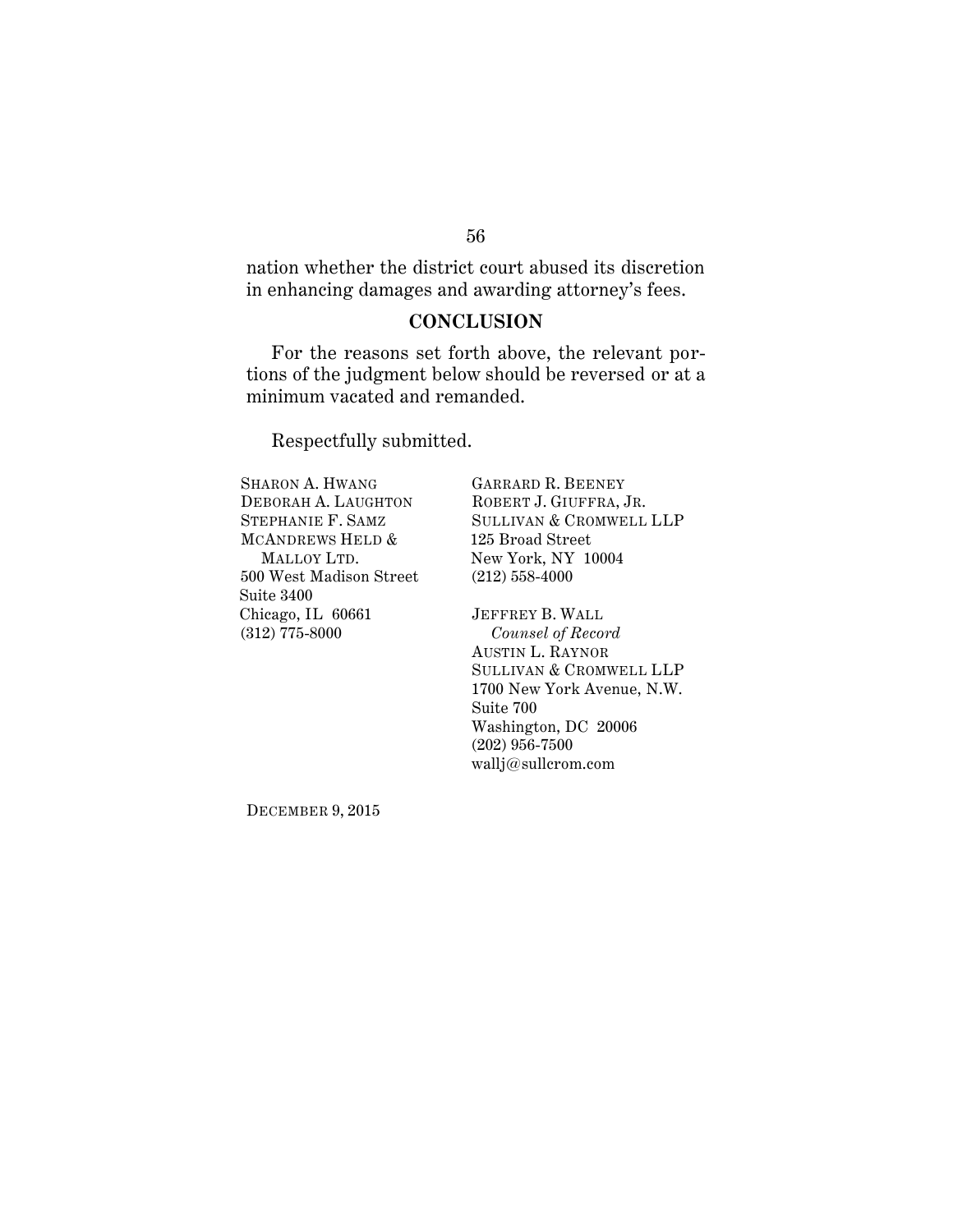nation whether the district court abused its discretion in enhancing damages and awarding attorney's fees.

## CONCLUSION

For the reasons set forth above, the relevant portions of the judgment below should be reversed or at a minimum vacated and remanded.

Respectfully submitted.

SHARON A. HWANG
DEBORAH A. LAUGHTON
STEPHANIE F. SAMZ
MCANDREWS HELD &
MALLOY LTD.
500 West Madison Street
Suite 3400
Chicago, IL 60661
(312) 775-8000

GARRARD R. BEENEY
ROBERT J. GIUFFRA, JR.
SULLIVAN & CROMWELL LLP
125 Broad Street
New York, NY 10004
(212) 558-4000

JEFFREY B. WALL
*Counsel of Record*
AUSTIN L. RAYNOR
SULLIVAN & CROMWELL LLP
1700 New York Avenue, N.W.
Suite 700
Washington, DC 20006
(202) 956-7500
wallj@sullcrom.com

DECEMBER 9, 2015